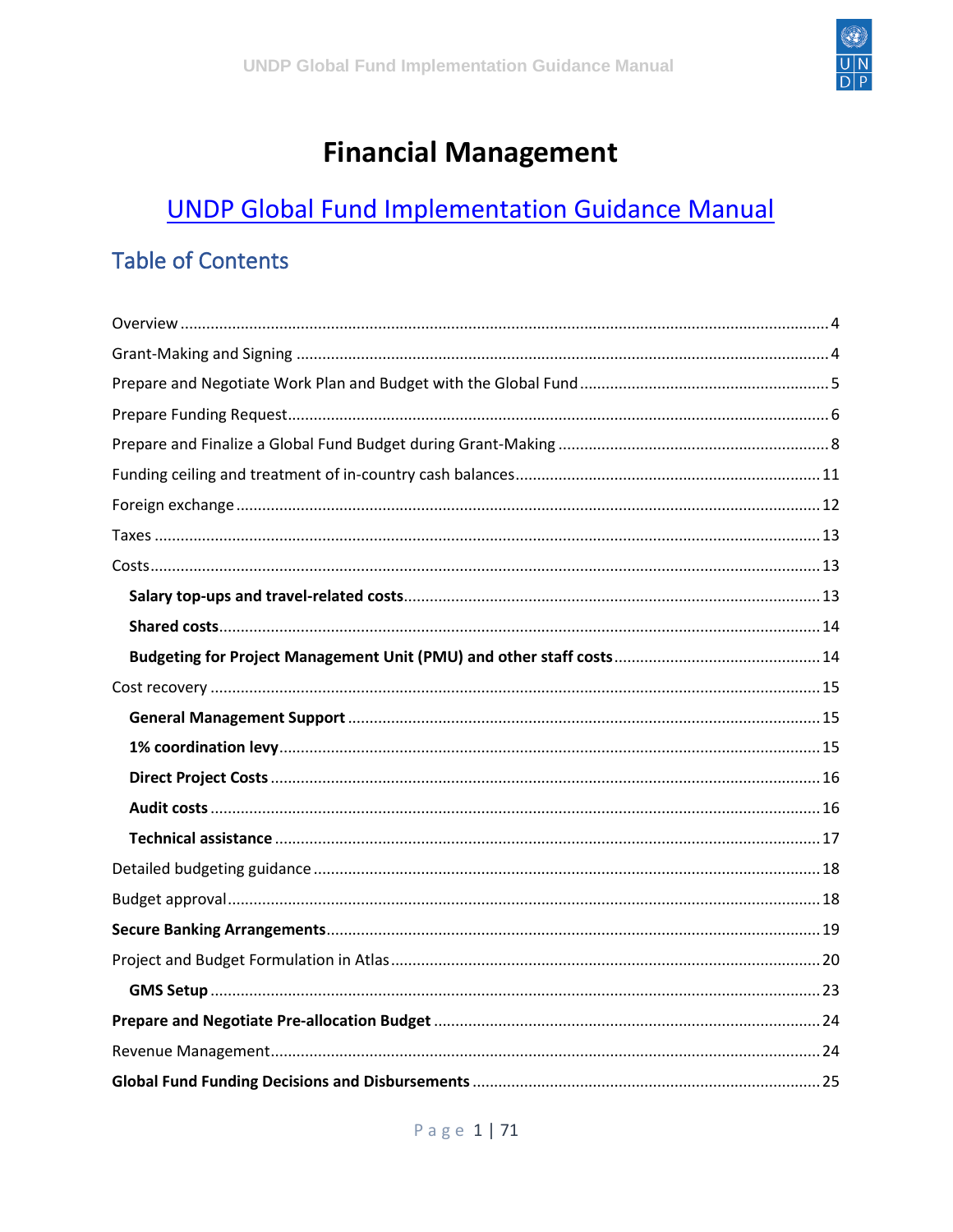# Financial Management

## UNDP Global Fund Implementation Guidance Manual

### Table of Contents

Overview ..... 4

Grant-Making and Signing ..... 4

Prepare and Negotiate Work Plan and Budget with the Global Fund ..... 5

Prepare Funding Request ..... 6

Prepare and Finalize a Global Fund Budget during Grant-Making ..... 8

Funding ceiling and treatment of in-country cash balances ..... 11

Foreign exchange ..... 12

Taxes ..... 13

Costs ..... 13

- **Salary top-ups and travel-related costs** ..... 13
- **Shared costs** ..... 14
- **Budgeting for Project Management Unit (PMU) and other staff costs** ..... 14

Cost recovery ..... 15

- **General Management Support** ..... 15
- **1% coordination levy** ..... 15
- **Direct Project Costs** ..... 16
- **Audit costs** ..... 16
- **Technical assistance** ..... 17

Detailed budgeting guidance ..... 18

Budget approval ..... 18

**Secure Banking Arrangements** ..... 19

Project and Budget Formulation in Atlas ..... 20

- **GMS Setup** ..... 23

**Prepare and Negotiate Pre-allocation Budget** ..... 24

Revenue Management ..... 24

**Global Fund Funding Decisions and Disbursements** ..... 25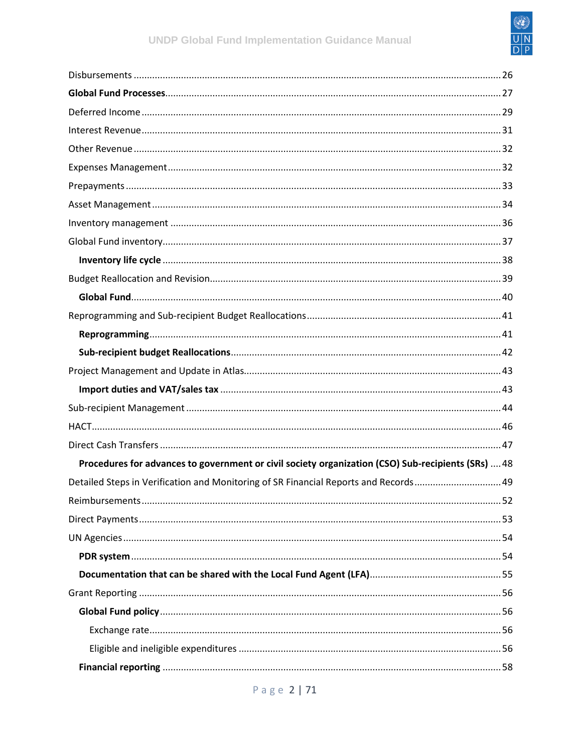Disbursements ........................................................................................................................ 26

**Global Fund Processes** .............................................................................................................. 27

Deferred Income ........................................................................................................................ 29

Interest Revenue ........................................................................................................................ 31

Other Revenue ........................................................................................................................... 32

Expenses Management .............................................................................................................. 32

Prepayments ............................................................................................................................. 33

Asset Management .................................................................................................................... 34

Inventory management ............................................................................................................. 36

Global Fund inventory ................................................................................................................ 37

  **Inventory life cycle** ............................................................................................................... 38

Budget Reallocation and Revision .............................................................................................. 39

  **Global Fund** .......................................................................................................................... 40

Reprogramming and Sub-recipient Budget Reallocations ......................................................... 41

  **Reprogramming** .................................................................................................................... 41

  **Sub-recipient budget Reallocations** ..................................................................................... 42

Project Management and Update in Atlas ................................................................................. 43

  **Import duties and VAT/sales tax** ......................................................................................... 43

Sub-recipient Management ....................................................................................................... 44

HACT .......................................................................................................................................... 46

Direct Cash Transfers ................................................................................................................. 47

  **Procedures for advances to government or civil society organization (CSO) Sub-recipients (SRs)** .... 48

Detailed Steps in Verification and Monitoring of SR Financial Reports and Records ................. 49

Reimbursements ........................................................................................................................ 52

Direct Payments ........................................................................................................................ 53

UN Agencies .............................................................................................................................. 54

  **PDR system** ........................................................................................................................... 54

  **Documentation that can be shared with the Local Fund Agent (LFA)** .................................. 55

Grant Reporting ......................................................................................................................... 56

  **Global Fund policy** ................................................................................................................ 56

    Exchange rate ...................................................................................................................... 56

    Eligible and ineligible expenditures .................................................................................... 56

  **Financial reporting** ............................................................................................................... 58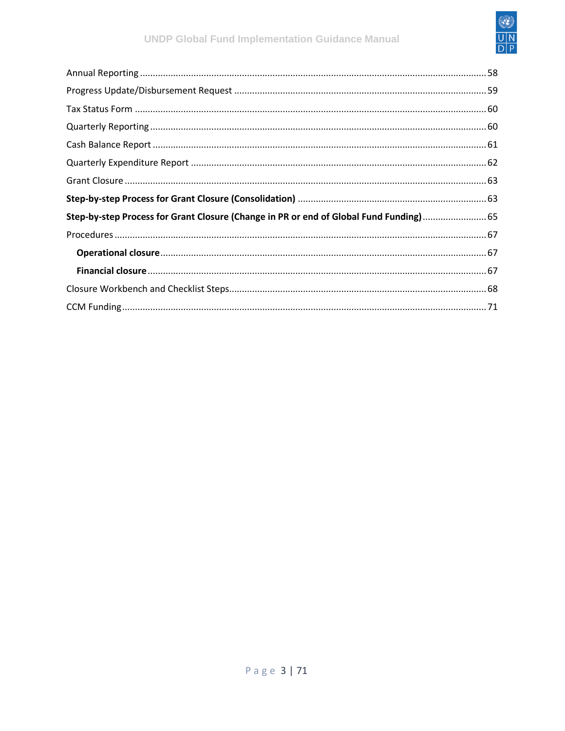Annual Reporting ....................................................................................................................................... 58

Progress Update/Disbursement Request ................................................................................................. 59

Tax Status Form ........................................................................................................................................ 60

Quarterly Reporting .................................................................................................................................. 60

Cash Balance Report ................................................................................................................................. 61

Quarterly Expenditure Report .................................................................................................................. 62

Grant Closure ............................................................................................................................................ 63

**Step-by-step Process for Grant Closure (Consolidation)** ......................................................................... 63

**Step-by-step Process for Grant Closure (Change in PR or end of Global Fund Funding)** ......................... 65

Procedures ................................................................................................................................................ 67

**Operational closure** ............................................................................................................................. 67

**Financial closure** .................................................................................................................................... 67

Closure Workbench and Checklist Steps.................................................................................................... 68

CCM Funding ............................................................................................................................................. 71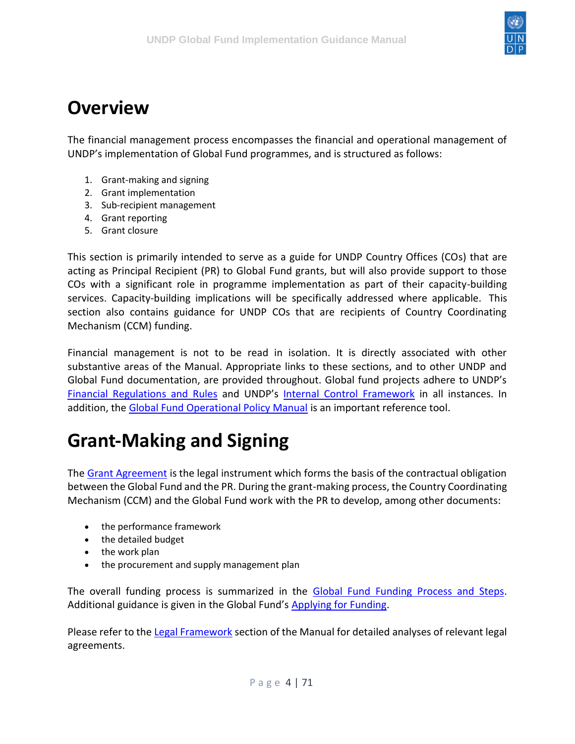# Overview

The financial management process encompasses the financial and operational management of UNDP's implementation of Global Fund programmes, and is structured as follows:

1. Grant-making and signing
2. Grant implementation
3. Sub-recipient management
4. Grant reporting
5. Grant closure

This section is primarily intended to serve as a guide for UNDP Country Offices (COs) that are acting as Principal Recipient (PR) to Global Fund grants, but will also provide support to those COs with a significant role in programme implementation as part of their capacity-building services. Capacity-building implications will be specifically addressed where applicable. This section also contains guidance for UNDP COs that are recipients of Country Coordinating Mechanism (CCM) funding.

Financial management is not to be read in isolation. It is directly associated with other substantive areas of the Manual. Appropriate links to these sections, and to other UNDP and Global Fund documentation, are provided throughout. Global fund projects adhere to UNDP's Financial Regulations and Rules and UNDP's Internal Control Framework in all instances. In addition, the Global Fund Operational Policy Manual is an important reference tool.

# Grant-Making and Signing

The Grant Agreement is the legal instrument which forms the basis of the contractual obligation between the Global Fund and the PR. During the grant-making process, the Country Coordinating Mechanism (CCM) and the Global Fund work with the PR to develop, among other documents:

- the performance framework
- the detailed budget
- the work plan
- the procurement and supply management plan

The overall funding process is summarized in the Global Fund Funding Process and Steps. Additional guidance is given in the Global Fund's Applying for Funding.

Please refer to the Legal Framework section of the Manual for detailed analyses of relevant legal agreements.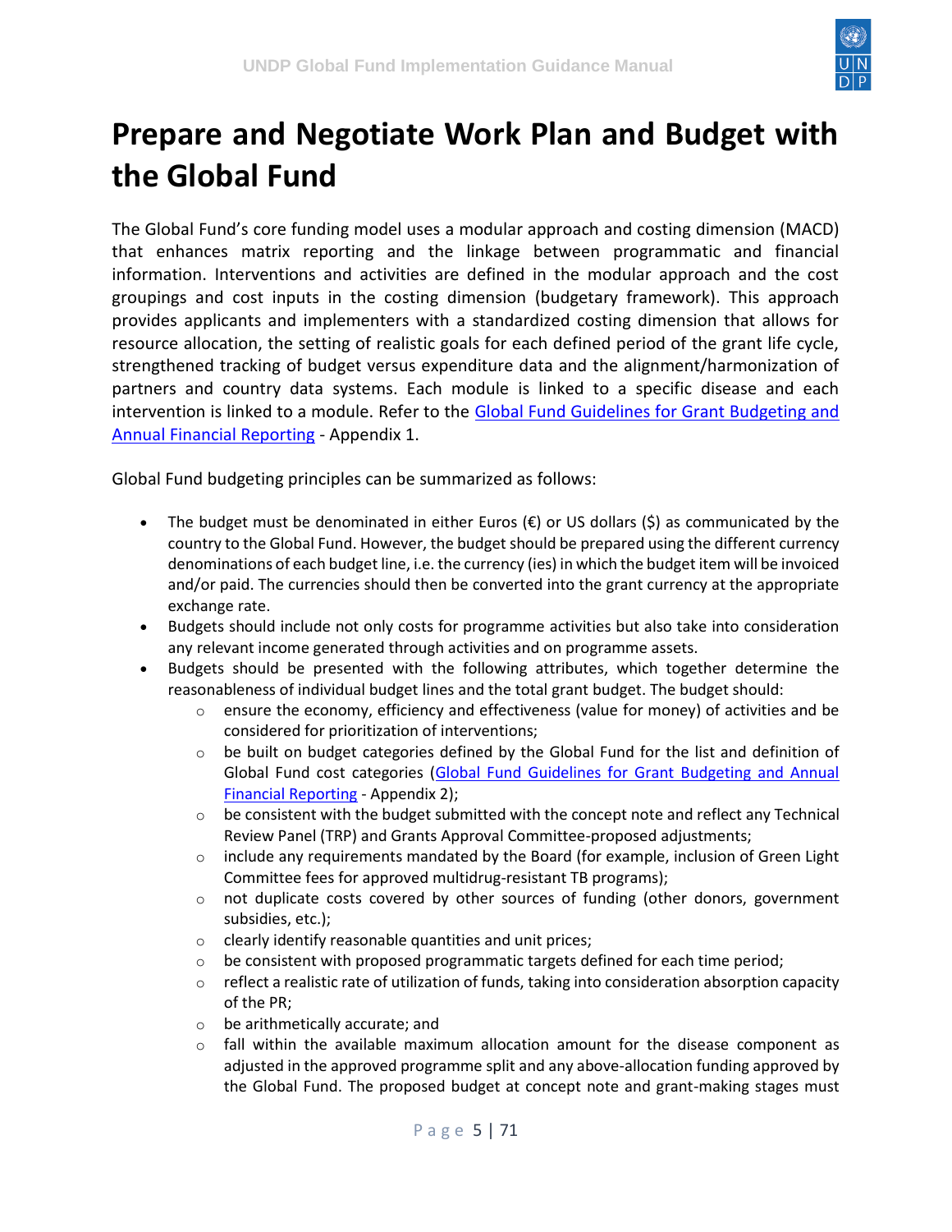# Prepare and Negotiate Work Plan and Budget with the Global Fund

The Global Fund's core funding model uses a modular approach and costing dimension (MACD) that enhances matrix reporting and the linkage between programmatic and financial information. Interventions and activities are defined in the modular approach and the cost groupings and cost inputs in the costing dimension (budgetary framework). This approach provides applicants and implementers with a standardized costing dimension that allows for resource allocation, the setting of realistic goals for each defined period of the grant life cycle, strengthened tracking of budget versus expenditure data and the alignment/harmonization of partners and country data systems. Each module is linked to a specific disease and each intervention is linked to a module. Refer to the [Global Fund Guidelines for Grant Budgeting and Annual Financial Reporting](#) - Appendix 1.

Global Fund budgeting principles can be summarized as follows:

- The budget must be denominated in either Euros (€) or US dollars ($) as communicated by the country to the Global Fund. However, the budget should be prepared using the different currency denominations of each budget line, i.e. the currency (ies) in which the budget item will be invoiced and/or paid. The currencies should then be converted into the grant currency at the appropriate exchange rate.
- Budgets should include not only costs for programme activities but also take into consideration any relevant income generated through activities and on programme assets.
- Budgets should be presented with the following attributes, which together determine the reasonableness of individual budget lines and the total grant budget. The budget should:
    - ensure the economy, efficiency and effectiveness (value for money) of activities and be considered for prioritization of interventions;
    - be built on budget categories defined by the Global Fund for the list and definition of Global Fund cost categories ([Global Fund Guidelines for Grant Budgeting and Annual Financial Reporting](#) - Appendix 2);
    - be consistent with the budget submitted with the concept note and reflect any Technical Review Panel (TRP) and Grants Approval Committee-proposed adjustments;
    - include any requirements mandated by the Board (for example, inclusion of Green Light Committee fees for approved multidrug-resistant TB programs);
    - not duplicate costs covered by other sources of funding (other donors, government subsidies, etc.);
    - clearly identify reasonable quantities and unit prices;
    - be consistent with proposed programmatic targets defined for each time period;
    - reflect a realistic rate of utilization of funds, taking into consideration absorption capacity of the PR;
    - be arithmetically accurate; and
    - fall within the available maximum allocation amount for the disease component as adjusted in the approved programme split and any above-allocation funding approved by the Global Fund. The proposed budget at concept note and grant-making stages must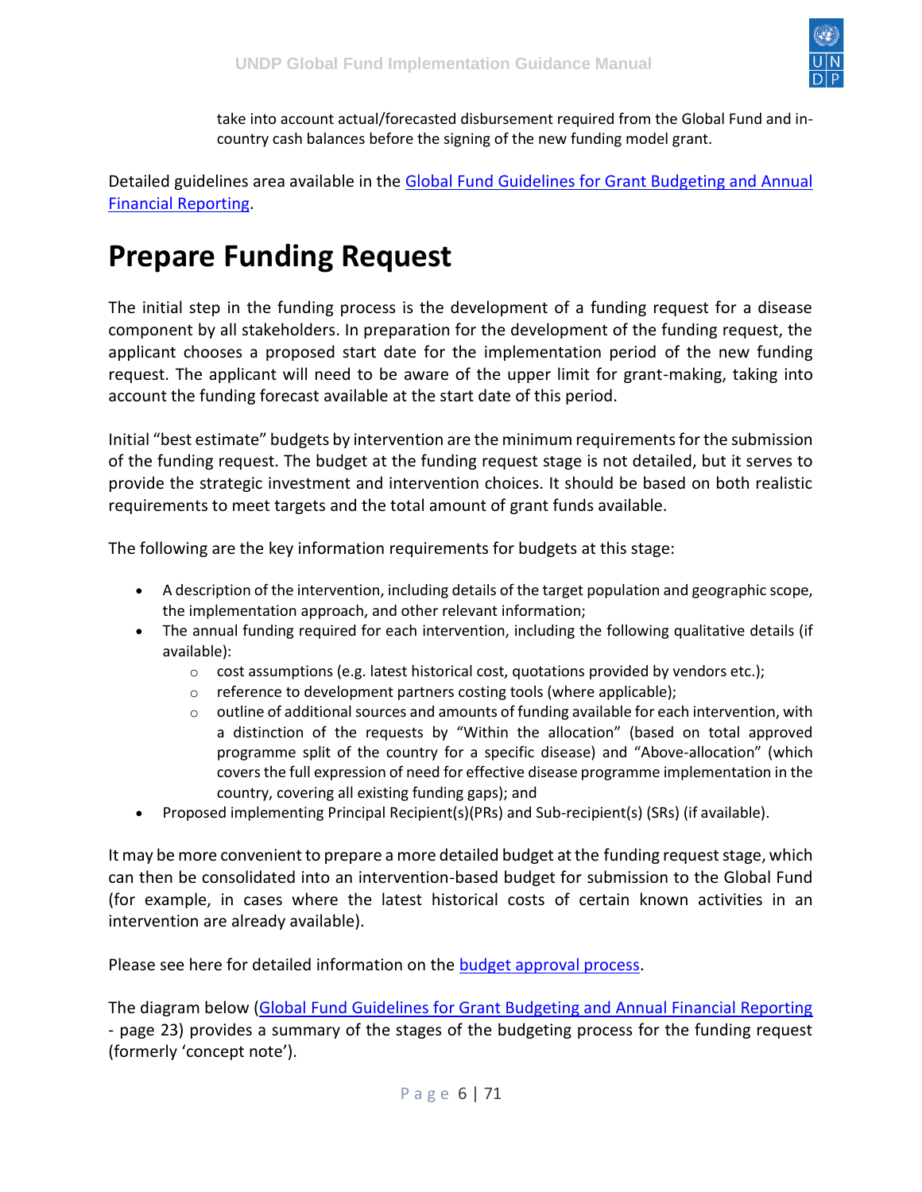take into account actual/forecasted disbursement required from the Global Fund and in-country cash balances before the signing of the new funding model grant.

Detailed guidelines area available in the [Global Fund Guidelines for Grant Budgeting and Annual Financial Reporting](#).

# Prepare Funding Request

The initial step in the funding process is the development of a funding request for a disease component by all stakeholders. In preparation for the development of the funding request, the applicant chooses a proposed start date for the implementation period of the new funding request. The applicant will need to be aware of the upper limit for grant-making, taking into account the funding forecast available at the start date of this period.

Initial "best estimate" budgets by intervention are the minimum requirements for the submission of the funding request. The budget at the funding request stage is not detailed, but it serves to provide the strategic investment and intervention choices. It should be based on both realistic requirements to meet targets and the total amount of grant funds available.

The following are the key information requirements for budgets at this stage:

- A description of the intervention, including details of the target population and geographic scope, the implementation approach, and other relevant information;
- The annual funding required for each intervention, including the following qualitative details (if available):
  - cost assumptions (e.g. latest historical cost, quotations provided by vendors etc.);
  - reference to development partners costing tools (where applicable);
  - outline of additional sources and amounts of funding available for each intervention, with a distinction of the requests by "Within the allocation" (based on total approved programme split of the country for a specific disease) and "Above-allocation" (which covers the full expression of need for effective disease programme implementation in the country, covering all existing funding gaps); and
- Proposed implementing Principal Recipient(s)(PRs) and Sub-recipient(s) (SRs) (if available).

It may be more convenient to prepare a more detailed budget at the funding request stage, which can then be consolidated into an intervention-based budget for submission to the Global Fund (for example, in cases where the latest historical costs of certain known activities in an intervention are already available).

Please see here for detailed information on the [budget approval process](#).

The diagram below ([Global Fund Guidelines for Grant Budgeting and Annual Financial Reporting](#) - page 23) provides a summary of the stages of the budgeting process for the funding request (formerly 'concept note').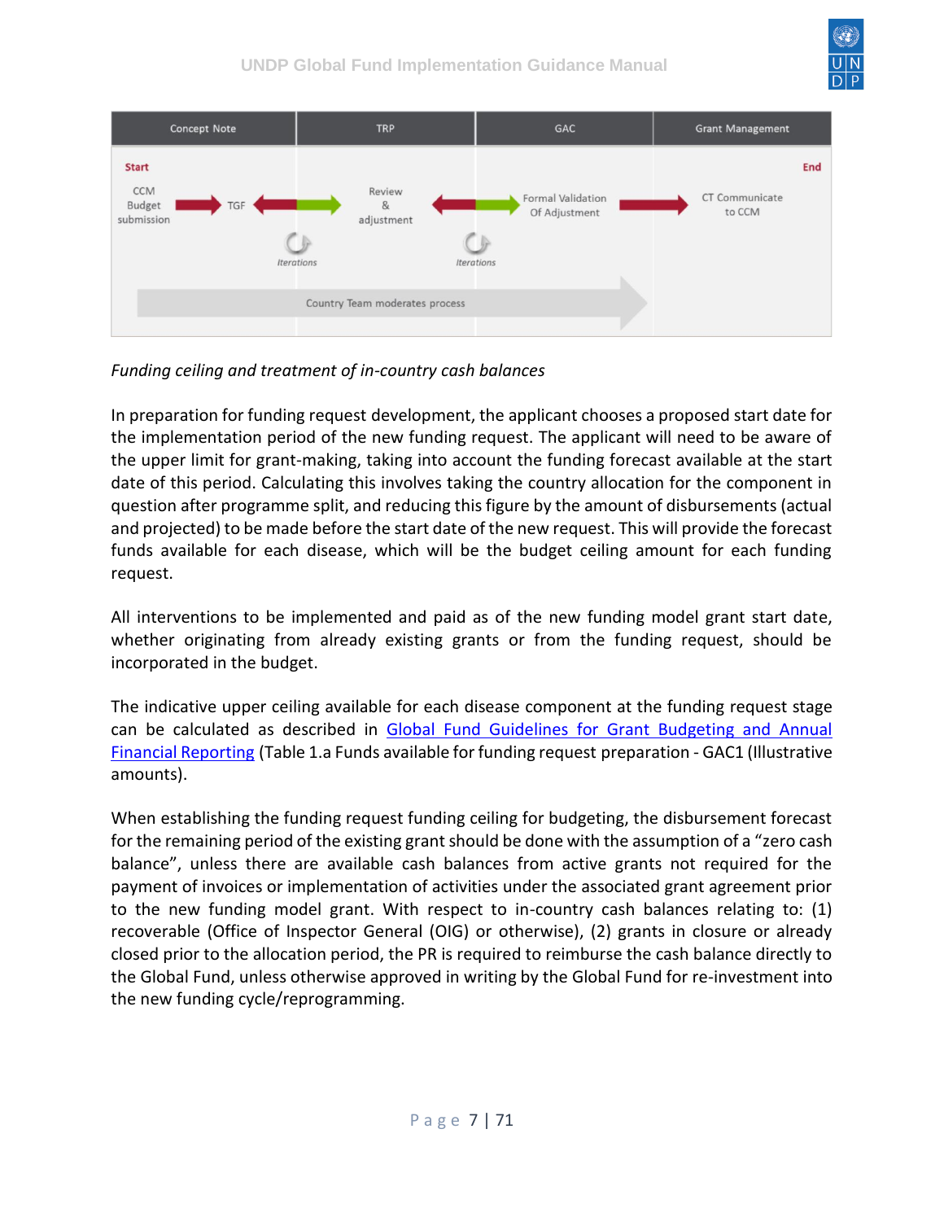| Concept Note | TRP | GAC | Grant Management |
|---|---|---|---|
| Start<br>CCM Budget submission → TGF ⇄ | Review & adjustment ⇄ (Iterations) | Formal Validation Of Adjustment → (Iterations) | End<br>CT Communicate to CCM |

Country Team moderates process

*Funding ceiling and treatment of in-country cash balances*

In preparation for funding request development, the applicant chooses a proposed start date for the implementation period of the new funding request. The applicant will need to be aware of the upper limit for grant-making, taking into account the funding forecast available at the start date of this period. Calculating this involves taking the country allocation for the component in question after programme split, and reducing this figure by the amount of disbursements (actual and projected) to be made before the start date of the new request. This will provide the forecast funds available for each disease, which will be the budget ceiling amount for each funding request.

All interventions to be implemented and paid as of the new funding model grant start date, whether originating from already existing grants or from the funding request, should be incorporated in the budget.

The indicative upper ceiling available for each disease component at the funding request stage can be calculated as described in Global Fund Guidelines for Grant Budgeting and Annual Financial Reporting (Table 1.a Funds available for funding request preparation - GAC1 (Illustrative amounts).

When establishing the funding request funding ceiling for budgeting, the disbursement forecast for the remaining period of the existing grant should be done with the assumption of a "zero cash balance", unless there are available cash balances from active grants not required for the payment of invoices or implementation of activities under the associated grant agreement prior to the new funding model grant. With respect to in-country cash balances relating to: (1) recoverable (Office of Inspector General (OIG) or otherwise), (2) grants in closure or already closed prior to the allocation period, the PR is required to reimburse the cash balance directly to the Global Fund, unless otherwise approved in writing by the Global Fund for re-investment into the new funding cycle/reprogramming.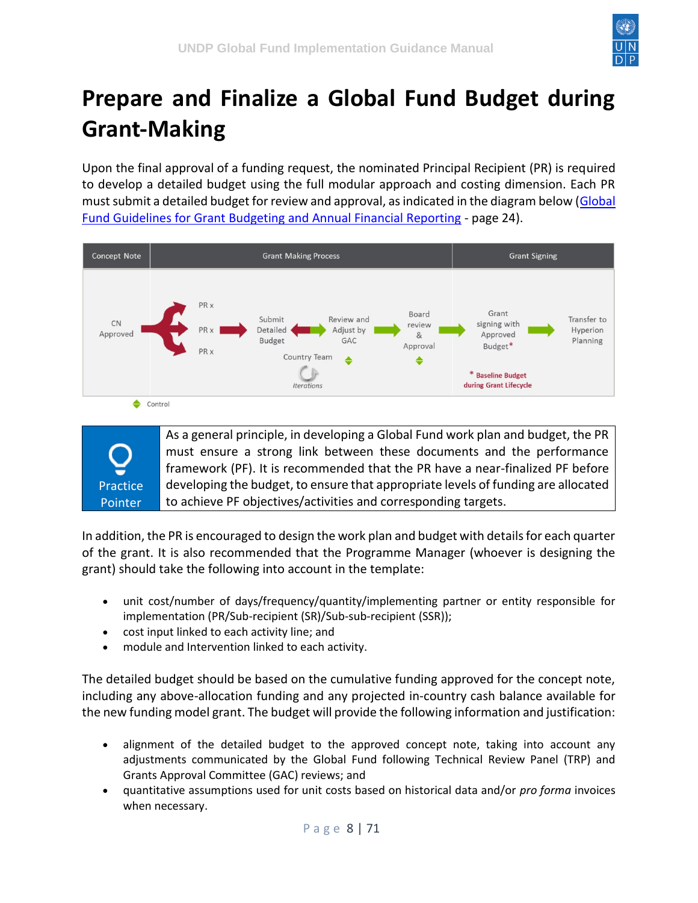# Prepare and Finalize a Global Fund Budget during Grant-Making

Upon the final approval of a funding request, the nominated Principal Recipient (PR) is required to develop a detailed budget using the full modular approach and costing dimension. Each PR must submit a detailed budget for review and approval, as indicated in the diagram below (Global Fund Guidelines for Grant Budgeting and Annual Financial Reporting - page 24).

| Concept Note | Grant Making Process | Grant Signing |
| --- | --- | --- |
| CN Approved | PR x / PR x / PR x → Submit Detailed Budget ↔ Review and Adjust by GAC → Board review & Approval (Country Team, Iterations) | → Grant signing with Approved Budget* → Transfer to Hyperion Planning |

\* Baseline Budget during Grant Lifecycle

Control

| Practice Pointer | As a general principle, in developing a Global Fund work plan and budget, the PR must ensure a strong link between these documents and the performance framework (PF). It is recommended that the PR have a near-finalized PF before developing the budget, to ensure that appropriate levels of funding are allocated to achieve PF objectives/activities and corresponding targets. |
| --- | --- |

In addition, the PR is encouraged to design the work plan and budget with details for each quarter of the grant. It is also recommended that the Programme Manager (whoever is designing the grant) should take the following into account in the template:

- unit cost/number of days/frequency/quantity/implementing partner or entity responsible for implementation (PR/Sub-recipient (SR)/Sub-sub-recipient (SSR));
- cost input linked to each activity line; and
- module and Intervention linked to each activity.

The detailed budget should be based on the cumulative funding approved for the concept note, including any above-allocation funding and any projected in-country cash balance available for the new funding model grant. The budget will provide the following information and justification:

- alignment of the detailed budget to the approved concept note, taking into account any adjustments communicated by the Global Fund following Technical Review Panel (TRP) and Grants Approval Committee (GAC) reviews; and
- quantitative assumptions used for unit costs based on historical data and/or *pro forma* invoices when necessary.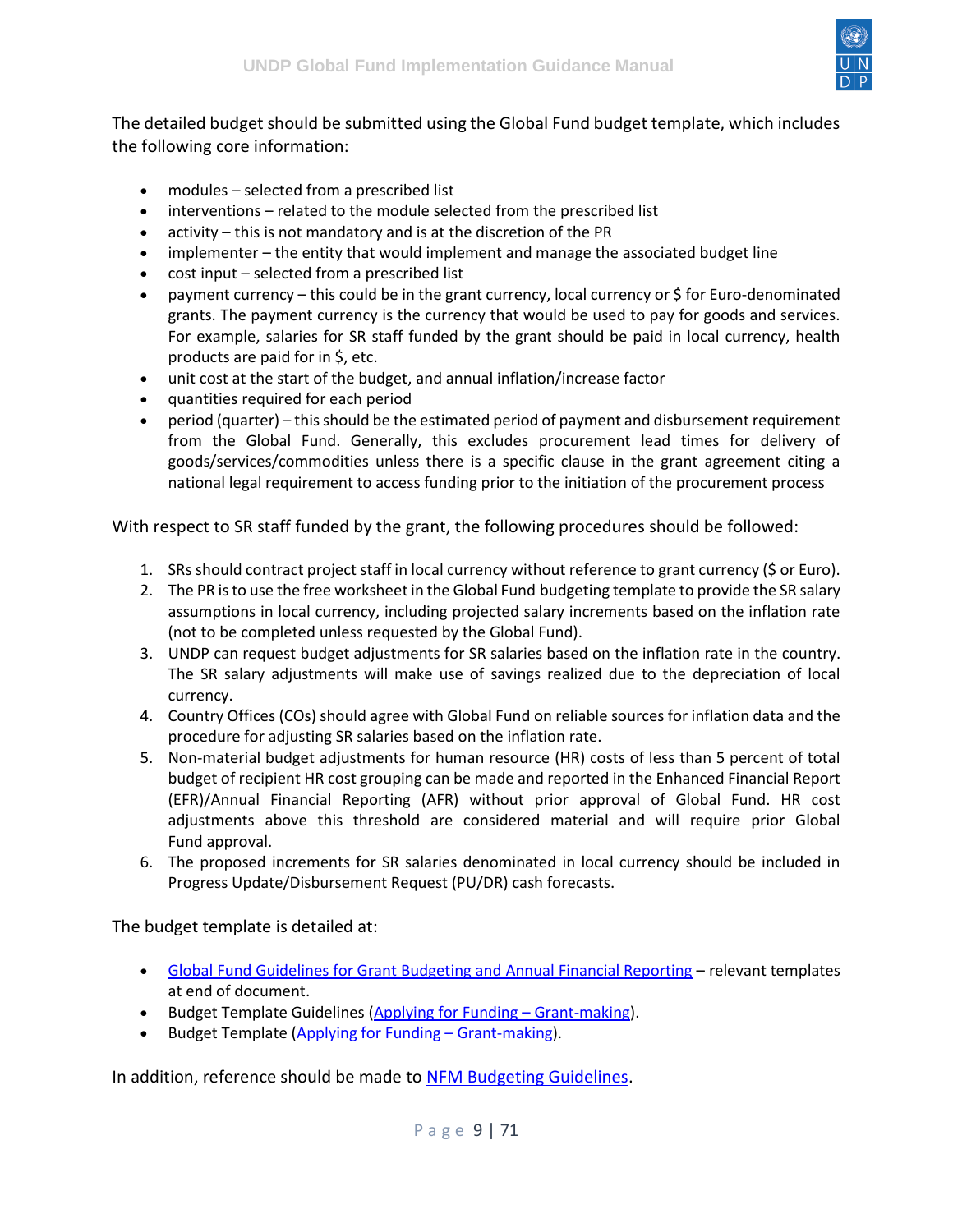The detailed budget should be submitted using the Global Fund budget template, which includes the following core information:

- modules – selected from a prescribed list
- interventions – related to the module selected from the prescribed list
- activity – this is not mandatory and is at the discretion of the PR
- implementer – the entity that would implement and manage the associated budget line
- cost input – selected from a prescribed list
- payment currency – this could be in the grant currency, local currency or $ for Euro-denominated grants. The payment currency is the currency that would be used to pay for goods and services. For example, salaries for SR staff funded by the grant should be paid in local currency, health products are paid for in $, etc.
- unit cost at the start of the budget, and annual inflation/increase factor
- quantities required for each period
- period (quarter) – this should be the estimated period of payment and disbursement requirement from the Global Fund. Generally, this excludes procurement lead times for delivery of goods/services/commodities unless there is a specific clause in the grant agreement citing a national legal requirement to access funding prior to the initiation of the procurement process

With respect to SR staff funded by the grant, the following procedures should be followed:

1. SRs should contract project staff in local currency without reference to grant currency ($ or Euro).
2. The PR is to use the free worksheet in the Global Fund budgeting template to provide the SR salary assumptions in local currency, including projected salary increments based on the inflation rate (not to be completed unless requested by the Global Fund).
3. UNDP can request budget adjustments for SR salaries based on the inflation rate in the country. The SR salary adjustments will make use of savings realized due to the depreciation of local currency.
4. Country Offices (COs) should agree with Global Fund on reliable sources for inflation data and the procedure for adjusting SR salaries based on the inflation rate.
5. Non-material budget adjustments for human resource (HR) costs of less than 5 percent of total budget of recipient HR cost grouping can be made and reported in the Enhanced Financial Report (EFR)/Annual Financial Reporting (AFR) without prior approval of Global Fund. HR cost adjustments above this threshold are considered material and will require prior Global Fund approval.
6. The proposed increments for SR salaries denominated in local currency should be included in Progress Update/Disbursement Request (PU/DR) cash forecasts.

The budget template is detailed at:

- [Global Fund Guidelines for Grant Budgeting and Annual Financial Reporting]() – relevant templates at end of document.
- Budget Template Guidelines ([Applying for Funding – Grant-making]()).
- Budget Template ([Applying for Funding – Grant-making]()).

In addition, reference should be made to [NFM Budgeting Guidelines]().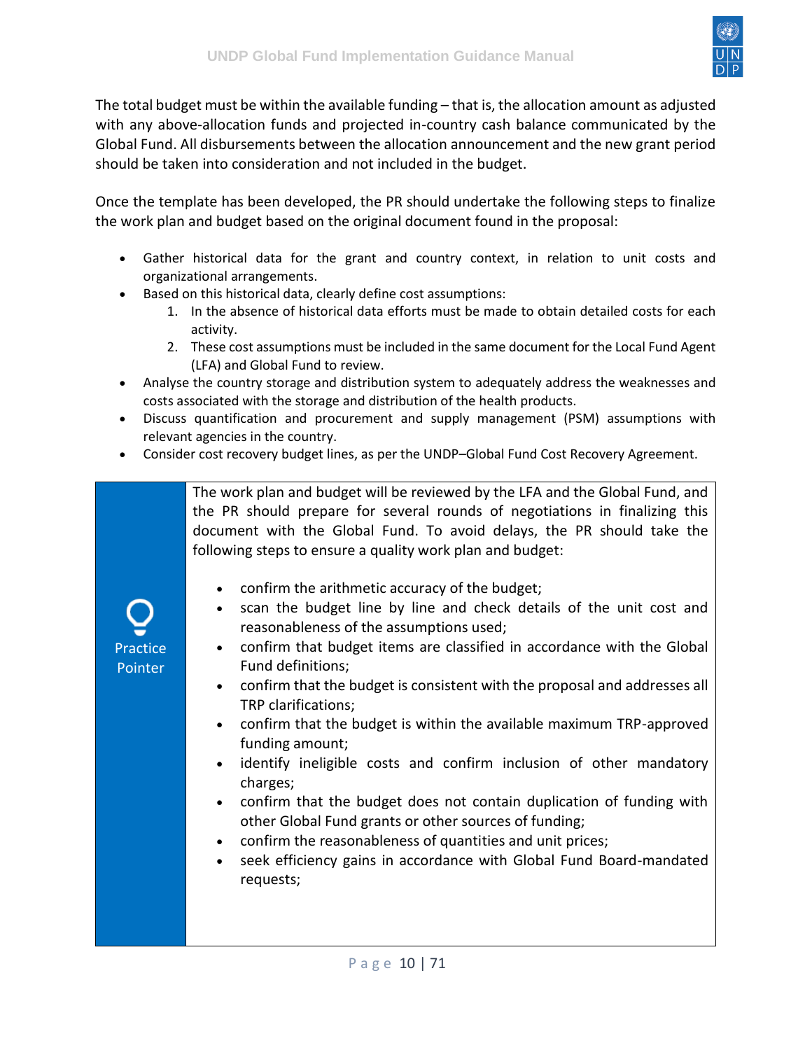The total budget must be within the available funding – that is, the allocation amount as adjusted with any above-allocation funds and projected in-country cash balance communicated by the Global Fund. All disbursements between the allocation announcement and the new grant period should be taken into consideration and not included in the budget.

Once the template has been developed, the PR should undertake the following steps to finalize the work plan and budget based on the original document found in the proposal:

- Gather historical data for the grant and country context, in relation to unit costs and organizational arrangements.
- Based on this historical data, clearly define cost assumptions:
    1. In the absence of historical data efforts must be made to obtain detailed costs for each activity.
    2. These cost assumptions must be included in the same document for the Local Fund Agent (LFA) and Global Fund to review.
- Analyse the country storage and distribution system to adequately address the weaknesses and costs associated with the storage and distribution of the health products.
- Discuss quantification and procurement and supply management (PSM) assumptions with relevant agencies in the country.
- Consider cost recovery budget lines, as per the UNDP–Global Fund Cost Recovery Agreement.

> **Practice Pointer**
>
> The work plan and budget will be reviewed by the LFA and the Global Fund, and the PR should prepare for several rounds of negotiations in finalizing this document with the Global Fund. To avoid delays, the PR should take the following steps to ensure a quality work plan and budget:
>
> - confirm the arithmetic accuracy of the budget;
> - scan the budget line by line and check details of the unit cost and reasonableness of the assumptions used;
> - confirm that budget items are classified in accordance with the Global Fund definitions;
> - confirm that the budget is consistent with the proposal and addresses all TRP clarifications;
> - confirm that the budget is within the available maximum TRP-approved funding amount;
> - identify ineligible costs and confirm inclusion of other mandatory charges;
> - confirm that the budget does not contain duplication of funding with other Global Fund grants or other sources of funding;
> - confirm the reasonableness of quantities and unit prices;
> - seek efficiency gains in accordance with Global Fund Board-mandated requests;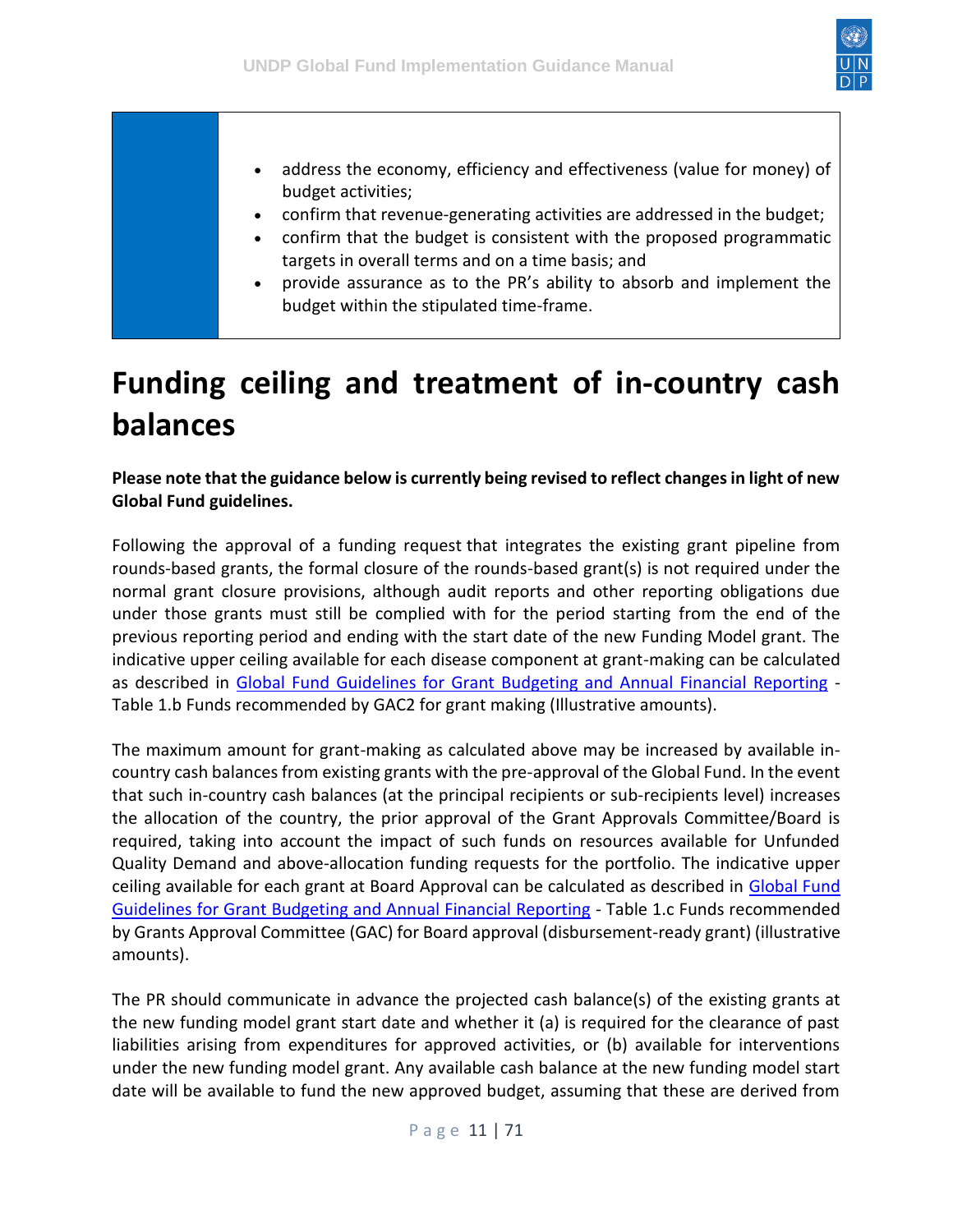- address the economy, efficiency and effectiveness (value for money) of budget activities;
- confirm that revenue-generating activities are addressed in the budget;
- confirm that the budget is consistent with the proposed programmatic targets in overall terms and on a time basis; and
- provide assurance as to the PR's ability to absorb and implement the budget within the stipulated time-frame.

# Funding ceiling and treatment of in-country cash balances

**Please note that the guidance below is currently being revised to reflect changes in light of new Global Fund guidelines.**

Following the approval of a funding request that integrates the existing grant pipeline from rounds-based grants, the formal closure of the rounds-based grant(s) is not required under the normal grant closure provisions, although audit reports and other reporting obligations due under those grants must still be complied with for the period starting from the end of the previous reporting period and ending with the start date of the new Funding Model grant. The indicative upper ceiling available for each disease component at grant-making can be calculated as described in Global Fund Guidelines for Grant Budgeting and Annual Financial Reporting - Table 1.b Funds recommended by GAC2 for grant making (Illustrative amounts).

The maximum amount for grant-making as calculated above may be increased by available in-country cash balances from existing grants with the pre-approval of the Global Fund. In the event that such in-country cash balances (at the principal recipients or sub-recipients level) increases the allocation of the country, the prior approval of the Grant Approvals Committee/Board is required, taking into account the impact of such funds on resources available for Unfunded Quality Demand and above-allocation funding requests for the portfolio. The indicative upper ceiling available for each grant at Board Approval can be calculated as described in Global Fund Guidelines for Grant Budgeting and Annual Financial Reporting - Table 1.c Funds recommended by Grants Approval Committee (GAC) for Board approval (disbursement-ready grant) (illustrative amounts).

The PR should communicate in advance the projected cash balance(s) of the existing grants at the new funding model grant start date and whether it (a) is required for the clearance of past liabilities arising from expenditures for approved activities, or (b) available for interventions under the new funding model grant. Any available cash balance at the new funding model start date will be available to fund the new approved budget, assuming that these are derived from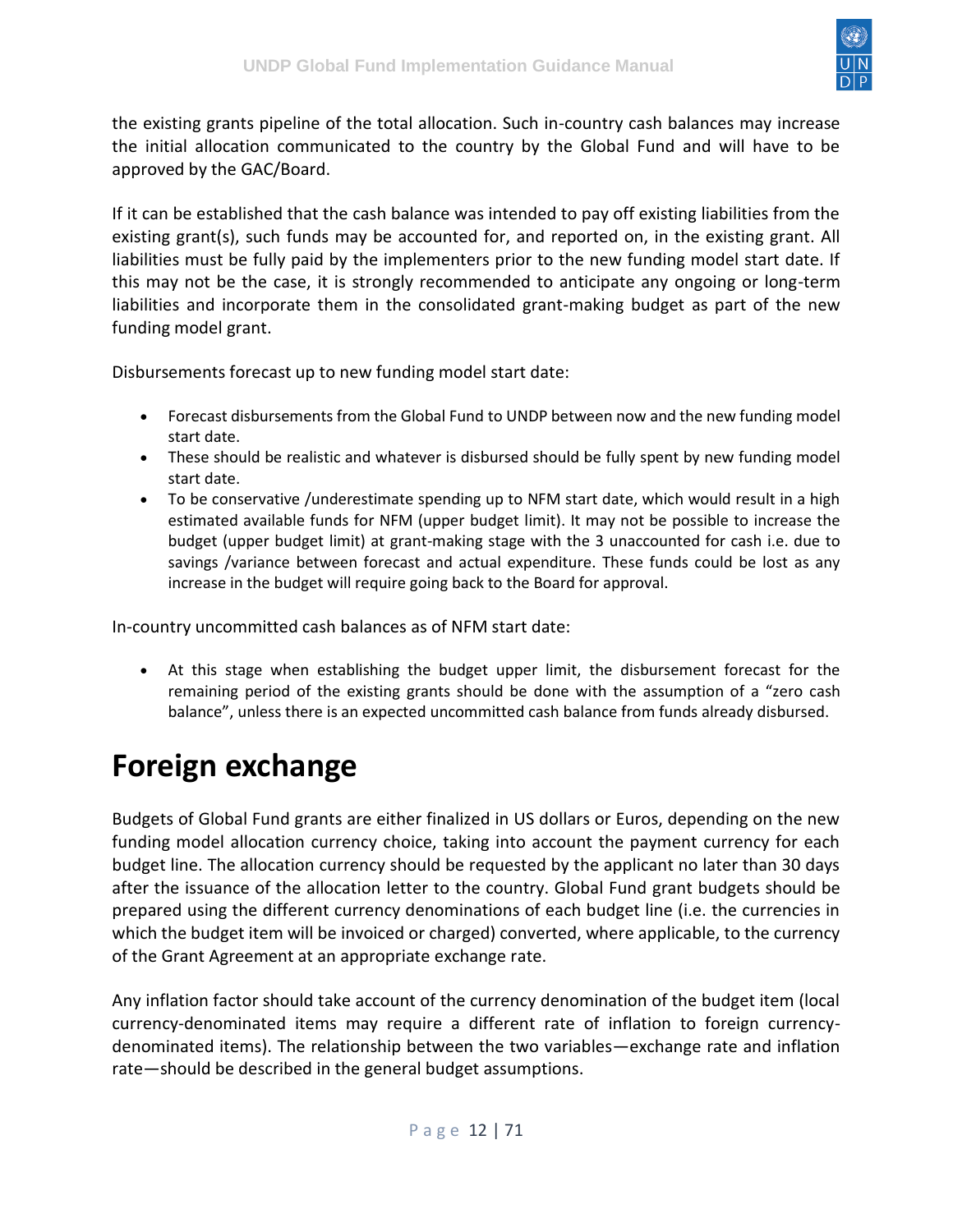the existing grants pipeline of the total allocation. Such in-country cash balances may increase the initial allocation communicated to the country by the Global Fund and will have to be approved by the GAC/Board.

If it can be established that the cash balance was intended to pay off existing liabilities from the existing grant(s), such funds may be accounted for, and reported on, in the existing grant. All liabilities must be fully paid by the implementers prior to the new funding model start date. If this may not be the case, it is strongly recommended to anticipate any ongoing or long-term liabilities and incorporate them in the consolidated grant-making budget as part of the new funding model grant.

Disbursements forecast up to new funding model start date:

- Forecast disbursements from the Global Fund to UNDP between now and the new funding model start date.
- These should be realistic and whatever is disbursed should be fully spent by new funding model start date.
- To be conservative /underestimate spending up to NFM start date, which would result in a high estimated available funds for NFM (upper budget limit). It may not be possible to increase the budget (upper budget limit) at grant-making stage with the 3 unaccounted for cash i.e. due to savings /variance between forecast and actual expenditure. These funds could be lost as any increase in the budget will require going back to the Board for approval.

In-country uncommitted cash balances as of NFM start date:

- At this stage when establishing the budget upper limit, the disbursement forecast for the remaining period of the existing grants should be done with the assumption of a "zero cash balance", unless there is an expected uncommitted cash balance from funds already disbursed.

# Foreign exchange

Budgets of Global Fund grants are either finalized in US dollars or Euros, depending on the new funding model allocation currency choice, taking into account the payment currency for each budget line. The allocation currency should be requested by the applicant no later than 30 days after the issuance of the allocation letter to the country. Global Fund grant budgets should be prepared using the different currency denominations of each budget line (i.e. the currencies in which the budget item will be invoiced or charged) converted, where applicable, to the currency of the Grant Agreement at an appropriate exchange rate.

Any inflation factor should take account of the currency denomination of the budget item (local currency-denominated items may require a different rate of inflation to foreign currency-denominated items). The relationship between the two variables—exchange rate and inflation rate—should be described in the general budget assumptions.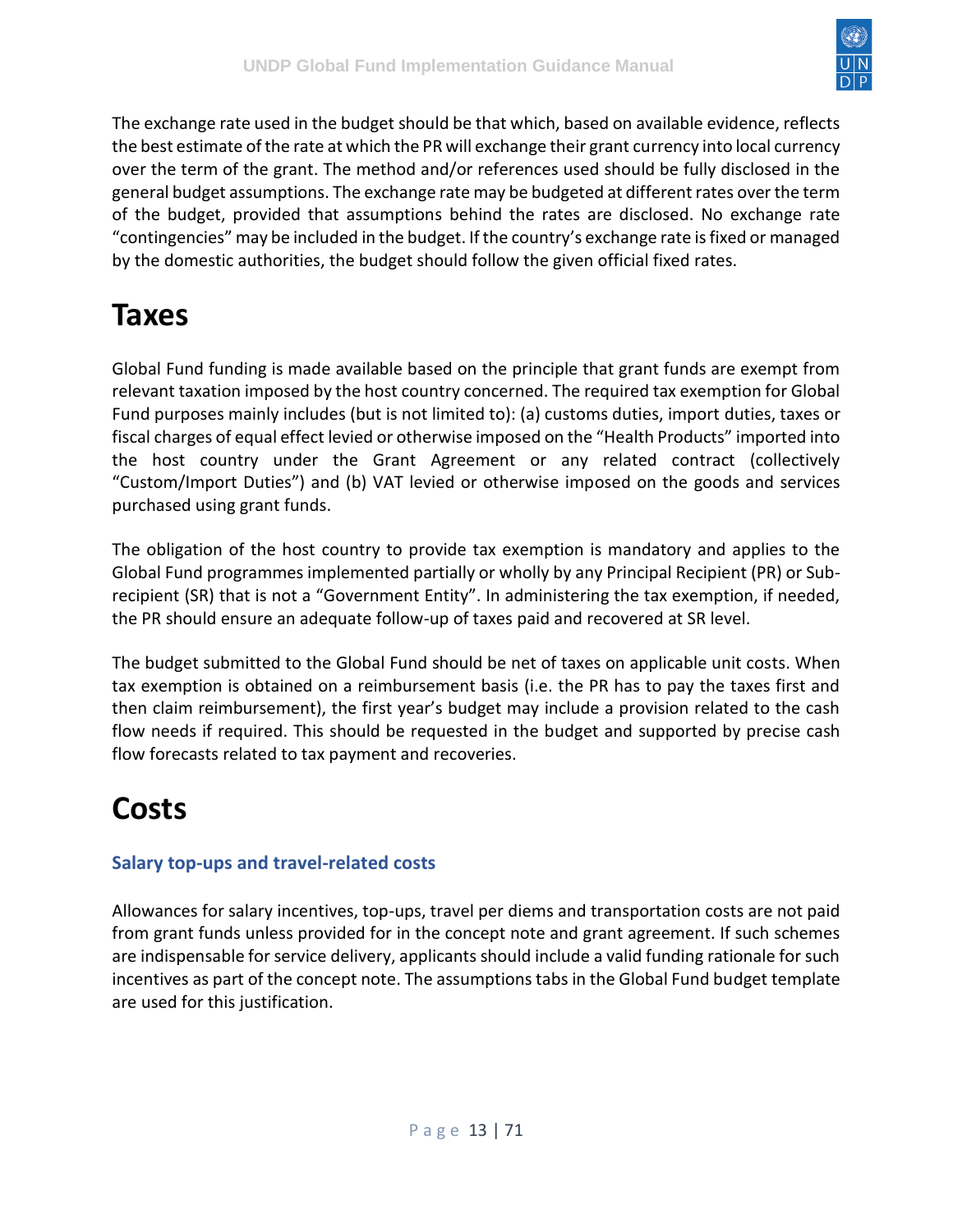The exchange rate used in the budget should be that which, based on available evidence, reflects the best estimate of the rate at which the PR will exchange their grant currency into local currency over the term of the grant. The method and/or references used should be fully disclosed in the general budget assumptions. The exchange rate may be budgeted at different rates over the term of the budget, provided that assumptions behind the rates are disclosed. No exchange rate "contingencies" may be included in the budget. If the country's exchange rate is fixed or managed by the domestic authorities, the budget should follow the given official fixed rates.

# Taxes

Global Fund funding is made available based on the principle that grant funds are exempt from relevant taxation imposed by the host country concerned. The required tax exemption for Global Fund purposes mainly includes (but is not limited to): (a) customs duties, import duties, taxes or fiscal charges of equal effect levied or otherwise imposed on the "Health Products" imported into the host country under the Grant Agreement or any related contract (collectively "Custom/Import Duties") and (b) VAT levied or otherwise imposed on the goods and services purchased using grant funds.

The obligation of the host country to provide tax exemption is mandatory and applies to the Global Fund programmes implemented partially or wholly by any Principal Recipient (PR) or Sub-recipient (SR) that is not a "Government Entity". In administering the tax exemption, if needed, the PR should ensure an adequate follow-up of taxes paid and recovered at SR level.

The budget submitted to the Global Fund should be net of taxes on applicable unit costs. When tax exemption is obtained on a reimbursement basis (i.e. the PR has to pay the taxes first and then claim reimbursement), the first year's budget may include a provision related to the cash flow needs if required. This should be requested in the budget and supported by precise cash flow forecasts related to tax payment and recoveries.

# Costs

### Salary top-ups and travel-related costs

Allowances for salary incentives, top-ups, travel per diems and transportation costs are not paid from grant funds unless provided for in the concept note and grant agreement. If such schemes are indispensable for service delivery, applicants should include a valid funding rationale for such incentives as part of the concept note. The assumptions tabs in the Global Fund budget template are used for this justification.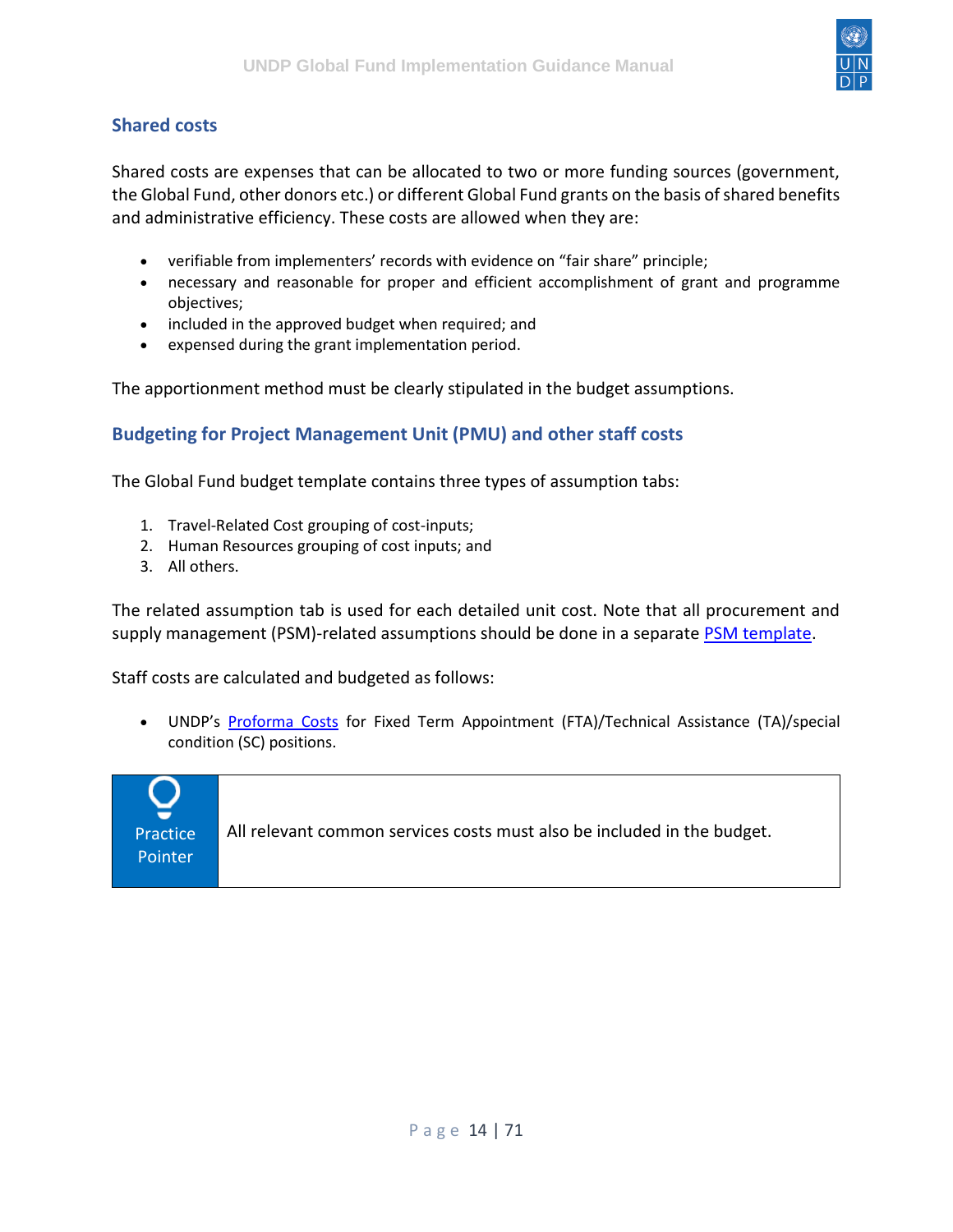## Shared costs

Shared costs are expenses that can be allocated to two or more funding sources (government, the Global Fund, other donors etc.) or different Global Fund grants on the basis of shared benefits and administrative efficiency. These costs are allowed when they are:

- verifiable from implementers' records with evidence on "fair share" principle;
- necessary and reasonable for proper and efficient accomplishment of grant and programme objectives;
- included in the approved budget when required; and
- expensed during the grant implementation period.

The apportionment method must be clearly stipulated in the budget assumptions.

## Budgeting for Project Management Unit (PMU) and other staff costs

The Global Fund budget template contains three types of assumption tabs:

1. Travel-Related Cost grouping of cost-inputs;
2. Human Resources grouping of cost inputs; and
3. All others.

The related assumption tab is used for each detailed unit cost. Note that all procurement and supply management (PSM)-related assumptions should be done in a separate PSM template.

Staff costs are calculated and budgeted as follows:

- UNDP's Proforma Costs for Fixed Term Appointment (FTA)/Technical Assistance (TA)/special condition (SC) positions.

| Practice Pointer | All relevant common services costs must also be included in the budget. |
| --- | --- |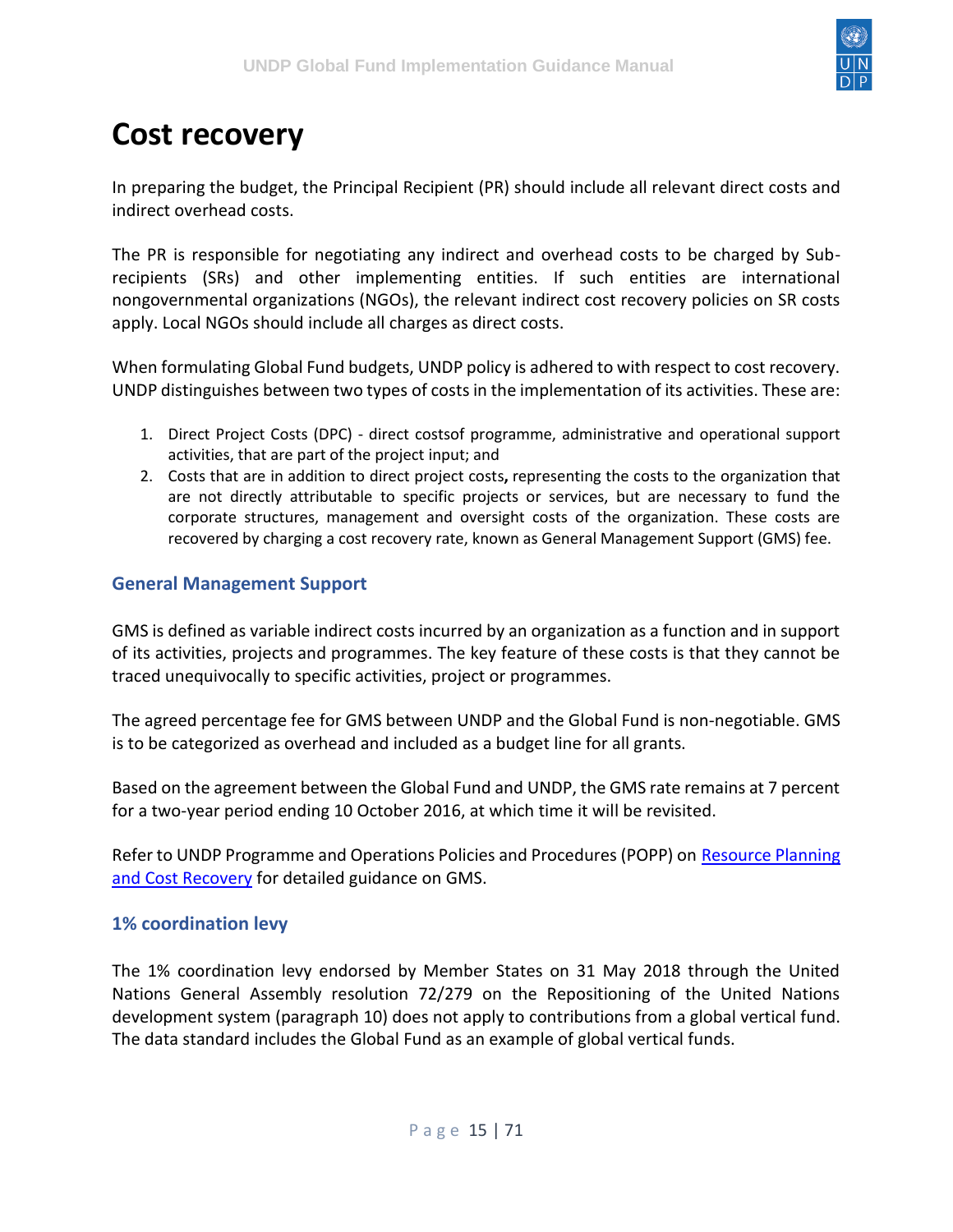# Cost recovery

In preparing the budget, the Principal Recipient (PR) should include all relevant direct costs and indirect overhead costs.

The PR is responsible for negotiating any indirect and overhead costs to be charged by Sub-recipients (SRs) and other implementing entities. If such entities are international nongovernmental organizations (NGOs), the relevant indirect cost recovery policies on SR costs apply. Local NGOs should include all charges as direct costs.

When formulating Global Fund budgets, UNDP policy is adhered to with respect to cost recovery. UNDP distinguishes between two types of costs in the implementation of its activities. These are:

1. Direct Project Costs (DPC) - direct costsof programme, administrative and operational support activities, that are part of the project input; and
2. Costs that are in addition to direct project costs**,** representing the costs to the organization that are not directly attributable to specific projects or services, but are necessary to fund the corporate structures, management and oversight costs of the organization. These costs are recovered by charging a cost recovery rate, known as General Management Support (GMS) fee.

## General Management Support

GMS is defined as variable indirect costs incurred by an organization as a function and in support of its activities, projects and programmes. The key feature of these costs is that they cannot be traced unequivocally to specific activities, project or programmes.

The agreed percentage fee for GMS between UNDP and the Global Fund is non-negotiable. GMS is to be categorized as overhead and included as a budget line for all grants.

Based on the agreement between the Global Fund and UNDP, the GMS rate remains at 7 percent for a two-year period ending 10 October 2016, at which time it will be revisited.

Refer to UNDP Programme and Operations Policies and Procedures (POPP) on [Resource Planning and Cost Recovery] for detailed guidance on GMS.

## 1% coordination levy

The 1% coordination levy endorsed by Member States on 31 May 2018 through the United Nations General Assembly resolution 72/279 on the Repositioning of the United Nations development system (paragraph 10) does not apply to contributions from a global vertical fund. The data standard includes the Global Fund as an example of global vertical funds.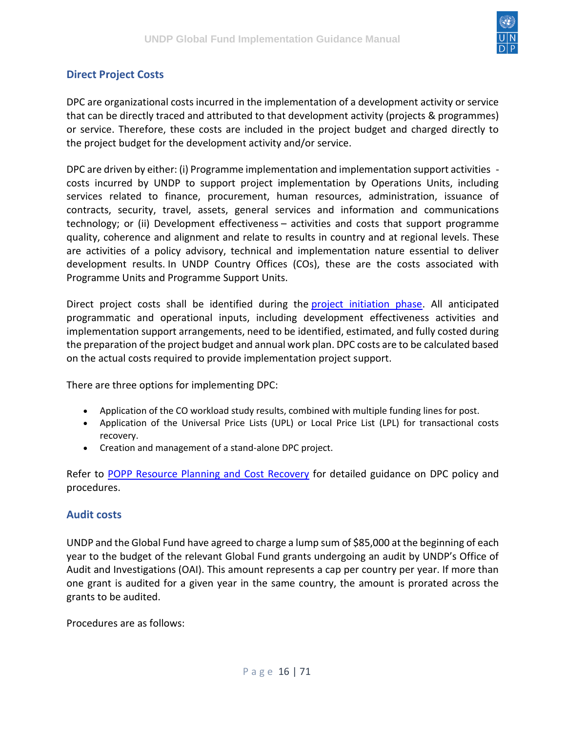## Direct Project Costs

DPC are organizational costs incurred in the implementation of a development activity or service that can be directly traced and attributed to that development activity (projects & programmes) or service. Therefore, these costs are included in the project budget and charged directly to the project budget for the development activity and/or service.

DPC are driven by either: (i) Programme implementation and implementation support activities - costs incurred by UNDP to support project implementation by Operations Units, including services related to finance, procurement, human resources, administration, issuance of contracts, security, travel, assets, general services and information and communications technology; or (ii) Development effectiveness – activities and costs that support programme quality, coherence and alignment and relate to results in country and at regional levels. These are activities of a policy advisory, technical and implementation nature essential to deliver development results. In UNDP Country Offices (COs), these are the costs associated with Programme Units and Programme Support Units.

Direct project costs shall be identified during the [project initiation phase](). All anticipated programmatic and operational inputs, including development effectiveness activities and implementation support arrangements, need to be identified, estimated, and fully costed during the preparation of the project budget and annual work plan. DPC costs are to be calculated based on the actual costs required to provide implementation project support.

There are three options for implementing DPC:

- Application of the CO workload study results, combined with multiple funding lines for post.
- Application of the Universal Price Lists (UPL) or Local Price List (LPL) for transactional costs recovery.
- Creation and management of a stand-alone DPC project.

Refer to [POPP Resource Planning and Cost Recovery]() for detailed guidance on DPC policy and procedures.

## Audit costs

UNDP and the Global Fund have agreed to charge a lump sum of $85,000 at the beginning of each year to the budget of the relevant Global Fund grants undergoing an audit by UNDP's Office of Audit and Investigations (OAI). This amount represents a cap per country per year. If more than one grant is audited for a given year in the same country, the amount is prorated across the grants to be audited.

Procedures are as follows: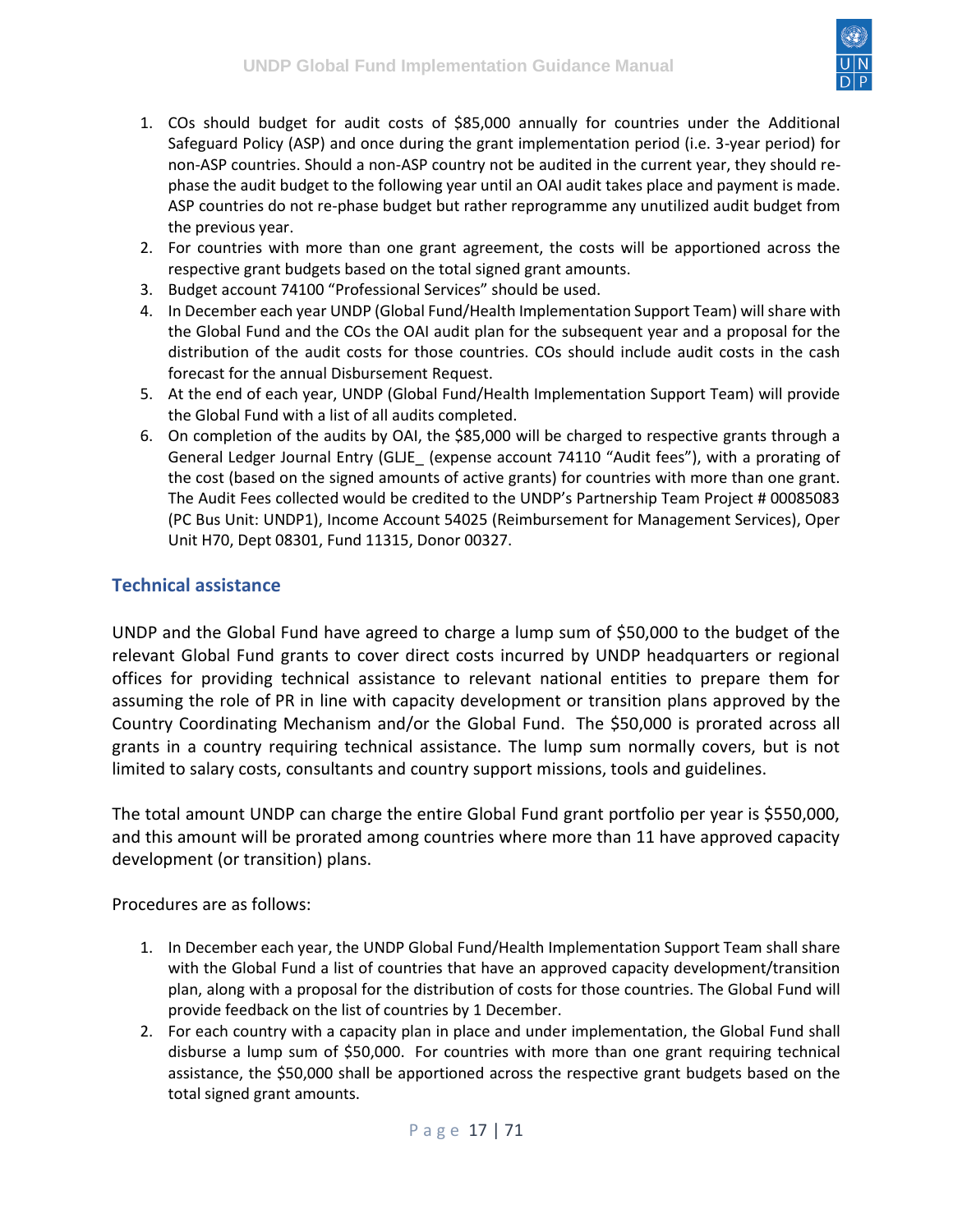1. COs should budget for audit costs of $85,000 annually for countries under the Additional Safeguard Policy (ASP) and once during the grant implementation period (i.e. 3-year period) for non-ASP countries. Should a non-ASP country not be audited in the current year, they should re-phase the audit budget to the following year until an OAI audit takes place and payment is made. ASP countries do not re-phase budget but rather reprogramme any unutilized audit budget from the previous year.
2. For countries with more than one grant agreement, the costs will be apportioned across the respective grant budgets based on the total signed grant amounts.
3. Budget account 74100 "Professional Services" should be used.
4. In December each year UNDP (Global Fund/Health Implementation Support Team) will share with the Global Fund and the COs the OAI audit plan for the subsequent year and a proposal for the distribution of the audit costs for those countries. COs should include audit costs in the cash forecast for the annual Disbursement Request.
5. At the end of each year, UNDP (Global Fund/Health Implementation Support Team) will provide the Global Fund with a list of all audits completed.
6. On completion of the audits by OAI, the $85,000 will be charged to respective grants through a General Ledger Journal Entry (GLJE_ (expense account 74110 "Audit fees"), with a prorating of the cost (based on the signed amounts of active grants) for countries with more than one grant. The Audit Fees collected would be credited to the UNDP's Partnership Team Project # 00085083 (PC Bus Unit: UNDP1), Income Account 54025 (Reimbursement for Management Services), Oper Unit H70, Dept 08301, Fund 11315, Donor 00327.

## Technical assistance

UNDP and the Global Fund have agreed to charge a lump sum of $50,000 to the budget of the relevant Global Fund grants to cover direct costs incurred by UNDP headquarters or regional offices for providing technical assistance to relevant national entities to prepare them for assuming the role of PR in line with capacity development or transition plans approved by the Country Coordinating Mechanism and/or the Global Fund. The $50,000 is prorated across all grants in a country requiring technical assistance. The lump sum normally covers, but is not limited to salary costs, consultants and country support missions, tools and guidelines.

The total amount UNDP can charge the entire Global Fund grant portfolio per year is $550,000, and this amount will be prorated among countries where more than 11 have approved capacity development (or transition) plans.

Procedures are as follows:

1. In December each year, the UNDP Global Fund/Health Implementation Support Team shall share with the Global Fund a list of countries that have an approved capacity development/transition plan, along with a proposal for the distribution of costs for those countries. The Global Fund will provide feedback on the list of countries by 1 December.
2. For each country with a capacity plan in place and under implementation, the Global Fund shall disburse a lump sum of $50,000. For countries with more than one grant requiring technical assistance, the $50,000 shall be apportioned across the respective grant budgets based on the total signed grant amounts.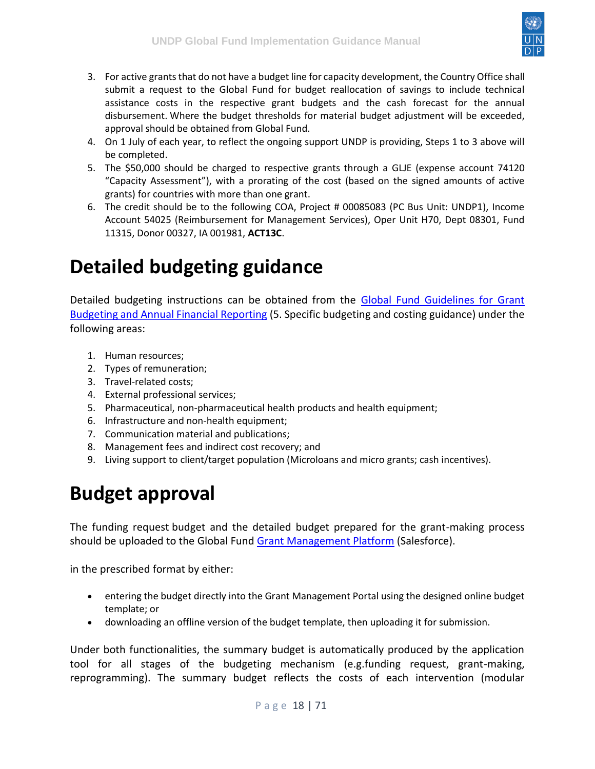3. For active grants that do not have a budget line for capacity development, the Country Office shall submit a request to the Global Fund for budget reallocation of savings to include technical assistance costs in the respective grant budgets and the cash forecast for the annual disbursement. Where the budget thresholds for material budget adjustment will be exceeded, approval should be obtained from Global Fund.
4. On 1 July of each year, to reflect the ongoing support UNDP is providing, Steps 1 to 3 above will be completed.
5. The $50,000 should be charged to respective grants through a GLJE (expense account 74120 "Capacity Assessment"), with a prorating of the cost (based on the signed amounts of active grants) for countries with more than one grant.
6. The credit should be to the following COA, Project # 00085083 (PC Bus Unit: UNDP1), Income Account 54025 (Reimbursement for Management Services), Oper Unit H70, Dept 08301, Fund 11315, Donor 00327, IA 001981, **ACT13C**.

# Detailed budgeting guidance

Detailed budgeting instructions can be obtained from the [Global Fund Guidelines for Grant Budgeting and Annual Financial Reporting](#) (5. Specific budgeting and costing guidance) under the following areas:

1. Human resources;
2. Types of remuneration;
3. Travel-related costs;
4. External professional services;
5. Pharmaceutical, non-pharmaceutical health products and health equipment;
6. Infrastructure and non-health equipment;
7. Communication material and publications;
8. Management fees and indirect cost recovery; and
9. Living support to client/target population (Microloans and micro grants; cash incentives).

# Budget approval

The funding request budget and the detailed budget prepared for the grant-making process should be uploaded to the Global Fund [Grant Management Platform](#) (Salesforce).

in the prescribed format by either:

- entering the budget directly into the Grant Management Portal using the designed online budget template; or
- downloading an offline version of the budget template, then uploading it for submission.

Under both functionalities, the summary budget is automatically produced by the application tool for all stages of the budgeting mechanism (e.g.funding request, grant-making, reprogramming). The summary budget reflects the costs of each intervention (modular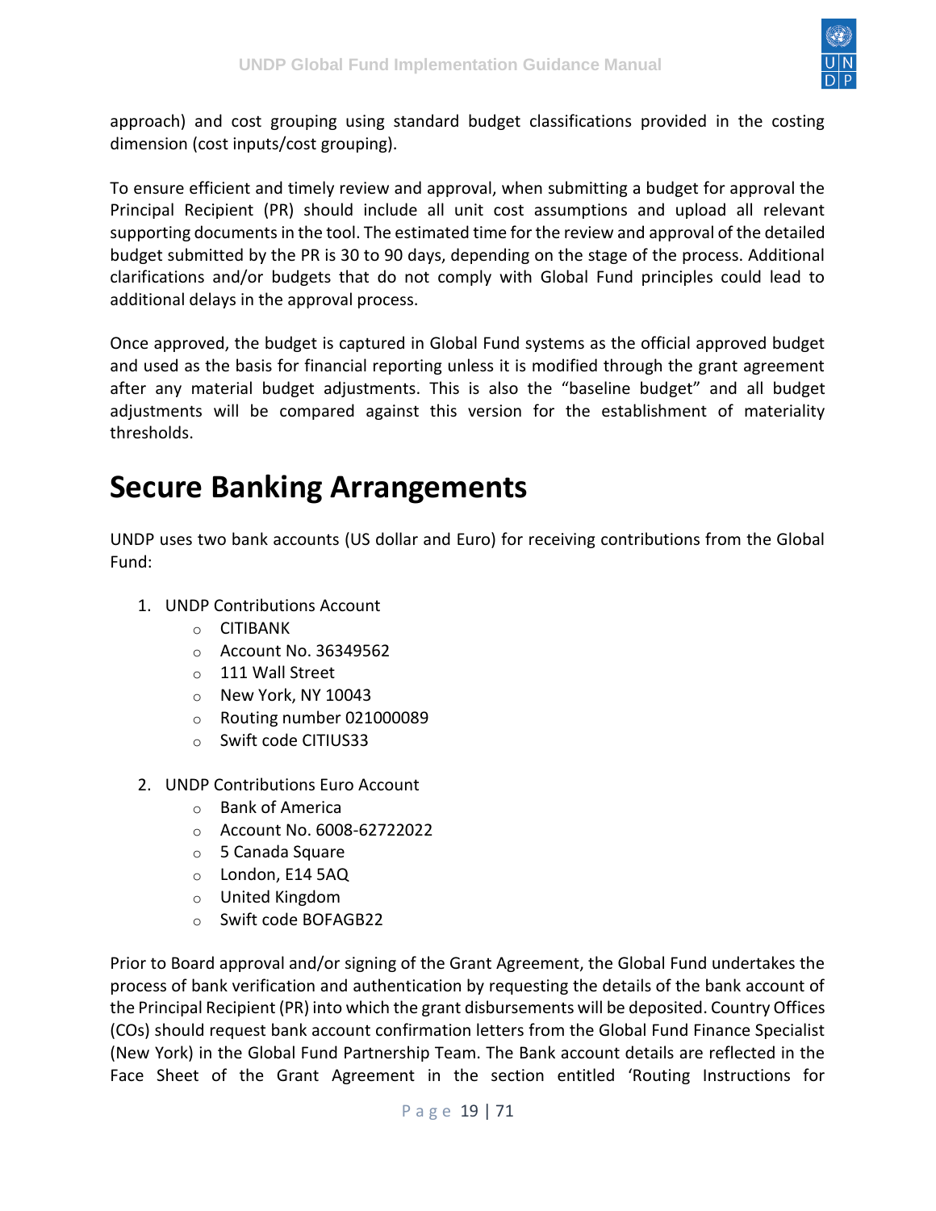approach) and cost grouping using standard budget classifications provided in the costing dimension (cost inputs/cost grouping).

To ensure efficient and timely review and approval, when submitting a budget for approval the Principal Recipient (PR) should include all unit cost assumptions and upload all relevant supporting documents in the tool. The estimated time for the review and approval of the detailed budget submitted by the PR is 30 to 90 days, depending on the stage of the process. Additional clarifications and/or budgets that do not comply with Global Fund principles could lead to additional delays in the approval process.

Once approved, the budget is captured in Global Fund systems as the official approved budget and used as the basis for financial reporting unless it is modified through the grant agreement after any material budget adjustments. This is also the "baseline budget" and all budget adjustments will be compared against this version for the establishment of materiality thresholds.

# Secure Banking Arrangements

UNDP uses two bank accounts (US dollar and Euro) for receiving contributions from the Global Fund:

1. UNDP Contributions Account
   - CITIBANK
   - Account No. 36349562
   - 111 Wall Street
   - New York, NY 10043
   - Routing number 021000089
   - Swift code CITIUS33

2. UNDP Contributions Euro Account
   - Bank of America
   - Account No. 6008-62722022
   - 5 Canada Square
   - London, E14 5AQ
   - United Kingdom
   - Swift code BOFAGB22

Prior to Board approval and/or signing of the Grant Agreement, the Global Fund undertakes the process of bank verification and authentication by requesting the details of the bank account of the Principal Recipient (PR) into which the grant disbursements will be deposited. Country Offices (COs) should request bank account confirmation letters from the Global Fund Finance Specialist (New York) in the Global Fund Partnership Team. The Bank account details are reflected in the Face Sheet of the Grant Agreement in the section entitled 'Routing Instructions for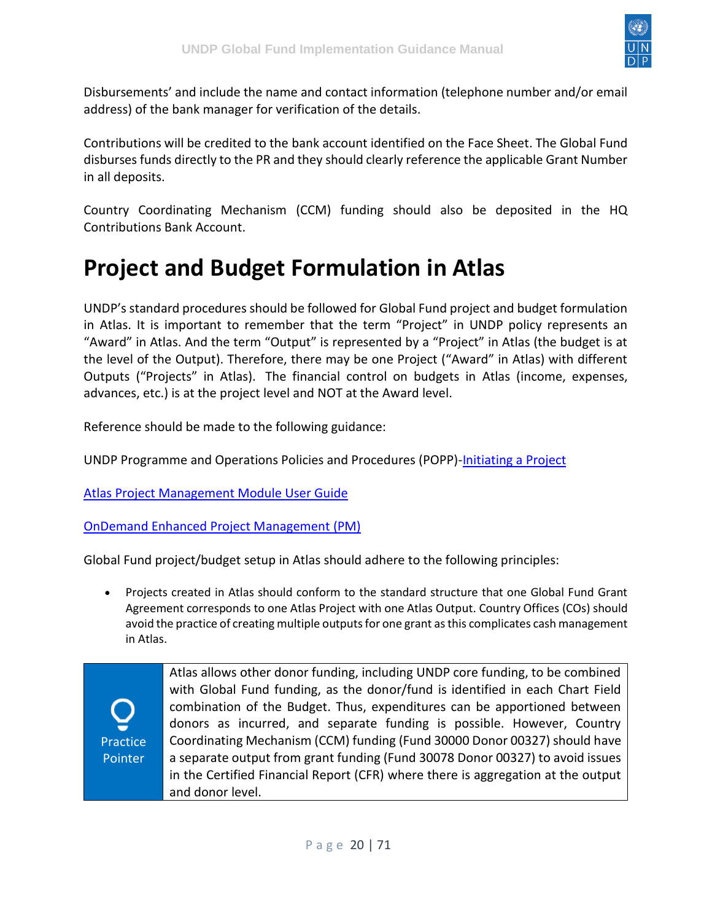Disbursements' and include the name and contact information (telephone number and/or email address) of the bank manager for verification of the details.

Contributions will be credited to the bank account identified on the Face Sheet. The Global Fund disburses funds directly to the PR and they should clearly reference the applicable Grant Number in all deposits.

Country Coordinating Mechanism (CCM) funding should also be deposited in the HQ Contributions Bank Account.

# Project and Budget Formulation in Atlas

UNDP's standard procedures should be followed for Global Fund project and budget formulation in Atlas. It is important to remember that the term "Project" in UNDP policy represents an "Award" in Atlas. And the term "Output" is represented by a "Project" in Atlas (the budget is at the level of the Output). Therefore, there may be one Project ("Award" in Atlas) with different Outputs ("Projects" in Atlas). The financial control on budgets in Atlas (income, expenses, advances, etc.) is at the project level and NOT at the Award level.

Reference should be made to the following guidance:

UNDP Programme and Operations Policies and Procedures (POPP)-Initiating a Project

Atlas Project Management Module User Guide

OnDemand Enhanced Project Management (PM)

Global Fund project/budget setup in Atlas should adhere to the following principles:

- Projects created in Atlas should conform to the standard structure that one Global Fund Grant Agreement corresponds to one Atlas Project with one Atlas Output. Country Offices (COs) should avoid the practice of creating multiple outputs for one grant as this complicates cash management in Atlas.

> **Practice Pointer**
>
> Atlas allows other donor funding, including UNDP core funding, to be combined with Global Fund funding, as the donor/fund is identified in each Chart Field combination of the Budget. Thus, expenditures can be apportioned between donors as incurred, and separate funding is possible. However, Country Coordinating Mechanism (CCM) funding (Fund 30000 Donor 00327) should have a separate output from grant funding (Fund 30078 Donor 00327) to avoid issues in the Certified Financial Report (CFR) where there is aggregation at the output and donor level.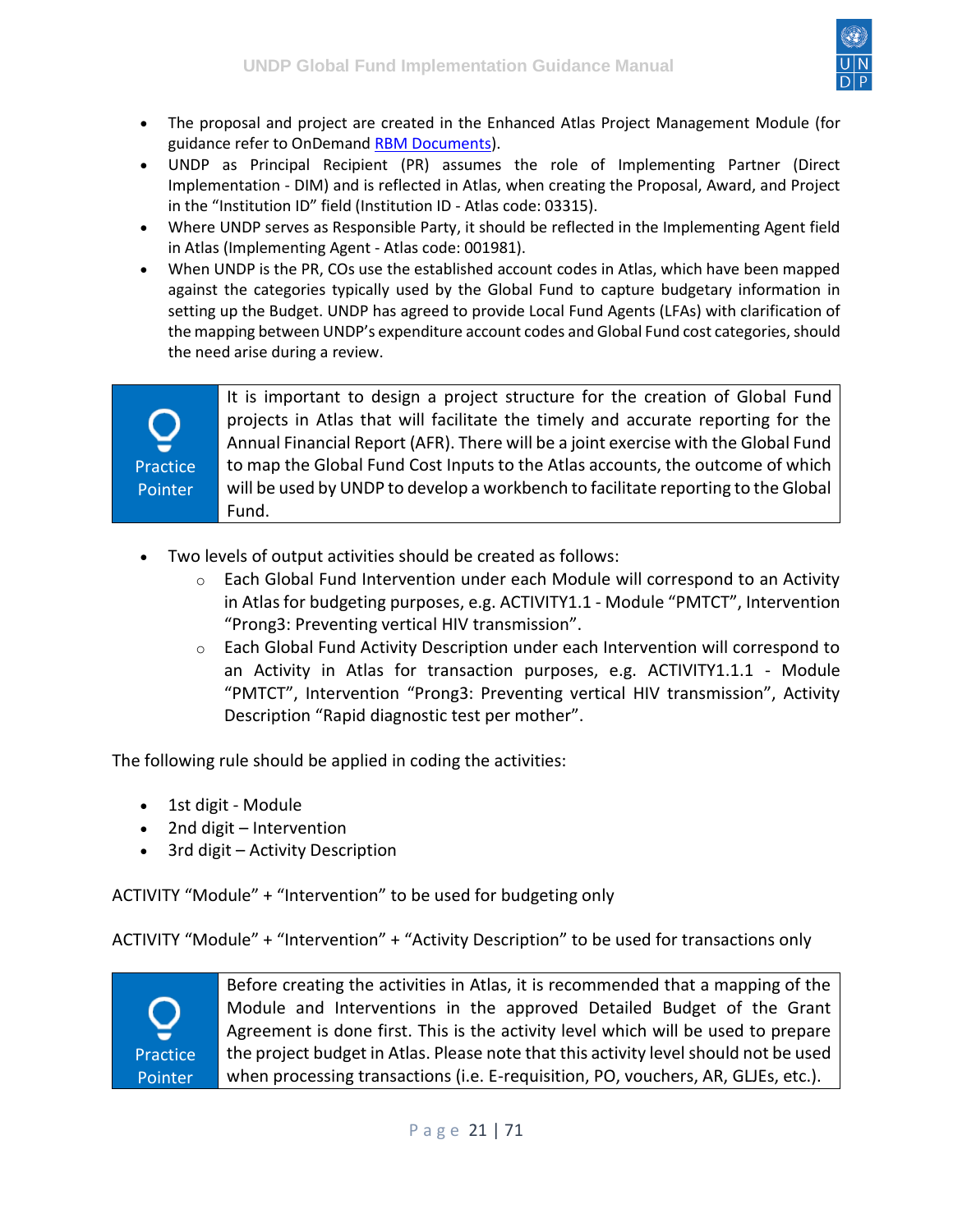- The proposal and project are created in the Enhanced Atlas Project Management Module (for guidance refer to OnDemand [RBM Documents]).
- UNDP as Principal Recipient (PR) assumes the role of Implementing Partner (Direct Implementation - DIM) and is reflected in Atlas, when creating the Proposal, Award, and Project in the "Institution ID" field (Institution ID - Atlas code: 03315).
- Where UNDP serves as Responsible Party, it should be reflected in the Implementing Agent field in Atlas (Implementing Agent - Atlas code: 001981).
- When UNDP is the PR, COs use the established account codes in Atlas, which have been mapped against the categories typically used by the Global Fund to capture budgetary information in setting up the Budget. UNDP has agreed to provide Local Fund Agents (LFAs) with clarification of the mapping between UNDP's expenditure account codes and Global Fund cost categories, should the need arise during a review.

| Practice Pointer | It is important to design a project structure for the creation of Global Fund projects in Atlas that will facilitate the timely and accurate reporting for the Annual Financial Report (AFR). There will be a joint exercise with the Global Fund to map the Global Fund Cost Inputs to the Atlas accounts, the outcome of which will be used by UNDP to develop a workbench to facilitate reporting to the Global Fund. |
|---|---|

- Two levels of output activities should be created as follows:
  - Each Global Fund Intervention under each Module will correspond to an Activity in Atlas for budgeting purposes, e.g. ACTIVITY1.1 - Module "PMTCT", Intervention "Prong3: Preventing vertical HIV transmission".
  - Each Global Fund Activity Description under each Intervention will correspond to an Activity in Atlas for transaction purposes, e.g. ACTIVITY1.1.1 - Module "PMTCT", Intervention "Prong3: Preventing vertical HIV transmission", Activity Description "Rapid diagnostic test per mother".

The following rule should be applied in coding the activities:

- 1st digit - Module
- 2nd digit – Intervention
- 3rd digit – Activity Description

ACTIVITY "Module" + "Intervention" to be used for budgeting only

ACTIVITY "Module" + "Intervention" + "Activity Description" to be used for transactions only

| Practice Pointer | Before creating the activities in Atlas, it is recommended that a mapping of the Module and Interventions in the approved Detailed Budget of the Grant Agreement is done first. This is the activity level which will be used to prepare the project budget in Atlas. Please note that this activity level should not be used when processing transactions (i.e. E-requisition, PO, vouchers, AR, GLJEs, etc.). |
|---|---|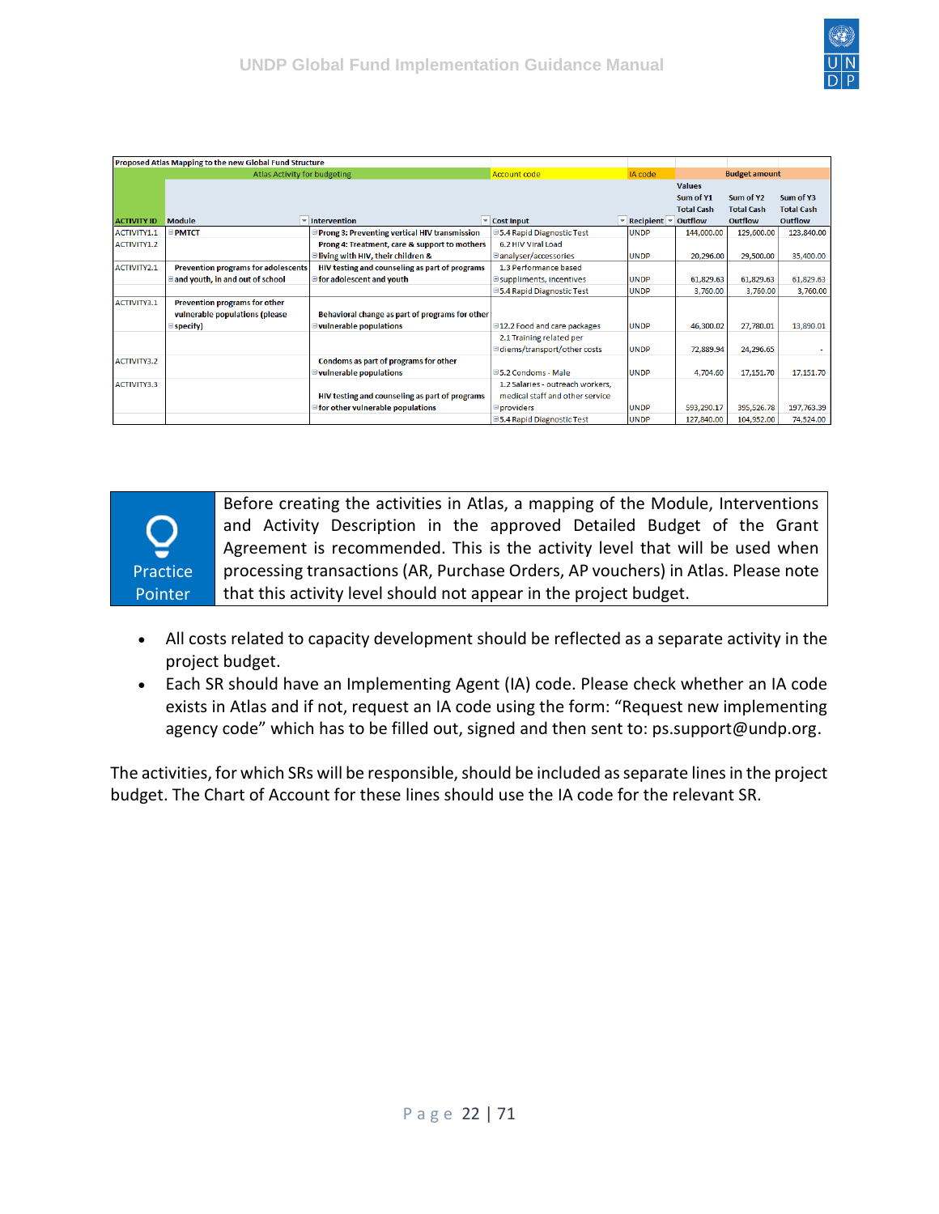| Proposed Atlas Mapping to the new Global Fund Structure | | | | | | | |
|---|---|---|---|---|---|---|---|
| Atlas Activity for budgeting | | | Account code | IA code | Budget amount | | |
| | | | | | Values | | |
| ACTIVITY ID | Module | Intervention | Cost Input | Recipient | Sum of Y1 Total Cash Outflow | Sum of Y2 Total Cash Outflow | Sum of Y3 Total Cash Outflow |
| ACTIVITY1.1 | PMTCT | Prong 3: Preventing vertical HIV transmission | 5.4 Rapid Diagnostic Test | UNDP | 144,000.00 | 129,600.00 | 123,840.00 |
| ACTIVITY1.2 | | Prong 4: Treatment, care & support to mothers living with HIV, their children & | 6.2 HIV Viral Load analyser/accessories | UNDP | 20,296.00 | 29,500.00 | 35,400.00 |
| ACTIVITY2.1 | Prevention programs for adolescents and youth, in and out of school | HIV testing and counseling as part of programs for adolescent and youth | 1.3 Performance based suppliments, Incentives | UNDP | 61,829.63 | 61,829.63 | 61,829.63 |
| | | | 5.4 Rapid Diagnostic Test | UNDP | 3,760.00 | 3,760.00 | 3,760.00 |
| ACTIVITY3.1 | Prevention programs for other vulnerable populations (please specify) | Behavioral change as part of programs for other vulnerable populations | 12.2 Food and care packages | UNDP | 46,300.02 | 27,780.01 | 13,890.01 |
| | | | 2.1 Training related per diems/transport/other costs | UNDP | 72,889.94 | 24,296.65 | - |
| ACTIVITY3.2 | | Condoms as part of programs for other vulnerable populations | 5.2 Condoms - Male | UNDP | 4,704.60 | 17,151.70 | 17,151.70 |
| ACTIVITY3.3 | | HIV testing and counseling as part of programs for other vulnerable populations | 1.2 Salaries - outreach workers, medical staff and other service providers | UNDP | 593,290.17 | 395,526.78 | 197,763.39 |
| | | | 5.4 Rapid Diagnostic Test | UNDP | 127,840.00 | 104,952.00 | 74,524.00 |

> **Practice Pointer**
>
> Before creating the activities in Atlas, a mapping of the Module, Interventions and Activity Description in the approved Detailed Budget of the Grant Agreement is recommended. This is the activity level that will be used when processing transactions (AR, Purchase Orders, AP vouchers) in Atlas. Please note that this activity level should not appear in the project budget.

- All costs related to capacity development should be reflected as a separate activity in the project budget.
- Each SR should have an Implementing Agent (IA) code. Please check whether an IA code exists in Atlas and if not, request an IA code using the form: "Request new implementing agency code" which has to be filled out, signed and then sent to: ps.support@undp.org.

The activities, for which SRs will be responsible, should be included as separate lines in the project budget. The Chart of Account for these lines should use the IA code for the relevant SR.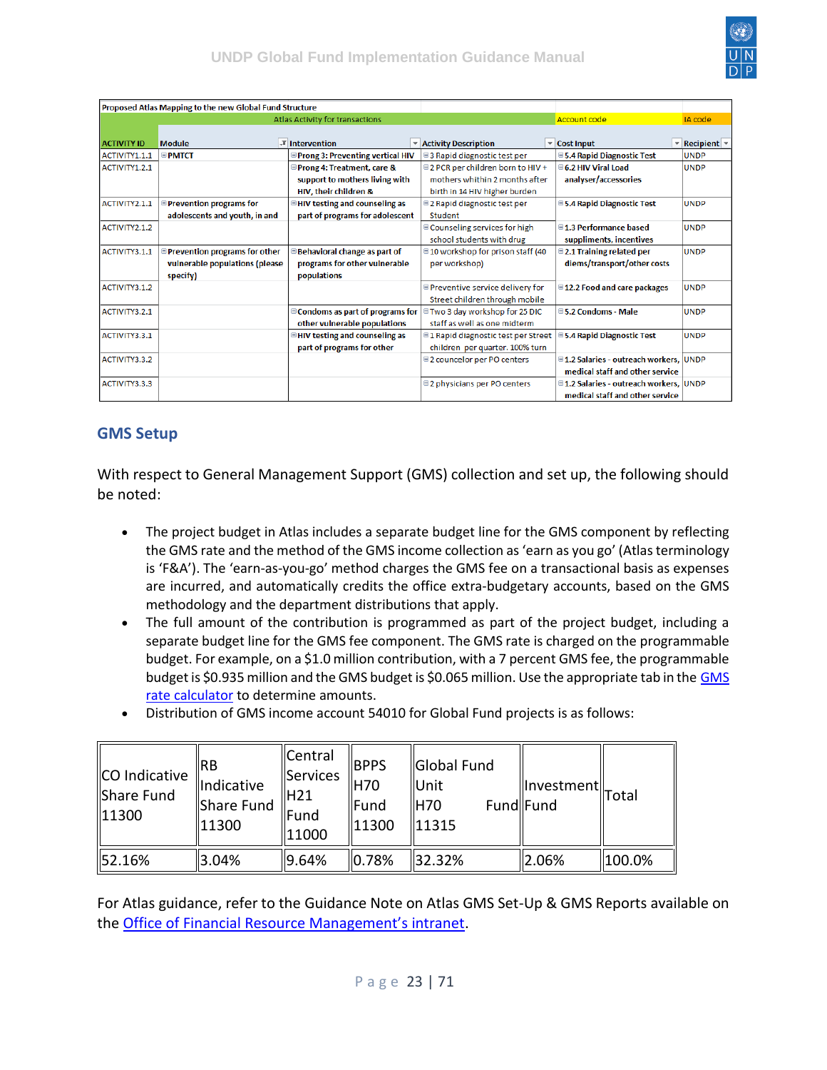| Proposed Atlas Mapping to the new Global Fund Structure | | | | | |
|---|---|---|---|---|---|
| | Atlas Activity for transactions | | | Account code | IA code |
| ACTIVITY ID | Module | Intervention | Activity Description | Cost Input | Recipient |
| ACTIVITY1.1.1 | PMTCT | Prong 3: Preventing vertical HIV | 3 Rapid diagnostic test per | 5.4 Rapid Diagnostic Test | UNDP |
| ACTIVITY1.2.1 | | Prong 4: Treatment, care & support to mothers living with HIV, their children & | 2 PCR per children born to HIV + mothers whithin 2 months after birth in 14 HIV higher burden | 6.2 HIV Viral Load analyser/accessories | UNDP |
| ACTIVITY2.1.1 | Prevention programs for adolescents and youth, in and | HIV testing and counseling as part of programs for adolescent | 2 Rapid diagnostic test per Student | 5.4 Rapid Diagnostic Test | UNDP |
| ACTIVITY2.1.2 | | | Counseling services for high school students with drug | 1.3 Performance based suppliments, incentives | UNDP |
| ACTIVITY3.1.1 | Prevention programs for other vulnerable populations (please specify) | Behavioral change as part of programs for other vulnerable populations | 10 workshop for prison staff (40 per workshop) | 2.1 Training related per diems/transport/other costs | UNDP |
| ACTIVITY3.1.2 | | | Preventive service delivery for Street children through mobile | 12.2 Food and care packages | UNDP |
| ACTIVITY3.2.1 | | Condoms as part of programs for other vulnerable populations | Two 3 day workshop for 25 DIC staff as well as one midterm | 5.2 Condoms - Male | UNDP |
| ACTIVITY3.3.1 | | HIV testing and counseling as part of programs for other | 1 Rapid diagnostic test per Street children per quarter. 100% turn | 5.4 Rapid Diagnostic Test | UNDP |
| ACTIVITY3.3.2 | | | 2 councelor per PO centers | 1.2 Salaries - outreach workers, medical staff and other service | UNDP |
| ACTIVITY3.3.3 | | | 2 physicians per PO centers | 1.2 Salaries - outreach workers, medical staff and other service | UNDP |

## GMS Setup

With respect to General Management Support (GMS) collection and set up, the following should be noted:

- The project budget in Atlas includes a separate budget line for the GMS component by reflecting the GMS rate and the method of the GMS income collection as 'earn as you go' (Atlas terminology is 'F&A'). The 'earn-as-you-go' method charges the GMS fee on a transactional basis as expenses are incurred, and automatically credits the office extra-budgetary accounts, based on the GMS methodology and the department distributions that apply.
- The full amount of the contribution is programmed as part of the project budget, including a separate budget line for the GMS fee component. The GMS rate is charged on the programmable budget. For example, on a $1.0 million contribution, with a 7 percent GMS fee, the programmable budget is $0.935 million and the GMS budget is $0.065 million. Use the appropriate tab in the GMS rate calculator to determine amounts.
- Distribution of GMS income account 54010 for Global Fund projects is as follows:

| CO Indicative Share Fund 11300 | RB Indicative Share Fund 11300 | Central Services H21 Fund 11000 | BPPS H70 Fund 11300 | Global Fund Unit H70 Fund 11315 | Investment Fund | Total |
|---|---|---|---|---|---|---|
| 52.16% | 3.04% | 9.64% | 0.78% | 32.32% | 2.06% | 100.0% |

For Atlas guidance, refer to the Guidance Note on Atlas GMS Set-Up & GMS Reports available on the Office of Financial Resource Management's intranet.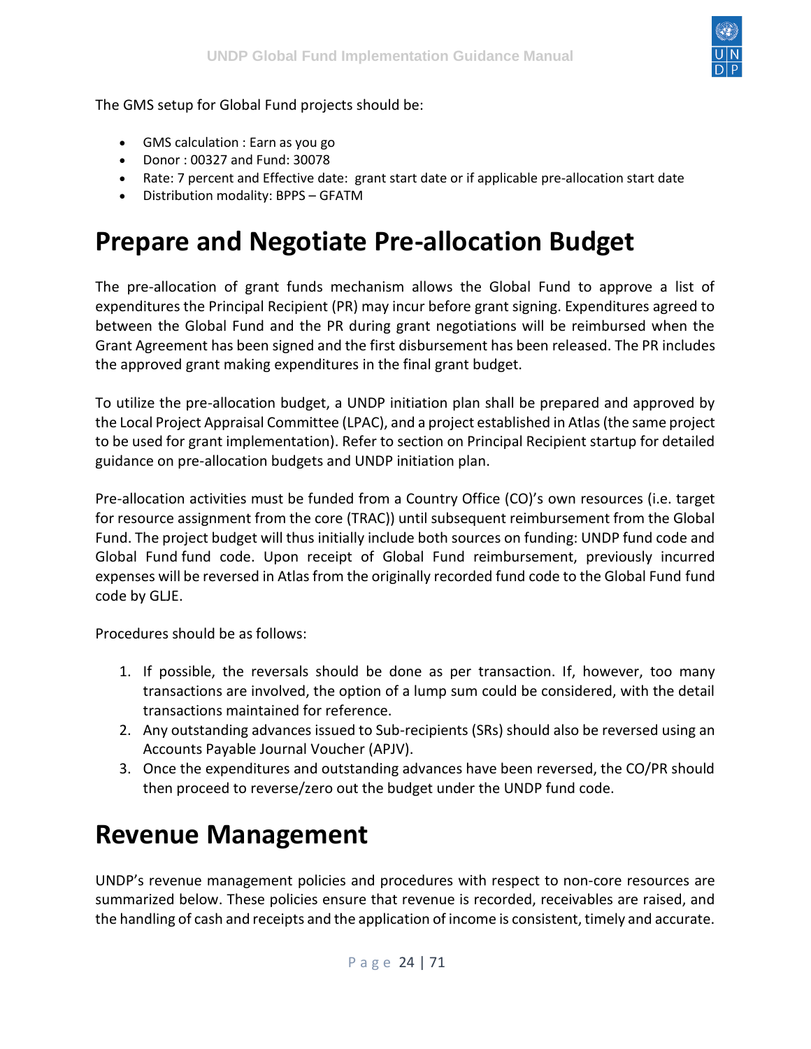The GMS setup for Global Fund projects should be:

- GMS calculation : Earn as you go
- Donor : 00327 and Fund: 30078
- Rate: 7 percent and Effective date: grant start date or if applicable pre-allocation start date
- Distribution modality: BPPS – GFATM

# Prepare and Negotiate Pre-allocation Budget

The pre-allocation of grant funds mechanism allows the Global Fund to approve a list of expenditures the Principal Recipient (PR) may incur before grant signing. Expenditures agreed to between the Global Fund and the PR during grant negotiations will be reimbursed when the Grant Agreement has been signed and the first disbursement has been released. The PR includes the approved grant making expenditures in the final grant budget.

To utilize the pre-allocation budget, a UNDP initiation plan shall be prepared and approved by the Local Project Appraisal Committee (LPAC), and a project established in Atlas (the same project to be used for grant implementation). Refer to section on Principal Recipient startup for detailed guidance on pre-allocation budgets and UNDP initiation plan.

Pre-allocation activities must be funded from a Country Office (CO)'s own resources (i.e. target for resource assignment from the core (TRAC)) until subsequent reimbursement from the Global Fund. The project budget will thus initially include both sources on funding: UNDP fund code and Global Fund fund code. Upon receipt of Global Fund reimbursement, previously incurred expenses will be reversed in Atlas from the originally recorded fund code to the Global Fund fund code by GLJE.

Procedures should be as follows:

1. If possible, the reversals should be done as per transaction. If, however, too many transactions are involved, the option of a lump sum could be considered, with the detail transactions maintained for reference.
2. Any outstanding advances issued to Sub-recipients (SRs) should also be reversed using an Accounts Payable Journal Voucher (APJV).
3. Once the expenditures and outstanding advances have been reversed, the CO/PR should then proceed to reverse/zero out the budget under the UNDP fund code.

# Revenue Management

UNDP's revenue management policies and procedures with respect to non-core resources are summarized below. These policies ensure that revenue is recorded, receivables are raised, and the handling of cash and receipts and the application of income is consistent, timely and accurate.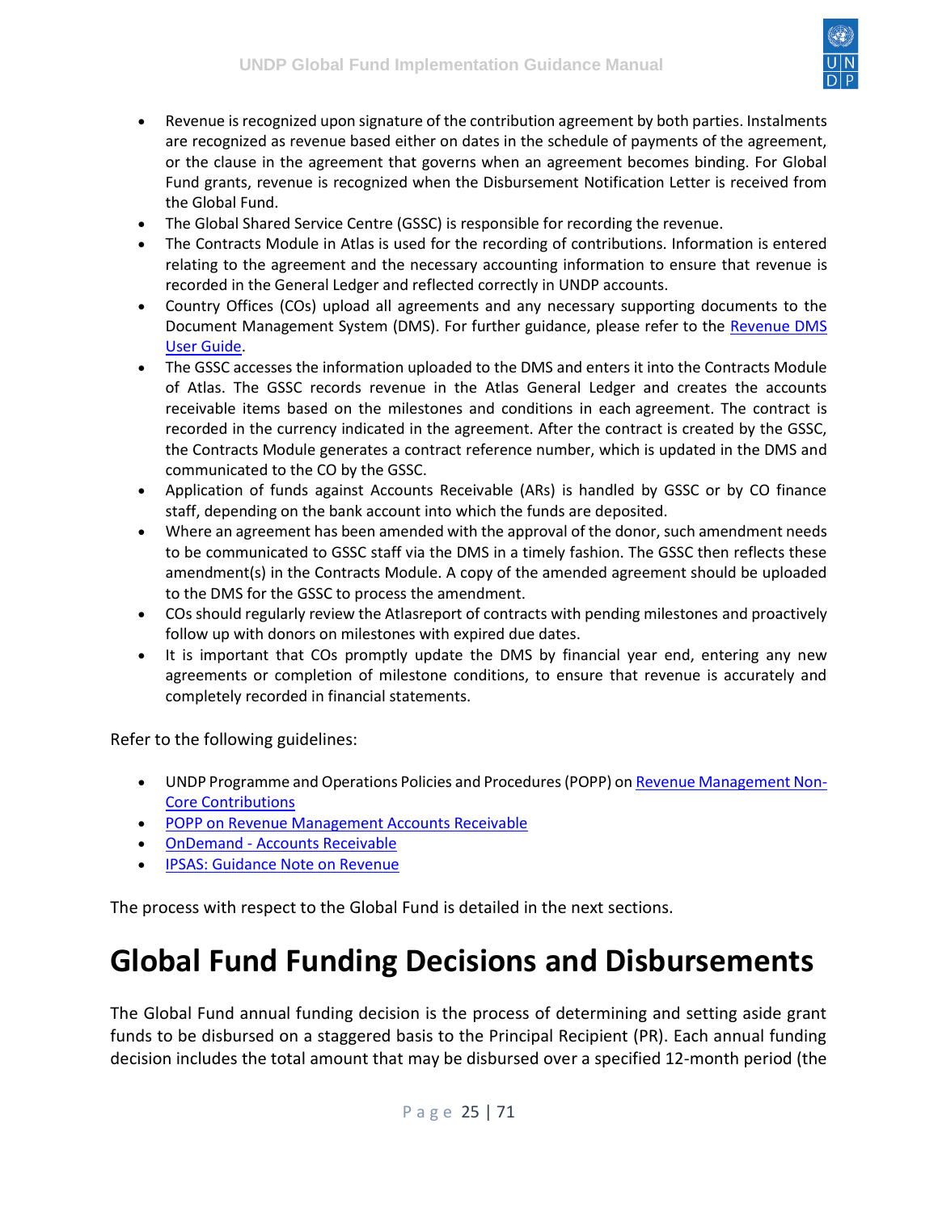- Revenue is recognized upon signature of the contribution agreement by both parties. Instalments are recognized as revenue based either on dates in the schedule of payments of the agreement, or the clause in the agreement that governs when an agreement becomes binding. For Global Fund grants, revenue is recognized when the Disbursement Notification Letter is received from the Global Fund.
- The Global Shared Service Centre (GSSC) is responsible for recording the revenue.
- The Contracts Module in Atlas is used for the recording of contributions. Information is entered relating to the agreement and the necessary accounting information to ensure that revenue is recorded in the General Ledger and reflected correctly in UNDP accounts.
- Country Offices (COs) upload all agreements and any necessary supporting documents to the Document Management System (DMS). For further guidance, please refer to the Revenue DMS User Guide.
- The GSSC accesses the information uploaded to the DMS and enters it into the Contracts Module of Atlas. The GSSC records revenue in the Atlas General Ledger and creates the accounts receivable items based on the milestones and conditions in each agreement. The contract is recorded in the currency indicated in the agreement. After the contract is created by the GSSC, the Contracts Module generates a contract reference number, which is updated in the DMS and communicated to the CO by the GSSC.
- Application of funds against Accounts Receivable (ARs) is handled by GSSC or by CO finance staff, depending on the bank account into which the funds are deposited.
- Where an agreement has been amended with the approval of the donor, such amendment needs to be communicated to GSSC staff via the DMS in a timely fashion. The GSSC then reflects these amendment(s) in the Contracts Module. A copy of the amended agreement should be uploaded to the DMS for the GSSC to process the amendment.
- COs should regularly review the Atlasreport of contracts with pending milestones and proactively follow up with donors on milestones with expired due dates.
- It is important that COs promptly update the DMS by financial year end, entering any new agreements or completion of milestone conditions, to ensure that revenue is accurately and completely recorded in financial statements.

Refer to the following guidelines:

- UNDP Programme and Operations Policies and Procedures (POPP) on Revenue Management Non-Core Contributions
- POPP on Revenue Management Accounts Receivable
- OnDemand - Accounts Receivable
- IPSAS: Guidance Note on Revenue

The process with respect to the Global Fund is detailed in the next sections.

# Global Fund Funding Decisions and Disbursements

The Global Fund annual funding decision is the process of determining and setting aside grant funds to be disbursed on a staggered basis to the Principal Recipient (PR). Each annual funding decision includes the total amount that may be disbursed over a specified 12-month period (the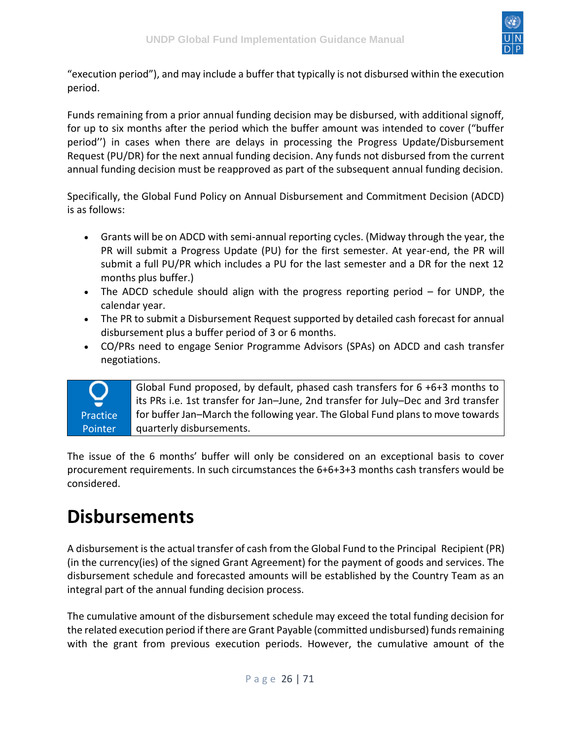"execution period"), and may include a buffer that typically is not disbursed within the execution period.

Funds remaining from a prior annual funding decision may be disbursed, with additional signoff, for up to six months after the period which the buffer amount was intended to cover ("buffer period'') in cases when there are delays in processing the Progress Update/Disbursement Request (PU/DR) for the next annual funding decision. Any funds not disbursed from the current annual funding decision must be reapproved as part of the subsequent annual funding decision.

Specifically, the Global Fund Policy on Annual Disbursement and Commitment Decision (ADCD) is as follows:

- Grants will be on ADCD with semi-annual reporting cycles. (Midway through the year, the PR will submit a Progress Update (PU) for the first semester. At year-end, the PR will submit a full PU/PR which includes a PU for the last semester and a DR for the next 12 months plus buffer.)
- The ADCD schedule should align with the progress reporting period – for UNDP, the calendar year.
- The PR to submit a Disbursement Request supported by detailed cash forecast for annual disbursement plus a buffer period of 3 or 6 months.
- CO/PRs need to engage Senior Programme Advisors (SPAs) on ADCD and cash transfer negotiations.

| Practice Pointer | Global Fund proposed, by default, phased cash transfers for 6 +6+3 months to its PRs i.e. 1st transfer for Jan–June, 2nd transfer for July–Dec and 3rd transfer for buffer Jan–March the following year. The Global Fund plans to move towards quarterly disbursements. |
|---|---|

The issue of the 6 months' buffer will only be considered on an exceptional basis to cover procurement requirements. In such circumstances the 6+6+3+3 months cash transfers would be considered.

# Disbursements

A disbursement is the actual transfer of cash from the Global Fund to the Principal Recipient (PR) (in the currency(ies) of the signed Grant Agreement) for the payment of goods and services. The disbursement schedule and forecasted amounts will be established by the Country Team as an integral part of the annual funding decision process.

The cumulative amount of the disbursement schedule may exceed the total funding decision for the related execution period if there are Grant Payable (committed undisbursed) funds remaining with the grant from previous execution periods. However, the cumulative amount of the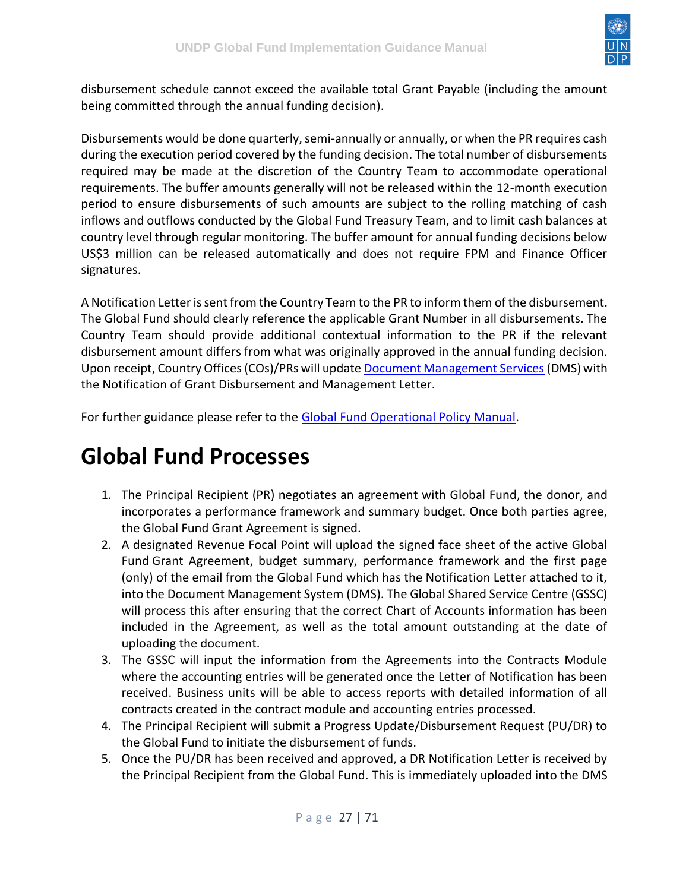disbursement schedule cannot exceed the available total Grant Payable (including the amount being committed through the annual funding decision).

Disbursements would be done quarterly, semi-annually or annually, or when the PR requires cash during the execution period covered by the funding decision. The total number of disbursements required may be made at the discretion of the Country Team to accommodate operational requirements. The buffer amounts generally will not be released within the 12-month execution period to ensure disbursements of such amounts are subject to the rolling matching of cash inflows and outflows conducted by the Global Fund Treasury Team, and to limit cash balances at country level through regular monitoring. The buffer amount for annual funding decisions below US$3 million can be released automatically and does not require FPM and Finance Officer signatures.

A Notification Letter is sent from the Country Team to the PR to inform them of the disbursement. The Global Fund should clearly reference the applicable Grant Number in all disbursements. The Country Team should provide additional contextual information to the PR if the relevant disbursement amount differs from what was originally approved in the annual funding decision. Upon receipt, Country Offices (COs)/PRs will update Document Management Services (DMS) with the Notification of Grant Disbursement and Management Letter.

For further guidance please refer to the Global Fund Operational Policy Manual.

# Global Fund Processes

1. The Principal Recipient (PR) negotiates an agreement with Global Fund, the donor, and incorporates a performance framework and summary budget. Once both parties agree, the Global Fund Grant Agreement is signed.
2. A designated Revenue Focal Point will upload the signed face sheet of the active Global Fund Grant Agreement, budget summary, performance framework and the first page (only) of the email from the Global Fund which has the Notification Letter attached to it, into the Document Management System (DMS). The Global Shared Service Centre (GSSC) will process this after ensuring that the correct Chart of Accounts information has been included in the Agreement, as well as the total amount outstanding at the date of uploading the document.
3. The GSSC will input the information from the Agreements into the Contracts Module where the accounting entries will be generated once the Letter of Notification has been received. Business units will be able to access reports with detailed information of all contracts created in the contract module and accounting entries processed.
4. The Principal Recipient will submit a Progress Update/Disbursement Request (PU/DR) to the Global Fund to initiate the disbursement of funds.
5. Once the PU/DR has been received and approved, a DR Notification Letter is received by the Principal Recipient from the Global Fund. This is immediately uploaded into the DMS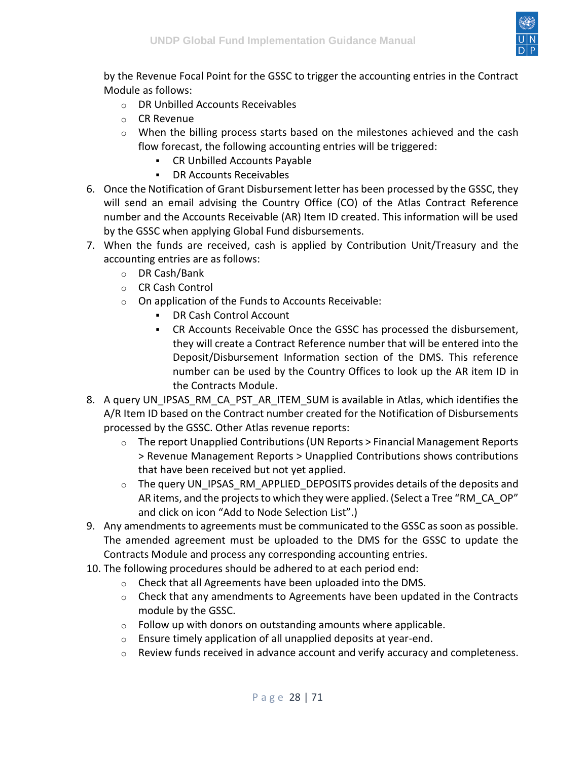by the Revenue Focal Point for the GSSC to trigger the accounting entries in the Contract Module as follows:

- DR Unbilled Accounts Receivables
- CR Revenue
- When the billing process starts based on the milestones achieved and the cash flow forecast, the following accounting entries will be triggered:
    - CR Unbilled Accounts Payable
    - DR Accounts Receivables

6. Once the Notification of Grant Disbursement letter has been processed by the GSSC, they will send an email advising the Country Office (CO) of the Atlas Contract Reference number and the Accounts Receivable (AR) Item ID created. This information will be used by the GSSC when applying Global Fund disbursements.
7. When the funds are received, cash is applied by Contribution Unit/Treasury and the accounting entries are as follows:
    - DR Cash/Bank
    - CR Cash Control
    - On application of the Funds to Accounts Receivable:
        - DR Cash Control Account
        - CR Accounts Receivable Once the GSSC has processed the disbursement, they will create a Contract Reference number that will be entered into the Deposit/Disbursement Information section of the DMS. This reference number can be used by the Country Offices to look up the AR item ID in the Contracts Module.
8. A query UN_IPSAS_RM_CA_PST_AR_ITEM_SUM is available in Atlas, which identifies the A/R Item ID based on the Contract number created for the Notification of Disbursements processed by the GSSC. Other Atlas revenue reports:
    - The report Unapplied Contributions (UN Reports > Financial Management Reports > Revenue Management Reports > Unapplied Contributions shows contributions that have been received but not yet applied.
    - The query UN_IPSAS_RM_APPLIED_DEPOSITS provides details of the deposits and AR items, and the projects to which they were applied. (Select a Tree "RM_CA_OP" and click on icon "Add to Node Selection List".)
9. Any amendments to agreements must be communicated to the GSSC as soon as possible. The amended agreement must be uploaded to the DMS for the GSSC to update the Contracts Module and process any corresponding accounting entries.
10. The following procedures should be adhered to at each period end:
    - Check that all Agreements have been uploaded into the DMS.
    - Check that any amendments to Agreements have been updated in the Contracts module by the GSSC.
    - Follow up with donors on outstanding amounts where applicable.
    - Ensure timely application of all unapplied deposits at year-end.
    - Review funds received in advance account and verify accuracy and completeness.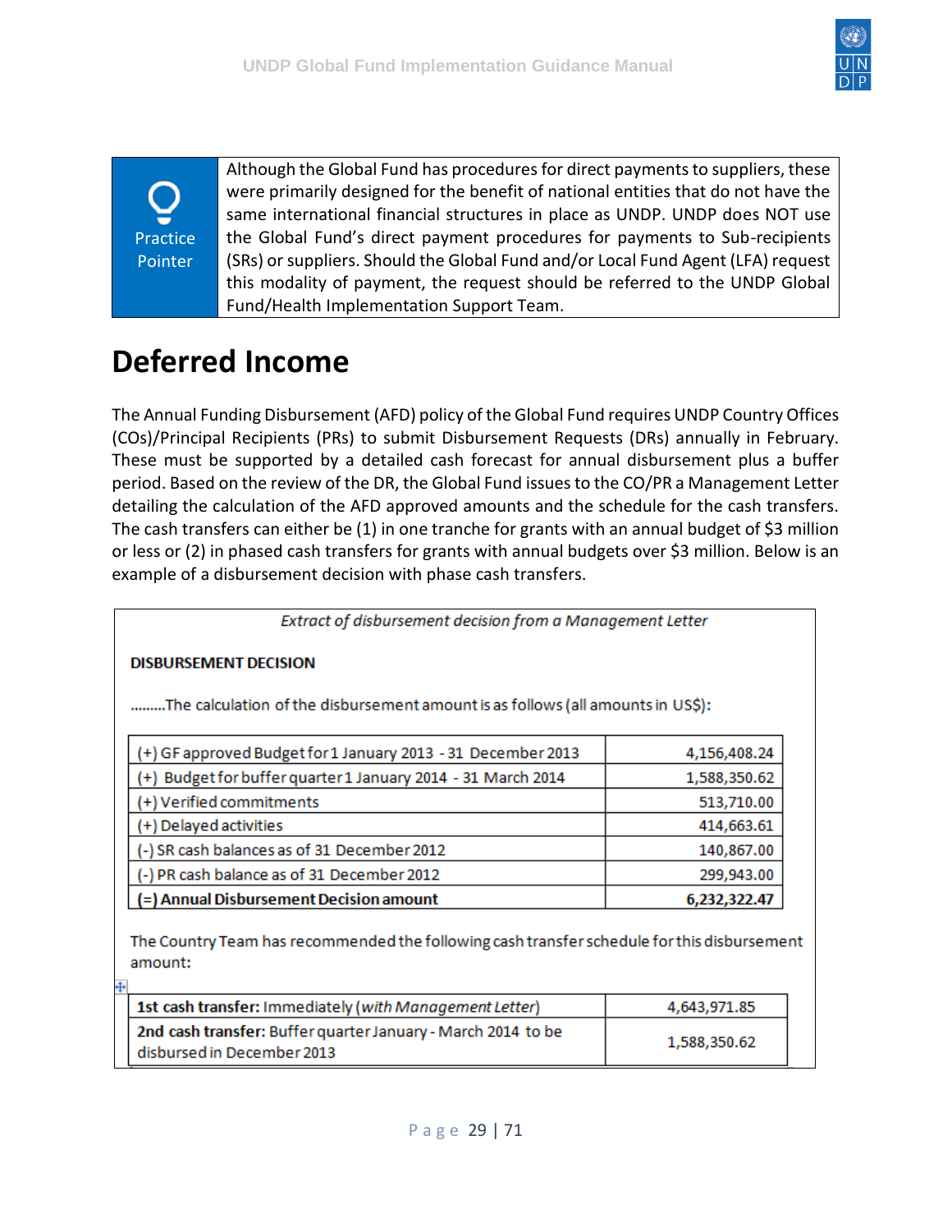> **Practice Pointer**
>
> Although the Global Fund has procedures for direct payments to suppliers, these were primarily designed for the benefit of national entities that do not have the same international financial structures in place as UNDP. UNDP does NOT use the Global Fund's direct payment procedures for payments to Sub-recipients (SRs) or suppliers. Should the Global Fund and/or Local Fund Agent (LFA) request this modality of payment, the request should be referred to the UNDP Global Fund/Health Implementation Support Team.

# Deferred Income

The Annual Funding Disbursement (AFD) policy of the Global Fund requires UNDP Country Offices (COs)/Principal Recipients (PRs) to submit Disbursement Requests (DRs) annually in February. These must be supported by a detailed cash forecast for annual disbursement plus a buffer period. Based on the review of the DR, the Global Fund issues to the CO/PR a Management Letter detailing the calculation of the AFD approved amounts and the schedule for the cash transfers. The cash transfers can either be (1) in one tranche for grants with an annual budget of $3 million or less or (2) in phased cash transfers for grants with annual budgets over $3 million. Below is an example of a disbursement decision with phase cash transfers.

*Extract of disbursement decision from a Management Letter*

**DISBURSEMENT DECISION**

………The calculation of the disbursement amount is as follows (all amounts in US$):

| | |
|---|---:|
| (+) GF approved Budget for 1 January 2013 - 31 December 2013 | 4,156,408.24 |
| (+) Budget for buffer quarter 1 January 2014 - 31 March 2014 | 1,588,350.62 |
| (+) Verified commitments | 513,710.00 |
| (+) Delayed activities | 414,663.61 |
| (-) SR cash balances as of 31 December 2012 | 140,867.00 |
| (-) PR cash balance as of 31 December 2012 | 299,943.00 |
| **(=) Annual Disbursement Decision amount** | **6,232,322.47** |

The Country Team has recommended the following cash transfer schedule for this disbursement amount:

| | |
|---|---:|
| **1st cash transfer:** Immediately (*with Management Letter*) | 4,643,971.85 |
| **2nd cash transfer:** Buffer quarter January - March 2014 to be disbursed in December 2013 | 1,588,350.62 |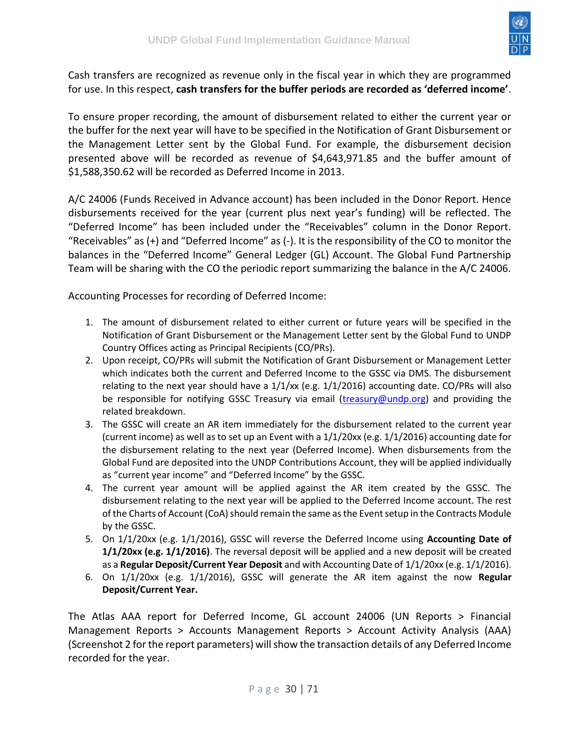Cash transfers are recognized as revenue only in the fiscal year in which they are programmed for use. In this respect, **cash transfers for the buffer periods are recorded as 'deferred income'**.

To ensure proper recording, the amount of disbursement related to either the current year or the buffer for the next year will have to be specified in the Notification of Grant Disbursement or the Management Letter sent by the Global Fund. For example, the disbursement decision presented above will be recorded as revenue of $4,643,971.85 and the buffer amount of $1,588,350.62 will be recorded as Deferred Income in 2013.

A/C 24006 (Funds Received in Advance account) has been included in the Donor Report. Hence disbursements received for the year (current plus next year's funding) will be reflected. The "Deferred Income" has been included under the "Receivables" column in the Donor Report. "Receivables" as (+) and "Deferred Income" as (-). It is the responsibility of the CO to monitor the balances in the "Deferred Income" General Ledger (GL) Account. The Global Fund Partnership Team will be sharing with the CO the periodic report summarizing the balance in the A/C 24006.

Accounting Processes for recording of Deferred Income:

1. The amount of disbursement related to either current or future years will be specified in the Notification of Grant Disbursement or the Management Letter sent by the Global Fund to UNDP Country Offices acting as Principal Recipients (CO/PRs).
2. Upon receipt, CO/PRs will submit the Notification of Grant Disbursement or Management Letter which indicates both the current and Deferred Income to the GSSC via DMS. The disbursement relating to the next year should have a 1/1/xx (e.g. 1/1/2016) accounting date. CO/PRs will also be responsible for notifying GSSC Treasury via email (treasury@undp.org) and providing the related breakdown.
3. The GSSC will create an AR item immediately for the disbursement related to the current year (current income) as well as to set up an Event with a 1/1/20xx (e.g. 1/1/2016) accounting date for the disbursement relating to the next year (Deferred Income). When disbursements from the Global Fund are deposited into the UNDP Contributions Account, they will be applied individually as "current year income" and "Deferred Income" by the GSSC.
4. The current year amount will be applied against the AR item created by the GSSC. The disbursement relating to the next year will be applied to the Deferred Income account. The rest of the Charts of Account (CoA) should remain the same as the Event setup in the Contracts Module by the GSSC.
5. On 1/1/20xx (e.g. 1/1/2016), GSSC will reverse the Deferred Income using **Accounting Date of 1/1/20xx (e.g. 1/1/2016)**. The reversal deposit will be applied and a new deposit will be created as a **Regular Deposit/Current Year Deposit** and with Accounting Date of 1/1/20xx (e.g. 1/1/2016).
6. On 1/1/20xx (e.g. 1/1/2016), GSSC will generate the AR item against the now **Regular Deposit/Current Year.**

The Atlas AAA report for Deferred Income, GL account 24006 (UN Reports > Financial Management Reports > Accounts Management Reports > Account Activity Analysis (AAA) (Screenshot 2 for the report parameters) will show the transaction details of any Deferred Income recorded for the year.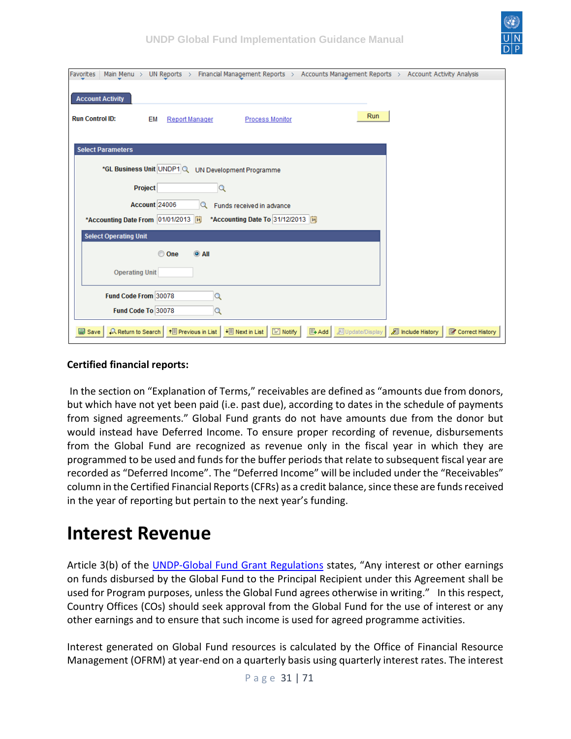Favorites | Main Menu > UN Reports > Financial Management Reports > Accounts Management Reports > Account Activity Analysis

**Account Activity**

**Run Control ID:** EM  Report Manager  Process Monitor  Run

**Select Parameters**

*GL Business Unit: UNDP1 — UN Development Programme

Project:

Account: 24006 — Funds received in advance

*Accounting Date From: 01/01/2013  *Accounting Date To: 31/12/2013

**Select Operating Unit**

○ One  ● All

Operating Unit:

Fund Code From: 30078

Fund Code To: 30078

Save | Return to Search | Previous in List | Next in List | Notify | Add | Update/Display | Include History | Correct History

**Certified financial reports:**

In the section on "Explanation of Terms," receivables are defined as "amounts due from donors, but which have not yet been paid (i.e. past due), according to dates in the schedule of payments from signed agreements." Global Fund grants do not have amounts due from the donor but would instead have Deferred Income. To ensure proper recording of revenue, disbursements from the Global Fund are recognized as revenue only in the fiscal year in which they are programmed to be used and funds for the buffer periods that relate to subsequent fiscal year are recorded as "Deferred Income". The "Deferred Income" will be included under the "Receivables" column in the Certified Financial Reports (CFRs) as a credit balance, since these are funds received in the year of reporting but pertain to the next year's funding.

# Interest Revenue

Article 3(b) of the UNDP-Global Fund Grant Regulations states, "Any interest or other earnings on funds disbursed by the Global Fund to the Principal Recipient under this Agreement shall be used for Program purposes, unless the Global Fund agrees otherwise in writing." In this respect, Country Offices (COs) should seek approval from the Global Fund for the use of interest or any other earnings and to ensure that such income is used for agreed programme activities.

Interest generated on Global Fund resources is calculated by the Office of Financial Resource Management (OFRM) at year-end on a quarterly basis using quarterly interest rates. The interest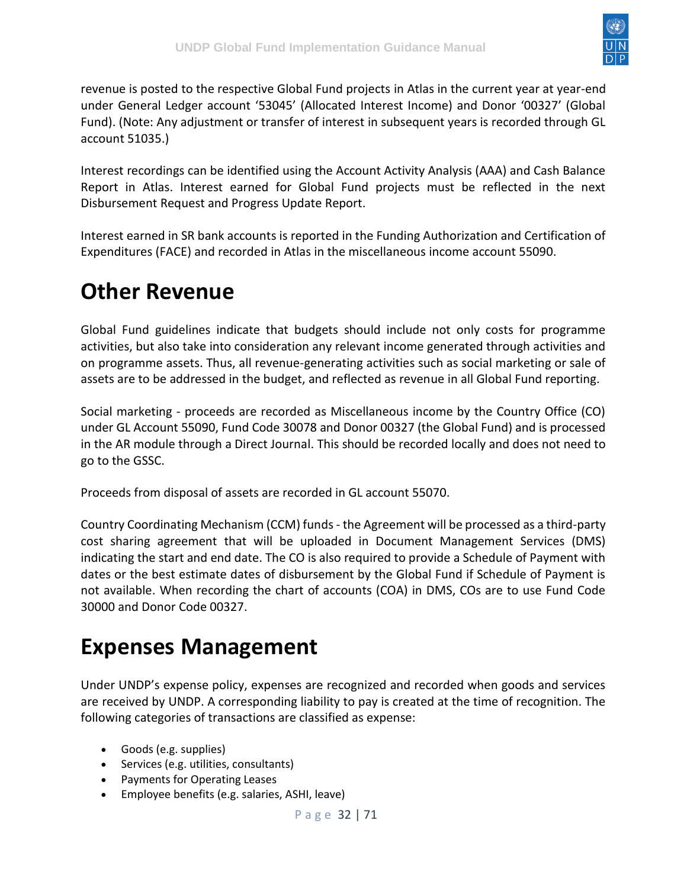revenue is posted to the respective Global Fund projects in Atlas in the current year at year-end under General Ledger account '53045' (Allocated Interest Income) and Donor '00327' (Global Fund). (Note: Any adjustment or transfer of interest in subsequent years is recorded through GL account 51035.)

Interest recordings can be identified using the Account Activity Analysis (AAA) and Cash Balance Report in Atlas. Interest earned for Global Fund projects must be reflected in the next Disbursement Request and Progress Update Report.

Interest earned in SR bank accounts is reported in the Funding Authorization and Certification of Expenditures (FACE) and recorded in Atlas in the miscellaneous income account 55090.

# Other Revenue

Global Fund guidelines indicate that budgets should include not only costs for programme activities, but also take into consideration any relevant income generated through activities and on programme assets. Thus, all revenue-generating activities such as social marketing or sale of assets are to be addressed in the budget, and reflected as revenue in all Global Fund reporting.

Social marketing - proceeds are recorded as Miscellaneous income by the Country Office (CO) under GL Account 55090, Fund Code 30078 and Donor 00327 (the Global Fund) and is processed in the AR module through a Direct Journal. This should be recorded locally and does not need to go to the GSSC.

Proceeds from disposal of assets are recorded in GL account 55070.

Country Coordinating Mechanism (CCM) funds - the Agreement will be processed as a third-party cost sharing agreement that will be uploaded in Document Management Services (DMS) indicating the start and end date. The CO is also required to provide a Schedule of Payment with dates or the best estimate dates of disbursement by the Global Fund if Schedule of Payment is not available. When recording the chart of accounts (COA) in DMS, COs are to use Fund Code 30000 and Donor Code 00327.

# Expenses Management

Under UNDP's expense policy, expenses are recognized and recorded when goods and services are received by UNDP. A corresponding liability to pay is created at the time of recognition. The following categories of transactions are classified as expense:

- Goods (e.g. supplies)
- Services (e.g. utilities, consultants)
- Payments for Operating Leases
- Employee benefits (e.g. salaries, ASHI, leave)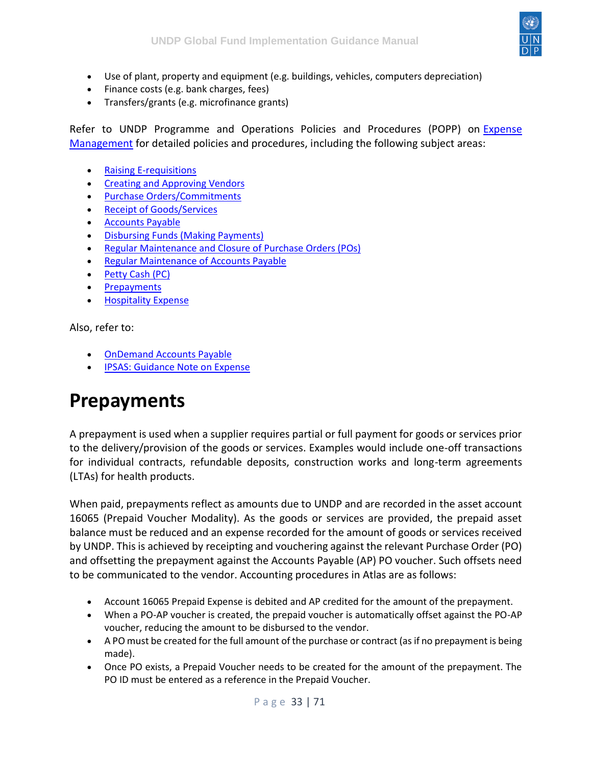- Use of plant, property and equipment (e.g. buildings, vehicles, computers depreciation)
- Finance costs (e.g. bank charges, fees)
- Transfers/grants (e.g. microfinance grants)

Refer to UNDP Programme and Operations Policies and Procedures (POPP) on [Expense Management](#) for detailed policies and procedures, including the following subject areas:

- [Raising E-requisitions](#)
- [Creating and Approving Vendors](#)
- [Purchase Orders/Commitments](#)
- [Receipt of Goods/Services](#)
- [Accounts Payable](#)
- [Disbursing Funds (Making Payments)](#)
- [Regular Maintenance and Closure of Purchase Orders (POs)](#)
- [Regular Maintenance of Accounts Payable](#)
- [Petty Cash (PC)](#)
- [Prepayments](#)
- [Hospitality Expense](#)

Also, refer to:

- [OnDemand Accounts Payable](#)
- [IPSAS: Guidance Note on Expense](#)

# Prepayments

A prepayment is used when a supplier requires partial or full payment for goods or services prior to the delivery/provision of the goods or services. Examples would include one-off transactions for individual contracts, refundable deposits, construction works and long-term agreements (LTAs) for health products.

When paid, prepayments reflect as amounts due to UNDP and are recorded in the asset account 16065 (Prepaid Voucher Modality). As the goods or services are provided, the prepaid asset balance must be reduced and an expense recorded for the amount of goods or services received by UNDP. This is achieved by receipting and vouchering against the relevant Purchase Order (PO) and offsetting the prepayment against the Accounts Payable (AP) PO voucher. Such offsets need to be communicated to the vendor. Accounting procedures in Atlas are as follows:

- Account 16065 Prepaid Expense is debited and AP credited for the amount of the prepayment.
- When a PO-AP voucher is created, the prepaid voucher is automatically offset against the PO-AP voucher, reducing the amount to be disbursed to the vendor.
- A PO must be created for the full amount of the purchase or contract (as if no prepayment is being made).
- Once PO exists, a Prepaid Voucher needs to be created for the amount of the prepayment. The PO ID must be entered as a reference in the Prepaid Voucher.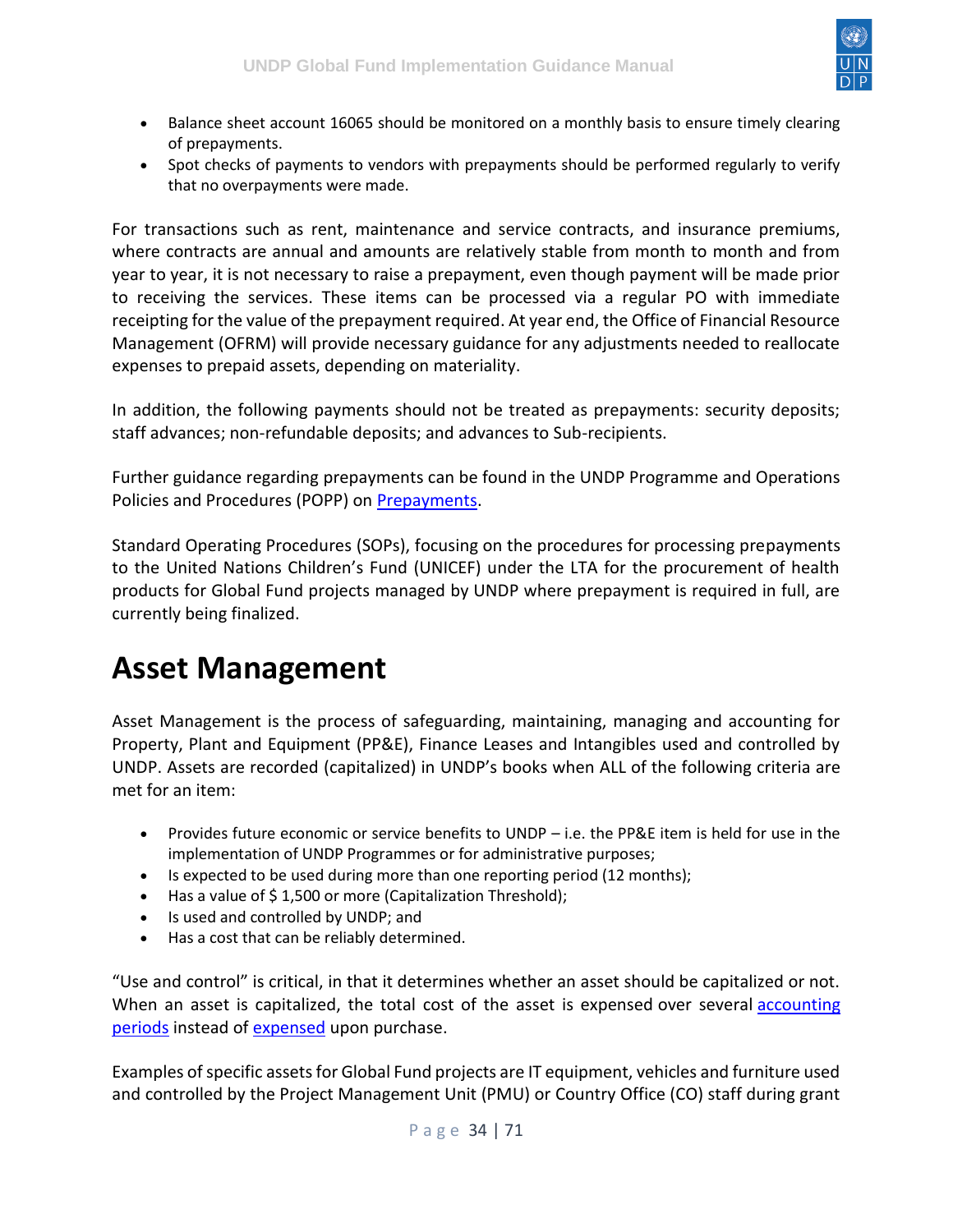- Balance sheet account 16065 should be monitored on a monthly basis to ensure timely clearing of prepayments.
- Spot checks of payments to vendors with prepayments should be performed regularly to verify that no overpayments were made.

For transactions such as rent, maintenance and service contracts, and insurance premiums, where contracts are annual and amounts are relatively stable from month to month and from year to year, it is not necessary to raise a prepayment, even though payment will be made prior to receiving the services. These items can be processed via a regular PO with immediate receipting for the value of the prepayment required. At year end, the Office of Financial Resource Management (OFRM) will provide necessary guidance for any adjustments needed to reallocate expenses to prepaid assets, depending on materiality.

In addition, the following payments should not be treated as prepayments: security deposits; staff advances; non-refundable deposits; and advances to Sub-recipients.

Further guidance regarding prepayments can be found in the UNDP Programme and Operations Policies and Procedures (POPP) on [Prepayments](#).

Standard Operating Procedures (SOPs), focusing on the procedures for processing prepayments to the United Nations Children's Fund (UNICEF) under the LTA for the procurement of health products for Global Fund projects managed by UNDP where prepayment is required in full, are currently being finalized.

# Asset Management

Asset Management is the process of safeguarding, maintaining, managing and accounting for Property, Plant and Equipment (PP&E), Finance Leases and Intangibles used and controlled by UNDP. Assets are recorded (capitalized) in UNDP's books when ALL of the following criteria are met for an item:

- Provides future economic or service benefits to UNDP – i.e. the PP&E item is held for use in the implementation of UNDP Programmes or for administrative purposes;
- Is expected to be used during more than one reporting period (12 months);
- Has a value of $ 1,500 or more (Capitalization Threshold);
- Is used and controlled by UNDP; and
- Has a cost that can be reliably determined.

"Use and control" is critical, in that it determines whether an asset should be capitalized or not. When an asset is capitalized, the total cost of the asset is expensed over several [accounting periods](#) instead of [expensed](#) upon purchase.

Examples of specific assets for Global Fund projects are IT equipment, vehicles and furniture used and controlled by the Project Management Unit (PMU) or Country Office (CO) staff during grant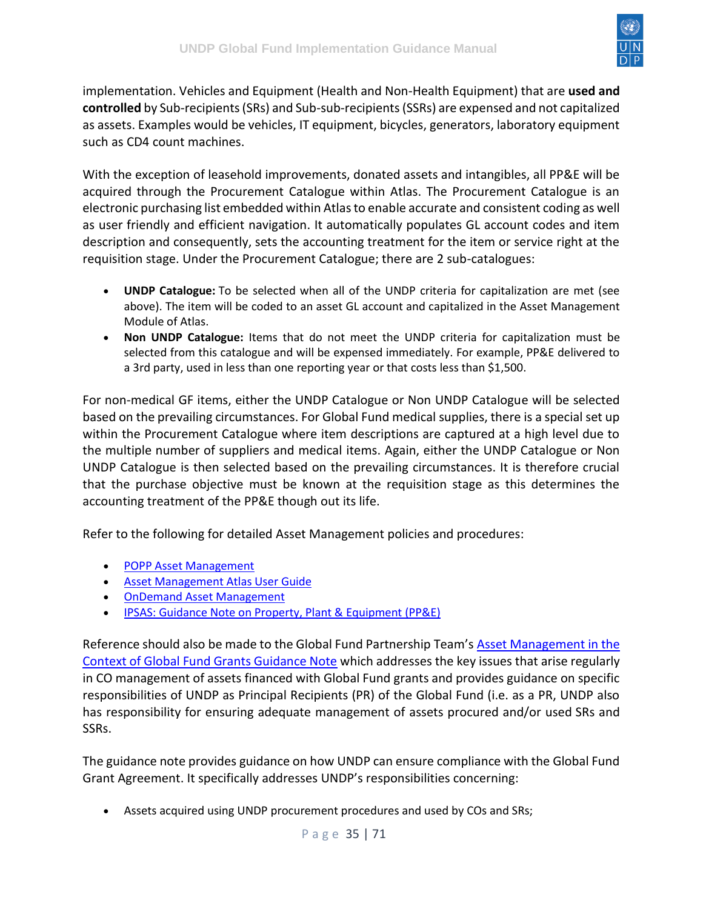implementation. Vehicles and Equipment (Health and Non-Health Equipment) that are **used and controlled** by Sub-recipients (SRs) and Sub-sub-recipients (SSRs) are expensed and not capitalized as assets. Examples would be vehicles, IT equipment, bicycles, generators, laboratory equipment such as CD4 count machines.

With the exception of leasehold improvements, donated assets and intangibles, all PP&E will be acquired through the Procurement Catalogue within Atlas. The Procurement Catalogue is an electronic purchasing list embedded within Atlas to enable accurate and consistent coding as well as user friendly and efficient navigation. It automatically populates GL account codes and item description and consequently, sets the accounting treatment for the item or service right at the requisition stage. Under the Procurement Catalogue; there are 2 sub-catalogues:

- **UNDP Catalogue:** To be selected when all of the UNDP criteria for capitalization are met (see above). The item will be coded to an asset GL account and capitalized in the Asset Management Module of Atlas.
- **Non UNDP Catalogue:** Items that do not meet the UNDP criteria for capitalization must be selected from this catalogue and will be expensed immediately. For example, PP&E delivered to a 3rd party, used in less than one reporting year or that costs less than $1,500.

For non-medical GF items, either the UNDP Catalogue or Non UNDP Catalogue will be selected based on the prevailing circumstances. For Global Fund medical supplies, there is a special set up within the Procurement Catalogue where item descriptions are captured at a high level due to the multiple number of suppliers and medical items. Again, either the UNDP Catalogue or Non UNDP Catalogue is then selected based on the prevailing circumstances. It is therefore crucial that the purchase objective must be known at the requisition stage as this determines the accounting treatment of the PP&E though out its life.

Refer to the following for detailed Asset Management policies and procedures:

- POPP Asset Management
- Asset Management Atlas User Guide
- OnDemand Asset Management
- IPSAS: Guidance Note on Property, Plant & Equipment (PP&E)

Reference should also be made to the Global Fund Partnership Team's Asset Management in the Context of Global Fund Grants Guidance Note which addresses the key issues that arise regularly in CO management of assets financed with Global Fund grants and provides guidance on specific responsibilities of UNDP as Principal Recipients (PR) of the Global Fund (i.e. as a PR, UNDP also has responsibility for ensuring adequate management of assets procured and/or used SRs and SSRs.

The guidance note provides guidance on how UNDP can ensure compliance with the Global Fund Grant Agreement. It specifically addresses UNDP's responsibilities concerning:

- Assets acquired using UNDP procurement procedures and used by COs and SRs;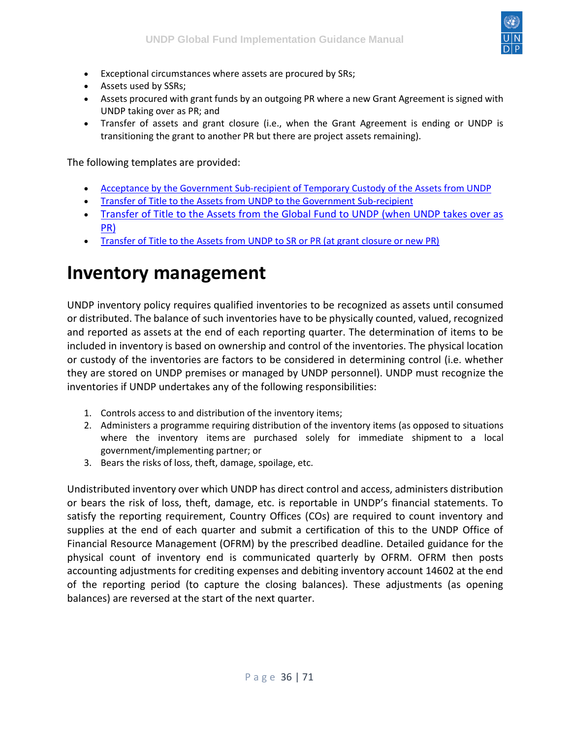- Exceptional circumstances where assets are procured by SRs;
- Assets used by SSRs;
- Assets procured with grant funds by an outgoing PR where a new Grant Agreement is signed with UNDP taking over as PR; and
- Transfer of assets and grant closure (i.e., when the Grant Agreement is ending or UNDP is transitioning the grant to another PR but there are project assets remaining).

The following templates are provided:

- Acceptance by the Government Sub-recipient of Temporary Custody of the Assets from UNDP
- Transfer of Title to the Assets from UNDP to the Government Sub-recipient
- Transfer of Title to the Assets from the Global Fund to UNDP (when UNDP takes over as PR)
- Transfer of Title to the Assets from UNDP to SR or PR (at grant closure or new PR)

# Inventory management

UNDP inventory policy requires qualified inventories to be recognized as assets until consumed or distributed. The balance of such inventories have to be physically counted, valued, recognized and reported as assets at the end of each reporting quarter. The determination of items to be included in inventory is based on ownership and control of the inventories. The physical location or custody of the inventories are factors to be considered in determining control (i.e. whether they are stored on UNDP premises or managed by UNDP personnel). UNDP must recognize the inventories if UNDP undertakes any of the following responsibilities:

1. Controls access to and distribution of the inventory items;
2. Administers a programme requiring distribution of the inventory items (as opposed to situations where the inventory items are purchased solely for immediate shipment to a local government/implementing partner; or
3. Bears the risks of loss, theft, damage, spoilage, etc.

Undistributed inventory over which UNDP has direct control and access, administers distribution or bears the risk of loss, theft, damage, etc. is reportable in UNDP's financial statements. To satisfy the reporting requirement, Country Offices (COs) are required to count inventory and supplies at the end of each quarter and submit a certification of this to the UNDP Office of Financial Resource Management (OFRM) by the prescribed deadline. Detailed guidance for the physical count of inventory end is communicated quarterly by OFRM. OFRM then posts accounting adjustments for crediting expenses and debiting inventory account 14602 at the end of the reporting period (to capture the closing balances). These adjustments (as opening balances) are reversed at the start of the next quarter.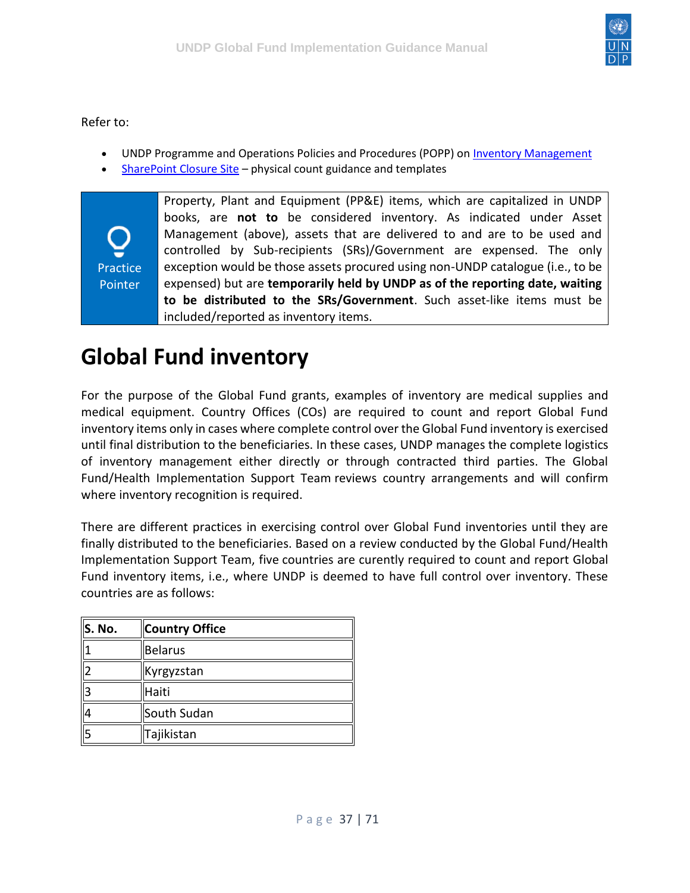Refer to:

- UNDP Programme and Operations Policies and Procedures (POPP) on [Inventory Management]
- [SharePoint Closure Site] – physical count guidance and templates

| Practice Pointer | Property, Plant and Equipment (PP&E) items, which are capitalized in UNDP books, are **not to** be considered inventory. As indicated under Asset Management (above), assets that are delivered to and are to be used and controlled by Sub-recipients (SRs)/Government are expensed. The only exception would be those assets procured using non-UNDP catalogue (i.e., to be expensed) but are **temporarily held by UNDP as of the reporting date, waiting to be distributed to the SRs/Government**. Such asset-like items must be included/reported as inventory items. |
|---|---|

# Global Fund inventory

For the purpose of the Global Fund grants, examples of inventory are medical supplies and medical equipment. Country Offices (COs) are required to count and report Global Fund inventory items only in cases where complete control over the Global Fund inventory is exercised until final distribution to the beneficiaries. In these cases, UNDP manages the complete logistics of inventory management either directly or through contracted third parties. The Global Fund/Health Implementation Support Team reviews country arrangements and will confirm where inventory recognition is required.

There are different practices in exercising control over Global Fund inventories until they are finally distributed to the beneficiaries. Based on a review conducted by the Global Fund/Health Implementation Support Team, five countries are curently required to count and report Global Fund inventory items, i.e., where UNDP is deemed to have full control over inventory. These countries are as follows:

| S. No. | Country Office |
|---|---|
| 1 | Belarus |
| 2 | Kyrgyzstan |
| 3 | Haiti |
| 4 | South Sudan |
| 5 | Tajikistan |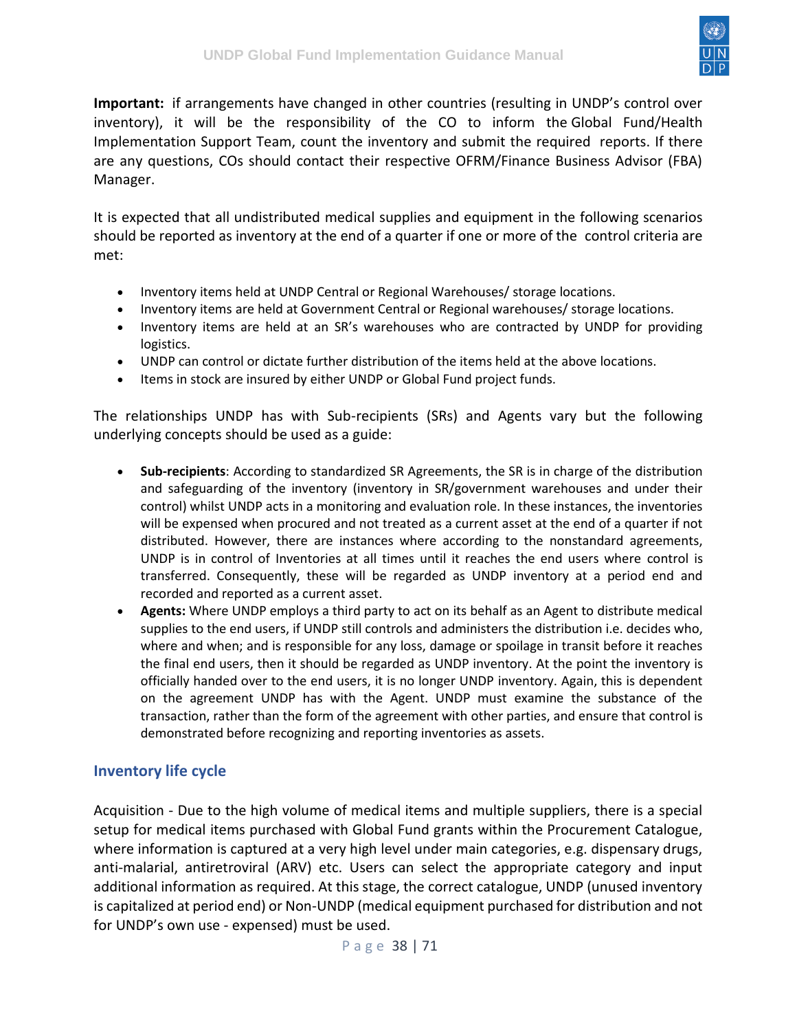**Important:** if arrangements have changed in other countries (resulting in UNDP's control over inventory), it will be the responsibility of the CO to inform the Global Fund/Health Implementation Support Team, count the inventory and submit the required reports. If there are any questions, COs should contact their respective OFRM/Finance Business Advisor (FBA) Manager.

It is expected that all undistributed medical supplies and equipment in the following scenarios should be reported as inventory at the end of a quarter if one or more of the control criteria are met:

- Inventory items held at UNDP Central or Regional Warehouses/ storage locations.
- Inventory items are held at Government Central or Regional warehouses/ storage locations.
- Inventory items are held at an SR's warehouses who are contracted by UNDP for providing logistics.
- UNDP can control or dictate further distribution of the items held at the above locations.
- Items in stock are insured by either UNDP or Global Fund project funds.

The relationships UNDP has with Sub-recipients (SRs) and Agents vary but the following underlying concepts should be used as a guide:

- **Sub-recipients**: According to standardized SR Agreements, the SR is in charge of the distribution and safeguarding of the inventory (inventory in SR/government warehouses and under their control) whilst UNDP acts in a monitoring and evaluation role. In these instances, the inventories will be expensed when procured and not treated as a current asset at the end of a quarter if not distributed. However, there are instances where according to the nonstandard agreements, UNDP is in control of Inventories at all times until it reaches the end users where control is transferred. Consequently, these will be regarded as UNDP inventory at a period end and recorded and reported as a current asset.
- **Agents:** Where UNDP employs a third party to act on its behalf as an Agent to distribute medical supplies to the end users, if UNDP still controls and administers the distribution i.e. decides who, where and when; and is responsible for any loss, damage or spoilage in transit before it reaches the final end users, then it should be regarded as UNDP inventory. At the point the inventory is officially handed over to the end users, it is no longer UNDP inventory. Again, this is dependent on the agreement UNDP has with the Agent. UNDP must examine the substance of the transaction, rather than the form of the agreement with other parties, and ensure that control is demonstrated before recognizing and reporting inventories as assets.

## Inventory life cycle

Acquisition - Due to the high volume of medical items and multiple suppliers, there is a special setup for medical items purchased with Global Fund grants within the Procurement Catalogue, where information is captured at a very high level under main categories, e.g. dispensary drugs, anti-malarial, antiretroviral (ARV) etc. Users can select the appropriate category and input additional information as required. At this stage, the correct catalogue, UNDP (unused inventory is capitalized at period end) or Non-UNDP (medical equipment purchased for distribution and not for UNDP's own use - expensed) must be used.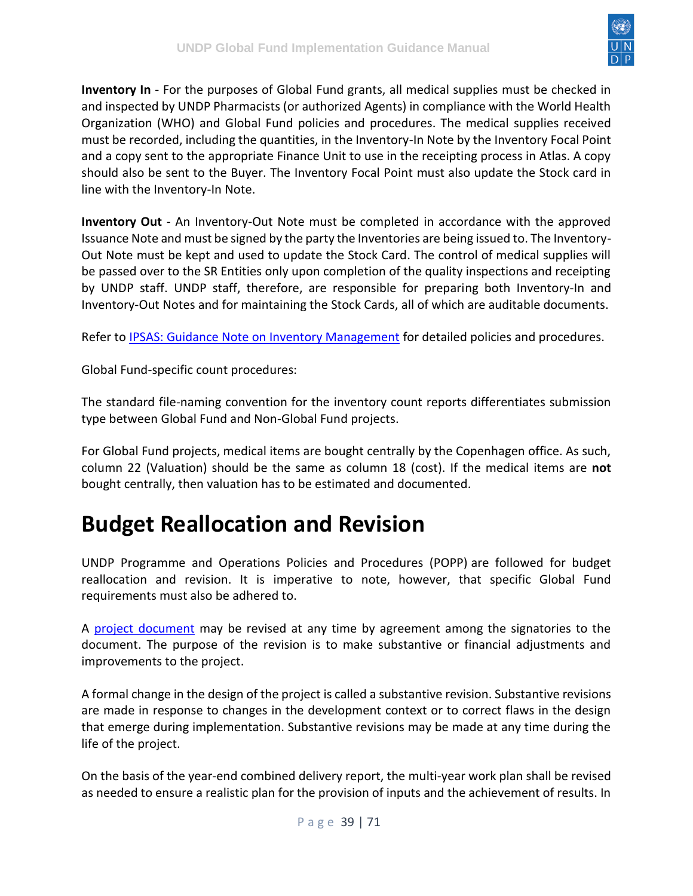**Inventory In** - For the purposes of Global Fund grants, all medical supplies must be checked in and inspected by UNDP Pharmacists (or authorized Agents) in compliance with the World Health Organization (WHO) and Global Fund policies and procedures. The medical supplies received must be recorded, including the quantities, in the Inventory-In Note by the Inventory Focal Point and a copy sent to the appropriate Finance Unit to use in the receipting process in Atlas. A copy should also be sent to the Buyer. The Inventory Focal Point must also update the Stock card in line with the Inventory-In Note.

**Inventory Out** - An Inventory-Out Note must be completed in accordance with the approved Issuance Note and must be signed by the party the Inventories are being issued to. The Inventory-Out Note must be kept and used to update the Stock Card. The control of medical supplies will be passed over to the SR Entities only upon completion of the quality inspections and receipting by UNDP staff. UNDP staff, therefore, are responsible for preparing both Inventory-In and Inventory-Out Notes and for maintaining the Stock Cards, all of which are auditable documents.

Refer to [IPSAS: Guidance Note on Inventory Management]() for detailed policies and procedures.

Global Fund-specific count procedures:

The standard file-naming convention for the inventory count reports differentiates submission type between Global Fund and Non-Global Fund projects.

For Global Fund projects, medical items are bought centrally by the Copenhagen office. As such, column 22 (Valuation) should be the same as column 18 (cost). If the medical items are **not** bought centrally, then valuation has to be estimated and documented.

# Budget Reallocation and Revision

UNDP Programme and Operations Policies and Procedures (POPP) are followed for budget reallocation and revision. It is imperative to note, however, that specific Global Fund requirements must also be adhered to.

A [project document]() may be revised at any time by agreement among the signatories to the document. The purpose of the revision is to make substantive or financial adjustments and improvements to the project.

A formal change in the design of the project is called a substantive revision. Substantive revisions are made in response to changes in the development context or to correct flaws in the design that emerge during implementation. Substantive revisions may be made at any time during the life of the project.

On the basis of the year-end combined delivery report, the multi-year work plan shall be revised as needed to ensure a realistic plan for the provision of inputs and the achievement of results. In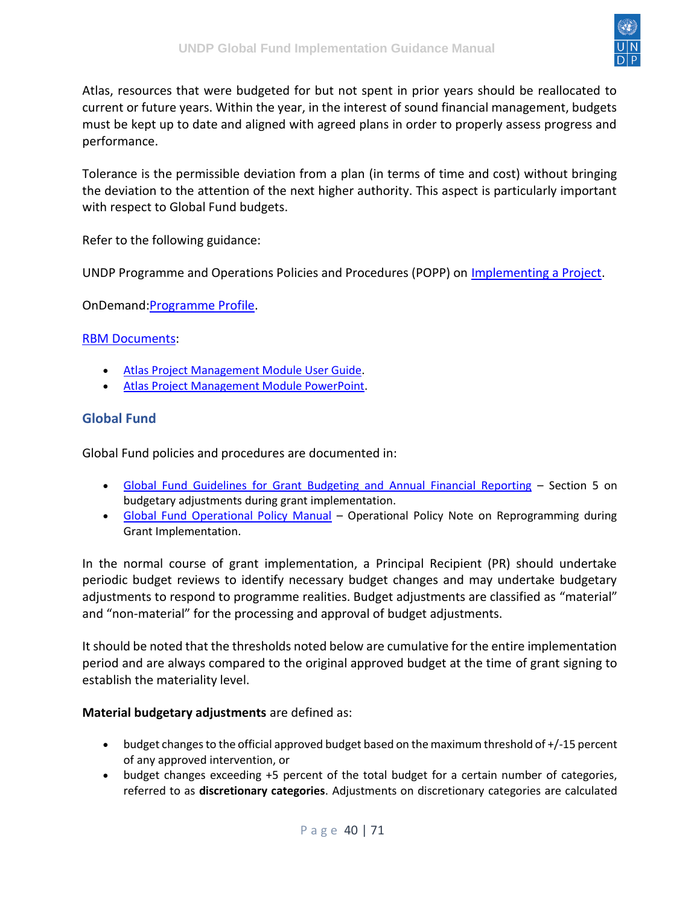Atlas, resources that were budgeted for but not spent in prior years should be reallocated to current or future years. Within the year, in the interest of sound financial management, budgets must be kept up to date and aligned with agreed plans in order to properly assess progress and performance.

Tolerance is the permissible deviation from a plan (in terms of time and cost) without bringing the deviation to the attention of the next higher authority. This aspect is particularly important with respect to Global Fund budgets.

Refer to the following guidance:

UNDP Programme and Operations Policies and Procedures (POPP) on Implementing a Project.

OnDemand:Programme Profile.

RBM Documents:

- Atlas Project Management Module User Guide.
- Atlas Project Management Module PowerPoint.

### Global Fund

Global Fund policies and procedures are documented in:

- Global Fund Guidelines for Grant Budgeting and Annual Financial Reporting – Section 5 on budgetary adjustments during grant implementation.
- Global Fund Operational Policy Manual – Operational Policy Note on Reprogramming during Grant Implementation.

In the normal course of grant implementation, a Principal Recipient (PR) should undertake periodic budget reviews to identify necessary budget changes and may undertake budgetary adjustments to respond to programme realities. Budget adjustments are classified as "material" and "non-material" for the processing and approval of budget adjustments.

It should be noted that the thresholds noted below are cumulative for the entire implementation period and are always compared to the original approved budget at the time of grant signing to establish the materiality level.

**Material budgetary adjustments** are defined as:

- budget changes to the official approved budget based on the maximum threshold of +/-15 percent of any approved intervention, or
- budget changes exceeding +5 percent of the total budget for a certain number of categories, referred to as **discretionary categories**. Adjustments on discretionary categories are calculated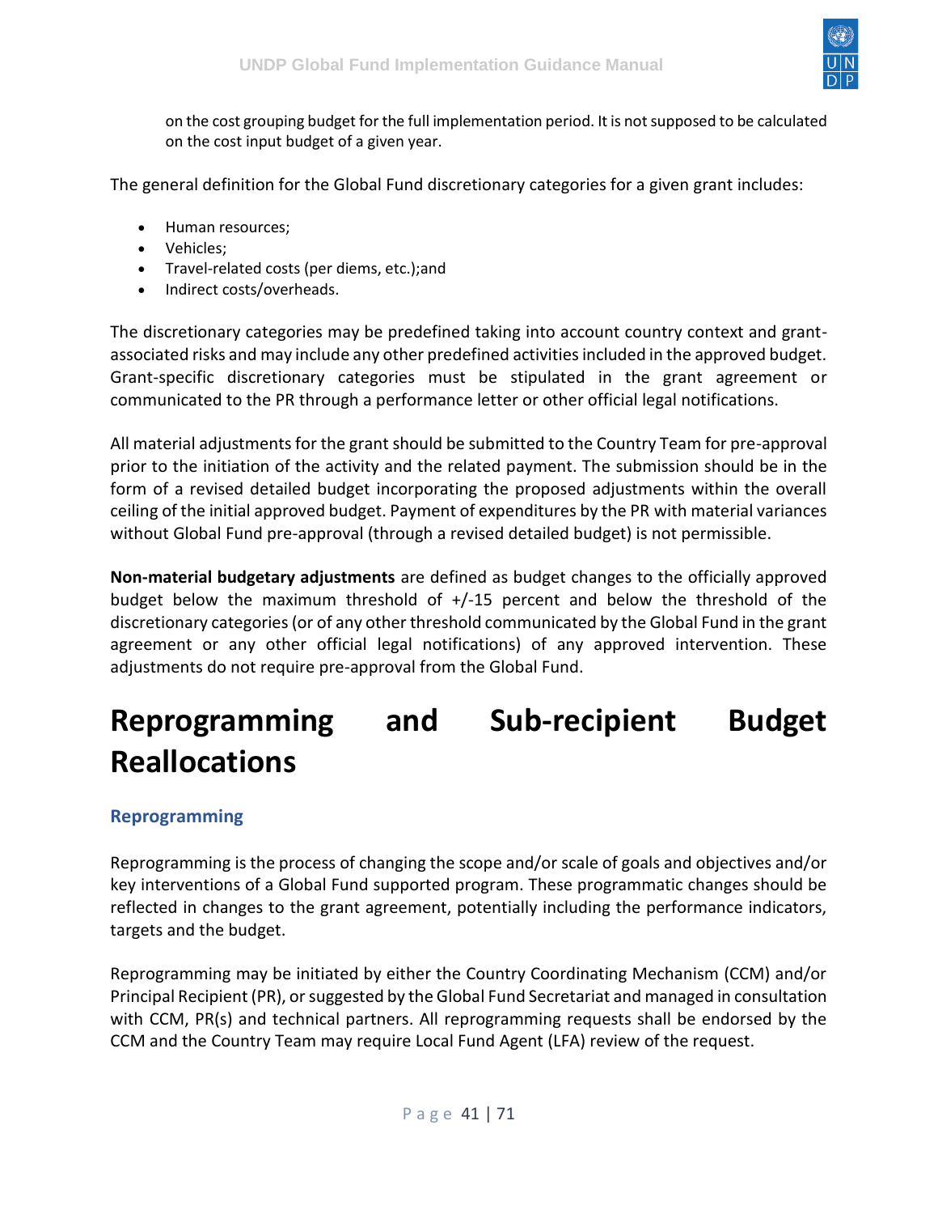on the cost grouping budget for the full implementation period. It is not supposed to be calculated on the cost input budget of a given year.

The general definition for the Global Fund discretionary categories for a given grant includes:

- Human resources;
- Vehicles;
- Travel-related costs (per diems, etc.);and
- Indirect costs/overheads.

The discretionary categories may be predefined taking into account country context and grant-associated risks and may include any other predefined activities included in the approved budget. Grant-specific discretionary categories must be stipulated in the grant agreement or communicated to the PR through a performance letter or other official legal notifications.

All material adjustments for the grant should be submitted to the Country Team for pre-approval prior to the initiation of the activity and the related payment. The submission should be in the form of a revised detailed budget incorporating the proposed adjustments within the overall ceiling of the initial approved budget. Payment of expenditures by the PR with material variances without Global Fund pre-approval (through a revised detailed budget) is not permissible.

**Non-material budgetary adjustments** are defined as budget changes to the officially approved budget below the maximum threshold of +/-15 percent and below the threshold of the discretionary categories (or of any other threshold communicated by the Global Fund in the grant agreement or any other official legal notifications) of any approved intervention. These adjustments do not require pre-approval from the Global Fund.

# Reprogramming and Sub-recipient Budget Reallocations

## Reprogramming

Reprogramming is the process of changing the scope and/or scale of goals and objectives and/or key interventions of a Global Fund supported program. These programmatic changes should be reflected in changes to the grant agreement, potentially including the performance indicators, targets and the budget.

Reprogramming may be initiated by either the Country Coordinating Mechanism (CCM) and/or Principal Recipient (PR), or suggested by the Global Fund Secretariat and managed in consultation with CCM, PR(s) and technical partners. All reprogramming requests shall be endorsed by the CCM and the Country Team may require Local Fund Agent (LFA) review of the request.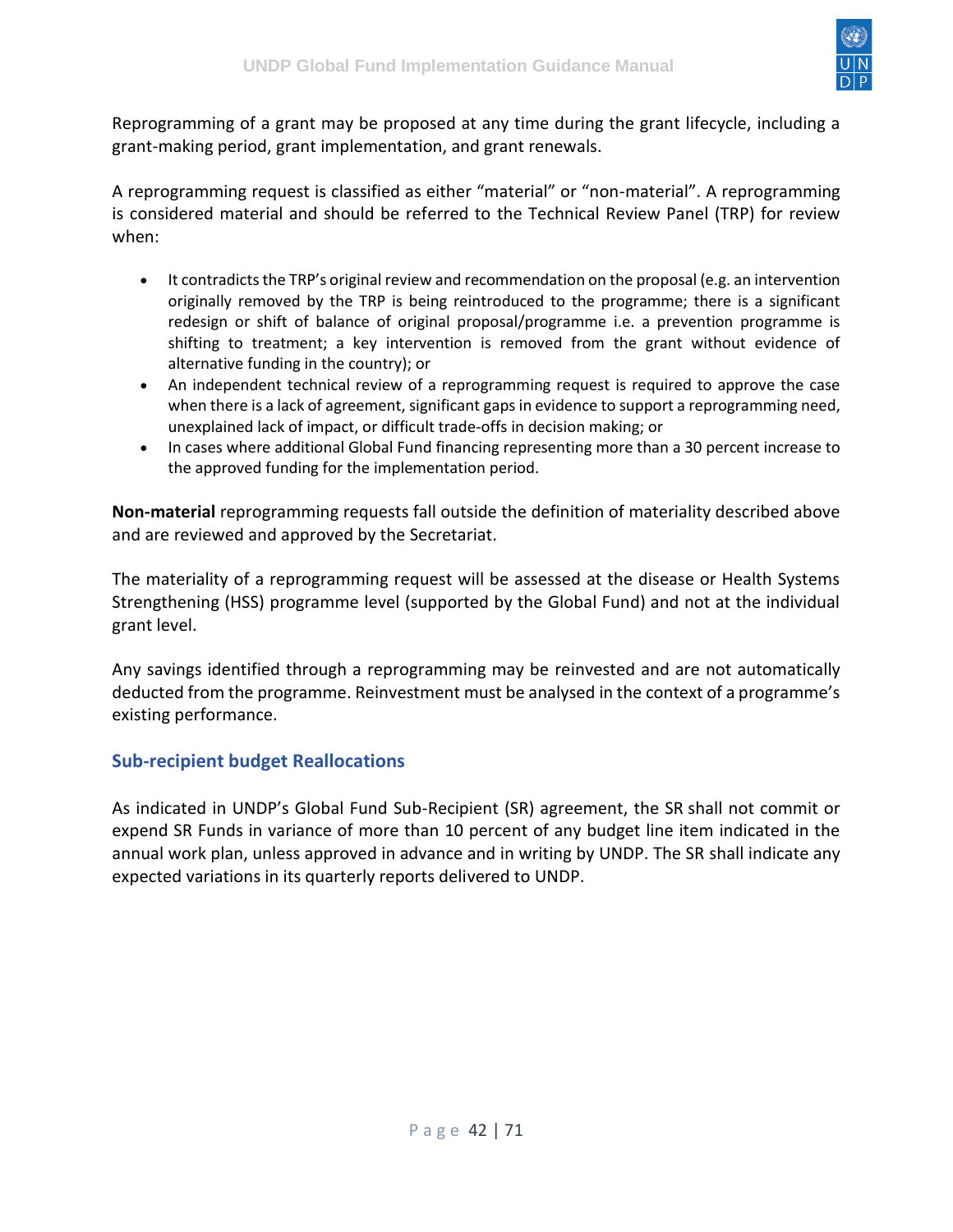Reprogramming of a grant may be proposed at any time during the grant lifecycle, including a grant-making period, grant implementation, and grant renewals.

A reprogramming request is classified as either "material" or "non-material". A reprogramming is considered material and should be referred to the Technical Review Panel (TRP) for review when:

- It contradicts the TRP's original review and recommendation on the proposal (e.g. an intervention originally removed by the TRP is being reintroduced to the programme; there is a significant redesign or shift of balance of original proposal/programme i.e. a prevention programme is shifting to treatment; a key intervention is removed from the grant without evidence of alternative funding in the country); or
- An independent technical review of a reprogramming request is required to approve the case when there is a lack of agreement, significant gaps in evidence to support a reprogramming need, unexplained lack of impact, or difficult trade-offs in decision making; or
- In cases where additional Global Fund financing representing more than a 30 percent increase to the approved funding for the implementation period.

**Non-material** reprogramming requests fall outside the definition of materiality described above and are reviewed and approved by the Secretariat.

The materiality of a reprogramming request will be assessed at the disease or Health Systems Strengthening (HSS) programme level (supported by the Global Fund) and not at the individual grant level.

Any savings identified through a reprogramming may be reinvested and are not automatically deducted from the programme. Reinvestment must be analysed in the context of a programme's existing performance.

### Sub-recipient budget Reallocations

As indicated in UNDP's Global Fund Sub-Recipient (SR) agreement, the SR shall not commit or expend SR Funds in variance of more than 10 percent of any budget line item indicated in the annual work plan, unless approved in advance and in writing by UNDP. The SR shall indicate any expected variations in its quarterly reports delivered to UNDP.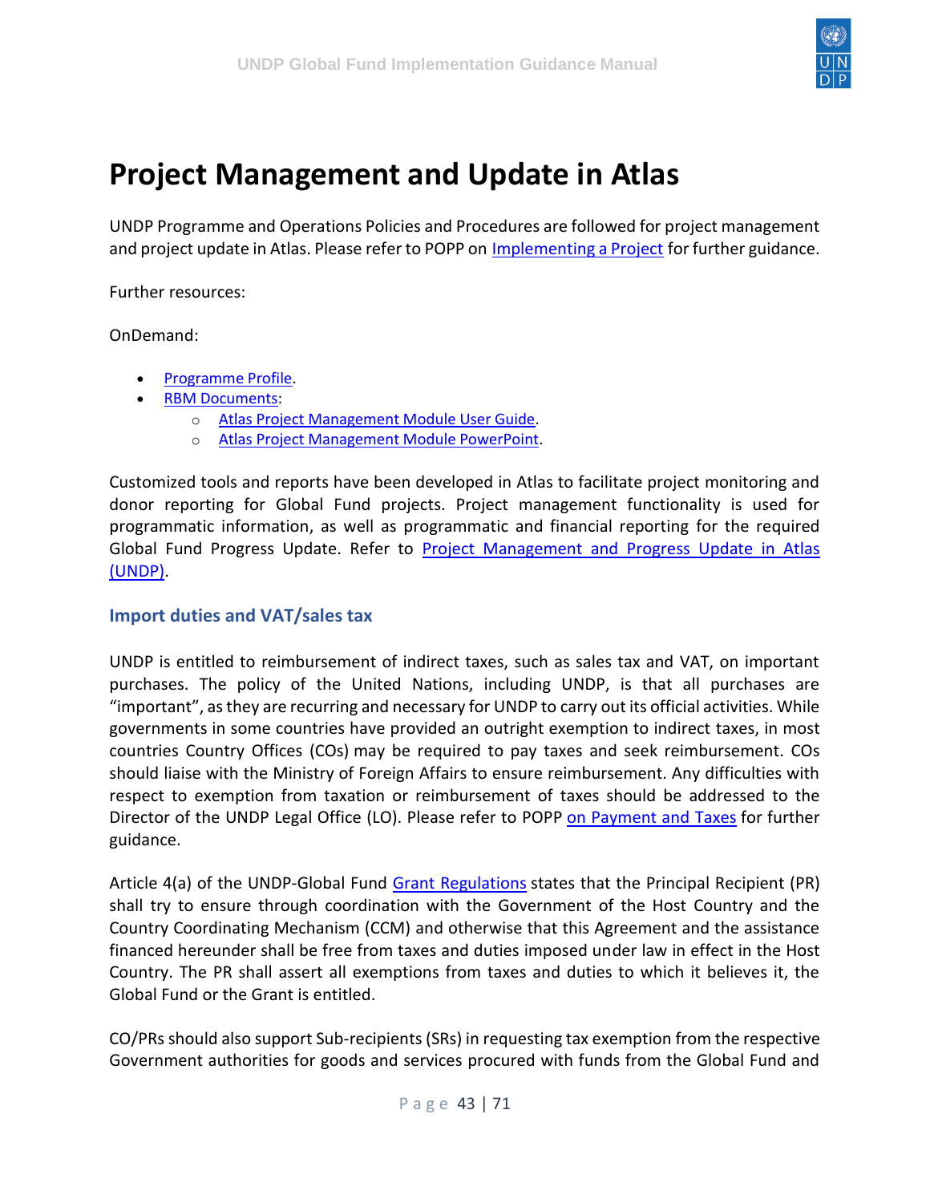# Project Management and Update in Atlas

UNDP Programme and Operations Policies and Procedures are followed for project management and project update in Atlas. Please refer to POPP on [Implementing a Project] for further guidance.

Further resources:

OnDemand:

- [Programme Profile].
- [RBM Documents]:
    - [Atlas Project Management Module User Guide].
    - [Atlas Project Management Module PowerPoint].

Customized tools and reports have been developed in Atlas to facilitate project monitoring and donor reporting for Global Fund projects. Project management functionality is used for programmatic information, as well as programmatic and financial reporting for the required Global Fund Progress Update. Refer to [Project Management and Progress Update in Atlas (UNDP)].

## Import duties and VAT/sales tax

UNDP is entitled to reimbursement of indirect taxes, such as sales tax and VAT, on important purchases. The policy of the United Nations, including UNDP, is that all purchases are "important", as they are recurring and necessary for UNDP to carry out its official activities. While governments in some countries have provided an outright exemption to indirect taxes, in most countries Country Offices (COs) may be required to pay taxes and seek reimbursement. COs should liaise with the Ministry of Foreign Affairs to ensure reimbursement. Any difficulties with respect to exemption from taxation or reimbursement of taxes should be addressed to the Director of the UNDP Legal Office (LO). Please refer to POPP [on Payment and Taxes] for further guidance.

Article 4(a) of the UNDP-Global Fund [Grant Regulations] states that the Principal Recipient (PR) shall try to ensure through coordination with the Government of the Host Country and the Country Coordinating Mechanism (CCM) and otherwise that this Agreement and the assistance financed hereunder shall be free from taxes and duties imposed under law in effect in the Host Country. The PR shall assert all exemptions from taxes and duties to which it believes it, the Global Fund or the Grant is entitled.

CO/PRs should also support Sub-recipients (SRs) in requesting tax exemption from the respective Government authorities for goods and services procured with funds from the Global Fund and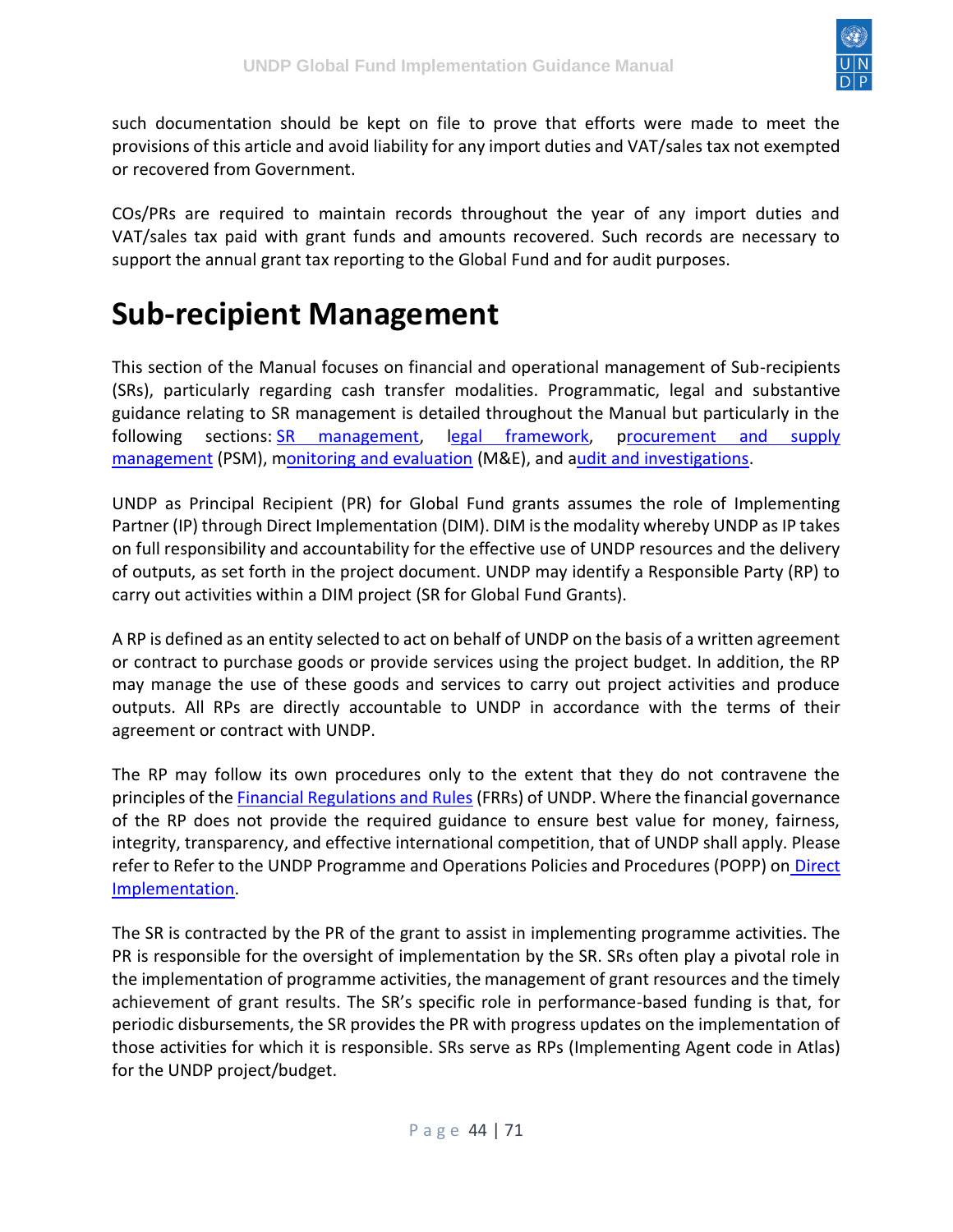such documentation should be kept on file to prove that efforts were made to meet the provisions of this article and avoid liability for any import duties and VAT/sales tax not exempted or recovered from Government.

COs/PRs are required to maintain records throughout the year of any import duties and VAT/sales tax paid with grant funds and amounts recovered. Such records are necessary to support the annual grant tax reporting to the Global Fund and for audit purposes.

# Sub-recipient Management

This section of the Manual focuses on financial and operational management of Sub-recipients (SRs), particularly regarding cash transfer modalities. Programmatic, legal and substantive guidance relating to SR management is detailed throughout the Manual but particularly in the following sections: SR management, legal framework, procurement and supply management (PSM), monitoring and evaluation (M&E), and audit and investigations.

UNDP as Principal Recipient (PR) for Global Fund grants assumes the role of Implementing Partner (IP) through Direct Implementation (DIM). DIM is the modality whereby UNDP as IP takes on full responsibility and accountability for the effective use of UNDP resources and the delivery of outputs, as set forth in the project document. UNDP may identify a Responsible Party (RP) to carry out activities within a DIM project (SR for Global Fund Grants).

A RP is defined as an entity selected to act on behalf of UNDP on the basis of a written agreement or contract to purchase goods or provide services using the project budget. In addition, the RP may manage the use of these goods and services to carry out project activities and produce outputs. All RPs are directly accountable to UNDP in accordance with the terms of their agreement or contract with UNDP.

The RP may follow its own procedures only to the extent that they do not contravene the principles of the Financial Regulations and Rules (FRRs) of UNDP. Where the financial governance of the RP does not provide the required guidance to ensure best value for money, fairness, integrity, transparency, and effective international competition, that of UNDP shall apply. Please refer to Refer to the UNDP Programme and Operations Policies and Procedures (POPP) on Direct Implementation.

The SR is contracted by the PR of the grant to assist in implementing programme activities. The PR is responsible for the oversight of implementation by the SR. SRs often play a pivotal role in the implementation of programme activities, the management of grant resources and the timely achievement of grant results. The SR's specific role in performance-based funding is that, for periodic disbursements, the SR provides the PR with progress updates on the implementation of those activities for which it is responsible. SRs serve as RPs (Implementing Agent code in Atlas) for the UNDP project/budget.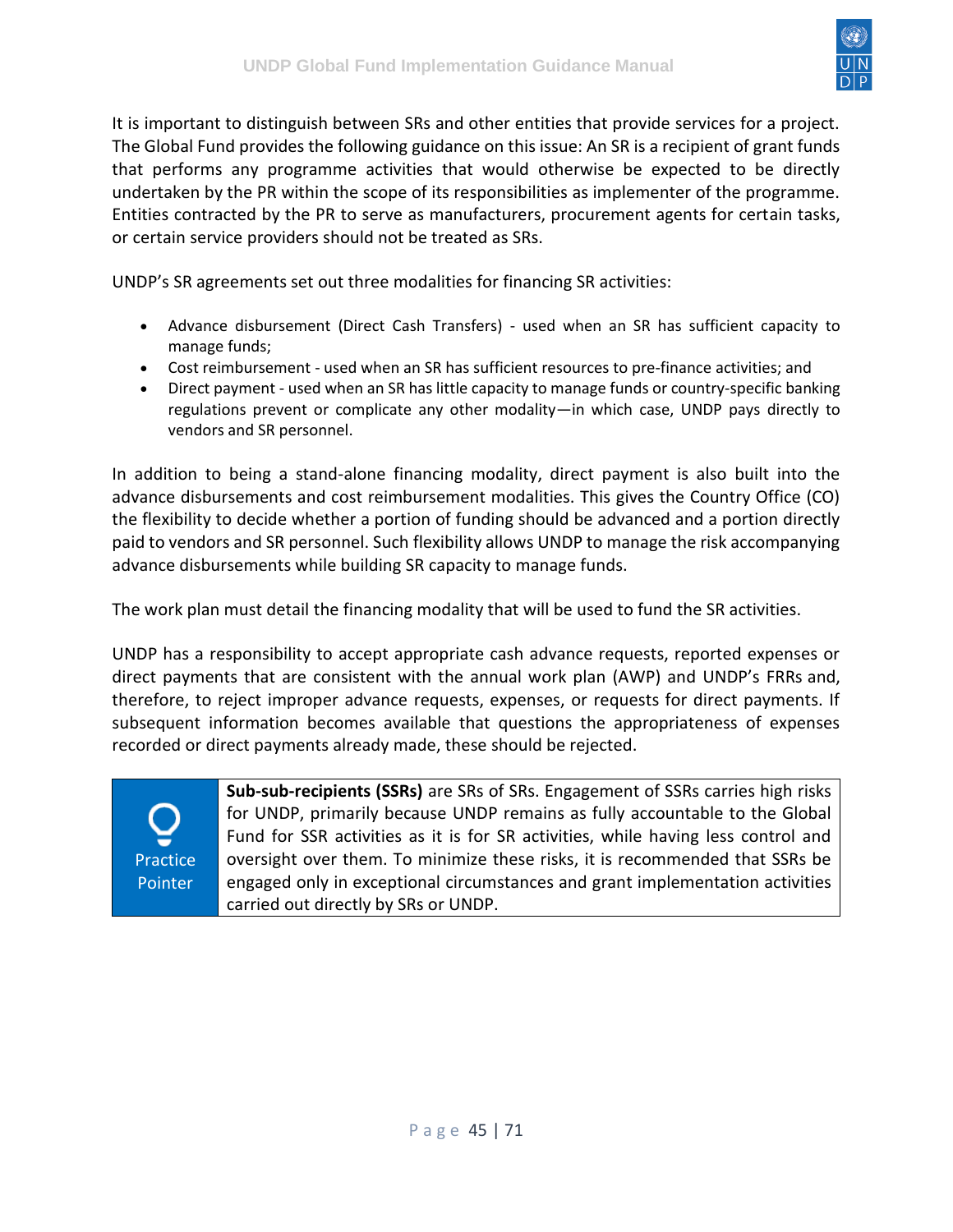It is important to distinguish between SRs and other entities that provide services for a project. The Global Fund provides the following guidance on this issue: An SR is a recipient of grant funds that performs any programme activities that would otherwise be expected to be directly undertaken by the PR within the scope of its responsibilities as implementer of the programme. Entities contracted by the PR to serve as manufacturers, procurement agents for certain tasks, or certain service providers should not be treated as SRs.

UNDP's SR agreements set out three modalities for financing SR activities:

- Advance disbursement (Direct Cash Transfers) - used when an SR has sufficient capacity to manage funds;
- Cost reimbursement - used when an SR has sufficient resources to pre-finance activities; and
- Direct payment - used when an SR has little capacity to manage funds or country-specific banking regulations prevent or complicate any other modality—in which case, UNDP pays directly to vendors and SR personnel.

In addition to being a stand-alone financing modality, direct payment is also built into the advance disbursements and cost reimbursement modalities. This gives the Country Office (CO) the flexibility to decide whether a portion of funding should be advanced and a portion directly paid to vendors and SR personnel. Such flexibility allows UNDP to manage the risk accompanying advance disbursements while building SR capacity to manage funds.

The work plan must detail the financing modality that will be used to fund the SR activities.

UNDP has a responsibility to accept appropriate cash advance requests, reported expenses or direct payments that are consistent with the annual work plan (AWP) and UNDP's FRRs and, therefore, to reject improper advance requests, expenses, or requests for direct payments. If subsequent information becomes available that questions the appropriateness of expenses recorded or direct payments already made, these should be rejected.

| Practice Pointer | **Sub-sub-recipients (SSRs)** are SRs of SRs. Engagement of SSRs carries high risks for UNDP, primarily because UNDP remains as fully accountable to the Global Fund for SSR activities as it is for SR activities, while having less control and oversight over them. To minimize these risks, it is recommended that SSRs be engaged only in exceptional circumstances and grant implementation activities carried out directly by SRs or UNDP. |
|---|---|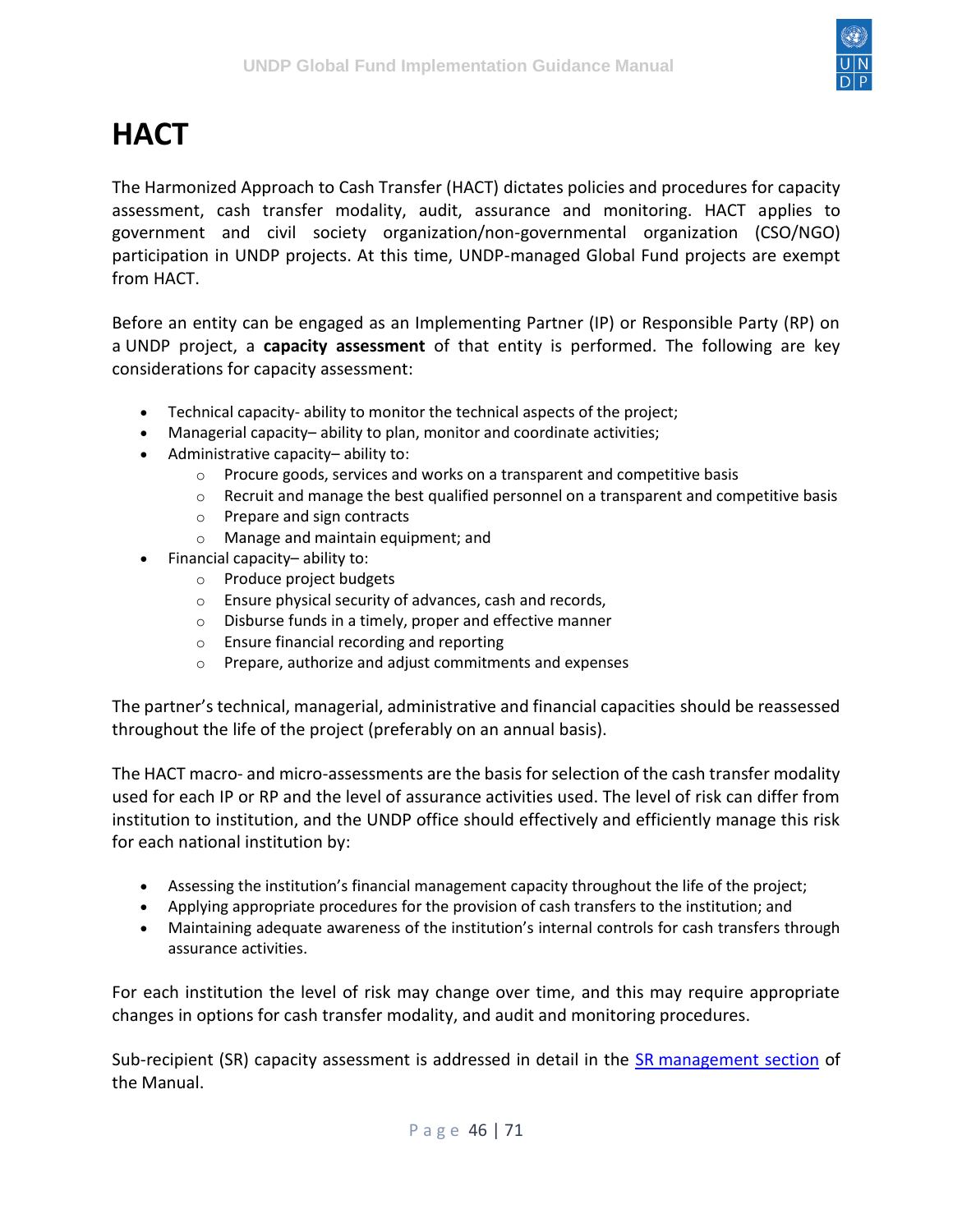# HACT

The Harmonized Approach to Cash Transfer (HACT) dictates policies and procedures for capacity assessment, cash transfer modality, audit, assurance and monitoring. HACT applies to government and civil society organization/non-governmental organization (CSO/NGO) participation in UNDP projects. At this time, UNDP-managed Global Fund projects are exempt from HACT.

Before an entity can be engaged as an Implementing Partner (IP) or Responsible Party (RP) on a UNDP project, a **capacity assessment** of that entity is performed. The following are key considerations for capacity assessment:

- Technical capacity- ability to monitor the technical aspects of the project;
- Managerial capacity– ability to plan, monitor and coordinate activities;
- Administrative capacity– ability to:
  - Procure goods, services and works on a transparent and competitive basis
  - Recruit and manage the best qualified personnel on a transparent and competitive basis
  - Prepare and sign contracts
  - Manage and maintain equipment; and
- Financial capacity– ability to:
  - Produce project budgets
  - Ensure physical security of advances, cash and records,
  - Disburse funds in a timely, proper and effective manner
  - Ensure financial recording and reporting
  - Prepare, authorize and adjust commitments and expenses

The partner's technical, managerial, administrative and financial capacities should be reassessed throughout the life of the project (preferably on an annual basis).

The HACT macro- and micro-assessments are the basis for selection of the cash transfer modality used for each IP or RP and the level of assurance activities used. The level of risk can differ from institution to institution, and the UNDP office should effectively and efficiently manage this risk for each national institution by:

- Assessing the institution's financial management capacity throughout the life of the project;
- Applying appropriate procedures for the provision of cash transfers to the institution; and
- Maintaining adequate awareness of the institution's internal controls for cash transfers through assurance activities.

For each institution the level of risk may change over time, and this may require appropriate changes in options for cash transfer modality, and audit and monitoring procedures.

Sub-recipient (SR) capacity assessment is addressed in detail in the SR management section of the Manual.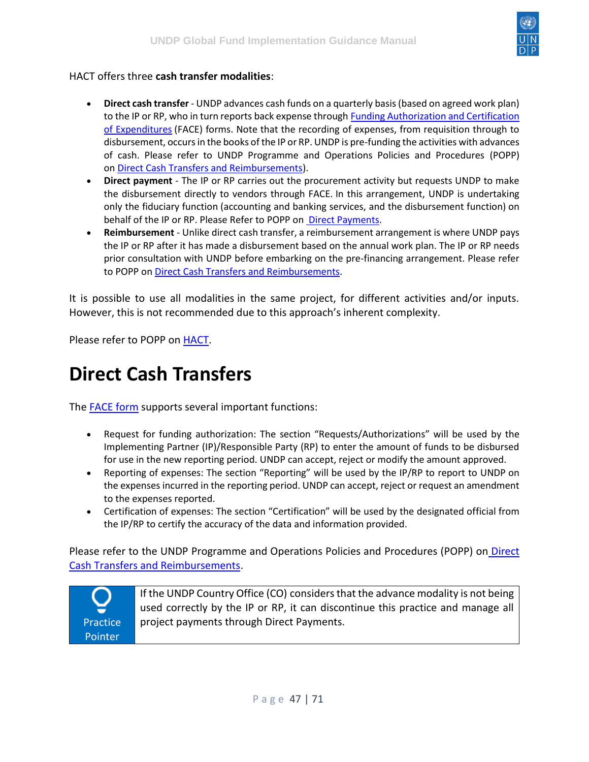HACT offers three **cash transfer modalities**:

- **Direct cash transfer** - UNDP advances cash funds on a quarterly basis (based on agreed work plan) to the IP or RP, who in turn reports back expense through Funding Authorization and Certification of Expenditures (FACE) forms. Note that the recording of expenses, from requisition through to disbursement, occurs in the books of the IP or RP. UNDP is pre-funding the activities with advances of cash. Please refer to UNDP Programme and Operations Policies and Procedures (POPP) on Direct Cash Transfers and Reimbursements).
- **Direct payment** - The IP or RP carries out the procurement activity but requests UNDP to make the disbursement directly to vendors through FACE. In this arrangement, UNDP is undertaking only the fiduciary function (accounting and banking services, and the disbursement function) on behalf of the IP or RP. Please Refer to POPP on Direct Payments.
- **Reimbursement** - Unlike direct cash transfer, a reimbursement arrangement is where UNDP pays the IP or RP after it has made a disbursement based on the annual work plan. The IP or RP needs prior consultation with UNDP before embarking on the pre-financing arrangement. Please refer to POPP on Direct Cash Transfers and Reimbursements.

It is possible to use all modalities in the same project, for different activities and/or inputs. However, this is not recommended due to this approach's inherent complexity.

Please refer to POPP on HACT.

# Direct Cash Transfers

The FACE form supports several important functions:

- Request for funding authorization: The section "Requests/Authorizations" will be used by the Implementing Partner (IP)/Responsible Party (RP) to enter the amount of funds to be disbursed for use in the new reporting period. UNDP can accept, reject or modify the amount approved.
- Reporting of expenses: The section "Reporting" will be used by the IP/RP to report to UNDP on the expenses incurred in the reporting period. UNDP can accept, reject or request an amendment to the expenses reported.
- Certification of expenses: The section "Certification" will be used by the designated official from the IP/RP to certify the accuracy of the data and information provided.

Please refer to the UNDP Programme and Operations Policies and Procedures (POPP) on Direct Cash Transfers and Reimbursements.

| Practice Pointer | If the UNDP Country Office (CO) considers that the advance modality is not being used correctly by the IP or RP, it can discontinue this practice and manage all project payments through Direct Payments. |
|---|---|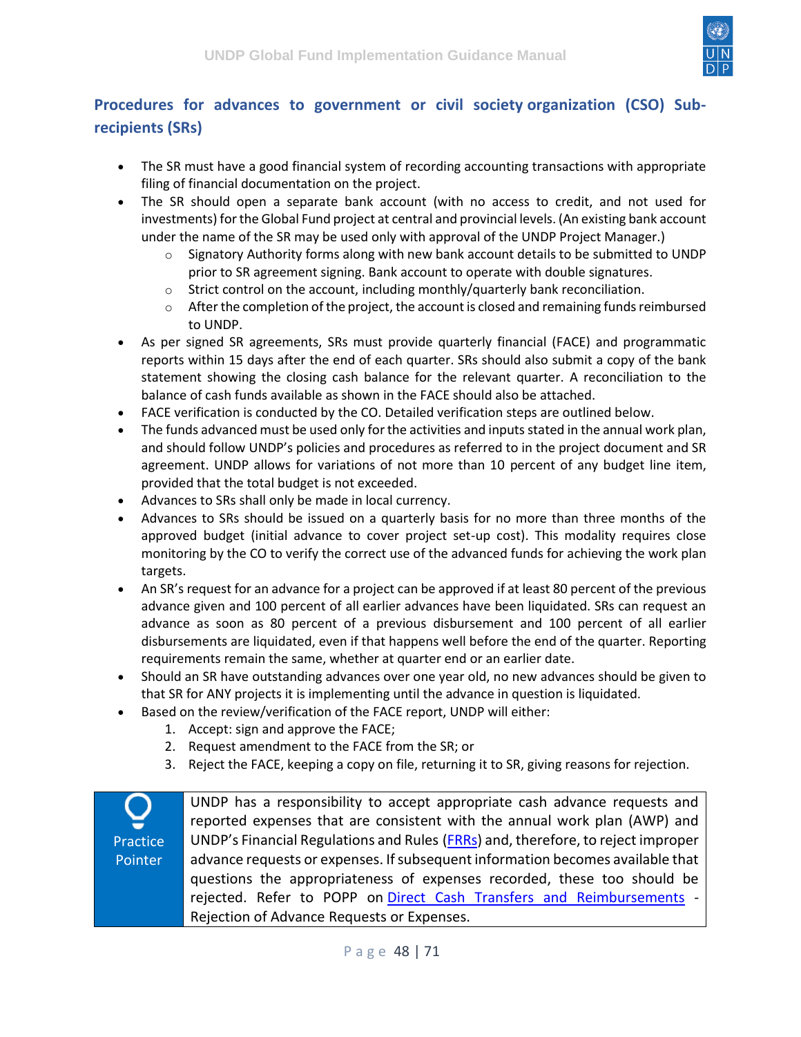## Procedures for advances to government or civil society organization (CSO) Sub-recipients (SRs)

- The SR must have a good financial system of recording accounting transactions with appropriate filing of financial documentation on the project.
- The SR should open a separate bank account (with no access to credit, and not used for investments) for the Global Fund project at central and provincial levels. (An existing bank account under the name of the SR may be used only with approval of the UNDP Project Manager.)
  - Signatory Authority forms along with new bank account details to be submitted to UNDP prior to SR agreement signing. Bank account to operate with double signatures.
  - Strict control on the account, including monthly/quarterly bank reconciliation.
  - After the completion of the project, the account is closed and remaining funds reimbursed to UNDP.
- As per signed SR agreements, SRs must provide quarterly financial (FACE) and programmatic reports within 15 days after the end of each quarter. SRs should also submit a copy of the bank statement showing the closing cash balance for the relevant quarter. A reconciliation to the balance of cash funds available as shown in the FACE should also be attached.
- FACE verification is conducted by the CO. Detailed verification steps are outlined below.
- The funds advanced must be used only for the activities and inputs stated in the annual work plan, and should follow UNDP's policies and procedures as referred to in the project document and SR agreement. UNDP allows for variations of not more than 10 percent of any budget line item, provided that the total budget is not exceeded.
- Advances to SRs shall only be made in local currency.
- Advances to SRs should be issued on a quarterly basis for no more than three months of the approved budget (initial advance to cover project set-up cost). This modality requires close monitoring by the CO to verify the correct use of the advanced funds for achieving the work plan targets.
- An SR's request for an advance for a project can be approved if at least 80 percent of the previous advance given and 100 percent of all earlier advances have been liquidated. SRs can request an advance as soon as 80 percent of a previous disbursement and 100 percent of all earlier disbursements are liquidated, even if that happens well before the end of the quarter. Reporting requirements remain the same, whether at quarter end or an earlier date.
- Should an SR have outstanding advances over one year old, no new advances should be given to that SR for ANY projects it is implementing until the advance in question is liquidated.
- Based on the review/verification of the FACE report, UNDP will either:
  1. Accept: sign and approve the FACE;
  2. Request amendment to the FACE from the SR; or
  3. Reject the FACE, keeping a copy on file, returning it to SR, giving reasons for rejection.

| Practice Pointer | UNDP has a responsibility to accept appropriate cash advance requests and reported expenses that are consistent with the annual work plan (AWP) and UNDP's Financial Regulations and Rules (FRRs) and, therefore, to reject improper advance requests or expenses. If subsequent information becomes available that questions the appropriateness of expenses recorded, these too should be rejected. Refer to POPP on Direct Cash Transfers and Reimbursements - Rejection of Advance Requests or Expenses. |
|---|---|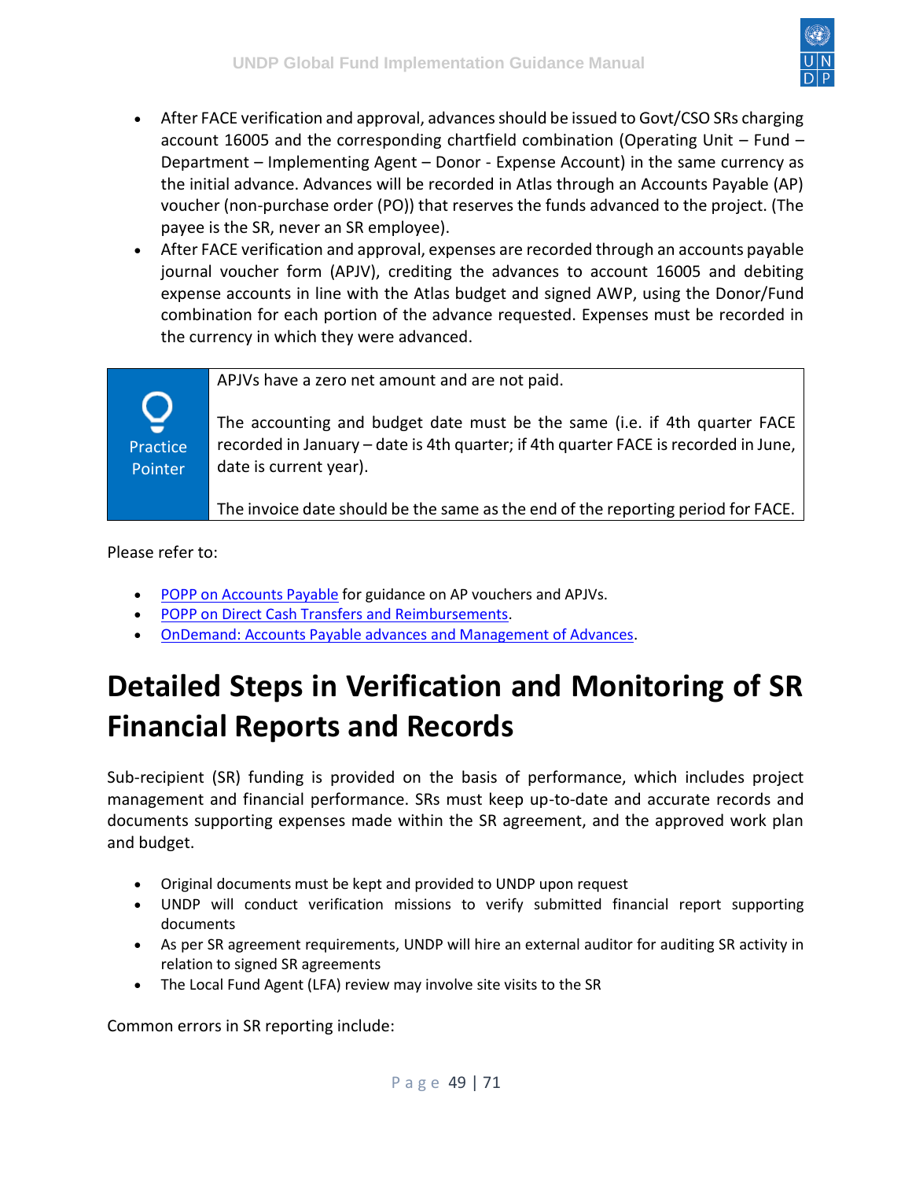- After FACE verification and approval, advances should be issued to Govt/CSO SRs charging account 16005 and the corresponding chartfield combination (Operating Unit – Fund – Department – Implementing Agent – Donor - Expense Account) in the same currency as the initial advance. Advances will be recorded in Atlas through an Accounts Payable (AP) voucher (non-purchase order (PO)) that reserves the funds advanced to the project. (The payee is the SR, never an SR employee).
- After FACE verification and approval, expenses are recorded through an accounts payable journal voucher form (APJV), crediting the advances to account 16005 and debiting expense accounts in line with the Atlas budget and signed AWP, using the Donor/Fund combination for each portion of the advance requested. Expenses must be recorded in the currency in which they were advanced.

> **Practice Pointer**
>
> APJVs have a zero net amount and are not paid.
>
> The accounting and budget date must be the same (i.e. if 4th quarter FACE recorded in January – date is 4th quarter; if 4th quarter FACE is recorded in June, date is current year).
>
> The invoice date should be the same as the end of the reporting period for FACE.

Please refer to:

- POPP on Accounts Payable for guidance on AP vouchers and APJVs.
- POPP on Direct Cash Transfers and Reimbursements.
- OnDemand: Accounts Payable advances and Management of Advances.

# Detailed Steps in Verification and Monitoring of SR Financial Reports and Records

Sub-recipient (SR) funding is provided on the basis of performance, which includes project management and financial performance. SRs must keep up-to-date and accurate records and documents supporting expenses made within the SR agreement, and the approved work plan and budget.

- Original documents must be kept and provided to UNDP upon request
- UNDP will conduct verification missions to verify submitted financial report supporting documents
- As per SR agreement requirements, UNDP will hire an external auditor for auditing SR activity in relation to signed SR agreements
- The Local Fund Agent (LFA) review may involve site visits to the SR

Common errors in SR reporting include: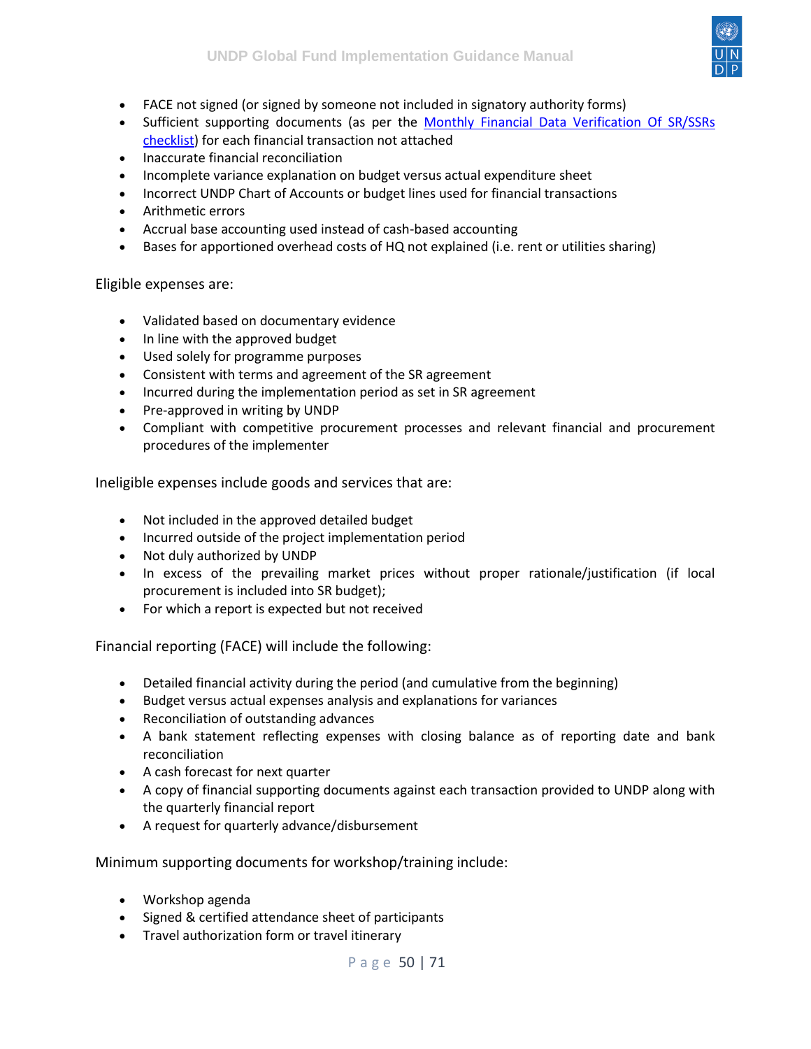- FACE not signed (or signed by someone not included in signatory authority forms)
- Sufficient supporting documents (as per the [Monthly Financial Data Verification Of SR/SSRs checklist](#)) for each financial transaction not attached
- Inaccurate financial reconciliation
- Incomplete variance explanation on budget versus actual expenditure sheet
- Incorrect UNDP Chart of Accounts or budget lines used for financial transactions
- Arithmetic errors
- Accrual base accounting used instead of cash-based accounting
- Bases for apportioned overhead costs of HQ not explained (i.e. rent or utilities sharing)

Eligible expenses are:

- Validated based on documentary evidence
- In line with the approved budget
- Used solely for programme purposes
- Consistent with terms and agreement of the SR agreement
- Incurred during the implementation period as set in SR agreement
- Pre-approved in writing by UNDP
- Compliant with competitive procurement processes and relevant financial and procurement procedures of the implementer

Ineligible expenses include goods and services that are:

- Not included in the approved detailed budget
- Incurred outside of the project implementation period
- Not duly authorized by UNDP
- In excess of the prevailing market prices without proper rationale/justification (if local procurement is included into SR budget);
- For which a report is expected but not received

Financial reporting (FACE) will include the following:

- Detailed financial activity during the period (and cumulative from the beginning)
- Budget versus actual expenses analysis and explanations for variances
- Reconciliation of outstanding advances
- A bank statement reflecting expenses with closing balance as of reporting date and bank reconciliation
- A cash forecast for next quarter
- A copy of financial supporting documents against each transaction provided to UNDP along with the quarterly financial report
- A request for quarterly advance/disbursement

Minimum supporting documents for workshop/training include:

- Workshop agenda
- Signed & certified attendance sheet of participants
- Travel authorization form or travel itinerary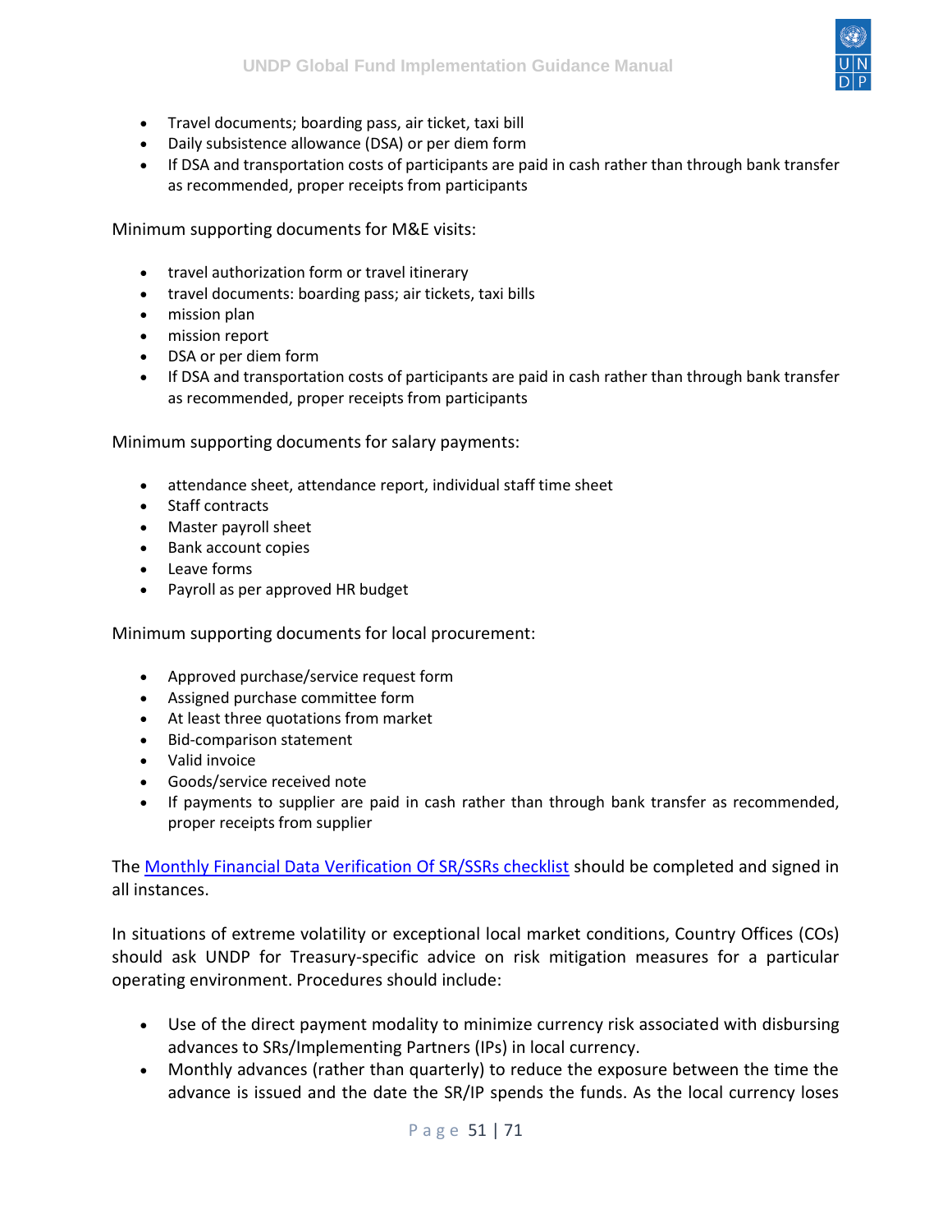- Travel documents; boarding pass, air ticket, taxi bill
- Daily subsistence allowance (DSA) or per diem form
- If DSA and transportation costs of participants are paid in cash rather than through bank transfer as recommended, proper receipts from participants

Minimum supporting documents for M&E visits:

- travel authorization form or travel itinerary
- travel documents: boarding pass; air tickets, taxi bills
- mission plan
- mission report
- DSA or per diem form
- If DSA and transportation costs of participants are paid in cash rather than through bank transfer as recommended, proper receipts from participants

Minimum supporting documents for salary payments:

- attendance sheet, attendance report, individual staff time sheet
- Staff contracts
- Master payroll sheet
- Bank account copies
- Leave forms
- Payroll as per approved HR budget

Minimum supporting documents for local procurement:

- Approved purchase/service request form
- Assigned purchase committee form
- At least three quotations from market
- Bid-comparison statement
- Valid invoice
- Goods/service received note
- If payments to supplier are paid in cash rather than through bank transfer as recommended, proper receipts from supplier

The Monthly Financial Data Verification Of SR/SSRs checklist should be completed and signed in all instances.

In situations of extreme volatility or exceptional local market conditions, Country Offices (COs) should ask UNDP for Treasury-specific advice on risk mitigation measures for a particular operating environment. Procedures should include:

- Use of the direct payment modality to minimize currency risk associated with disbursing advances to SRs/Implementing Partners (IPs) in local currency.
- Monthly advances (rather than quarterly) to reduce the exposure between the time the advance is issued and the date the SR/IP spends the funds. As the local currency loses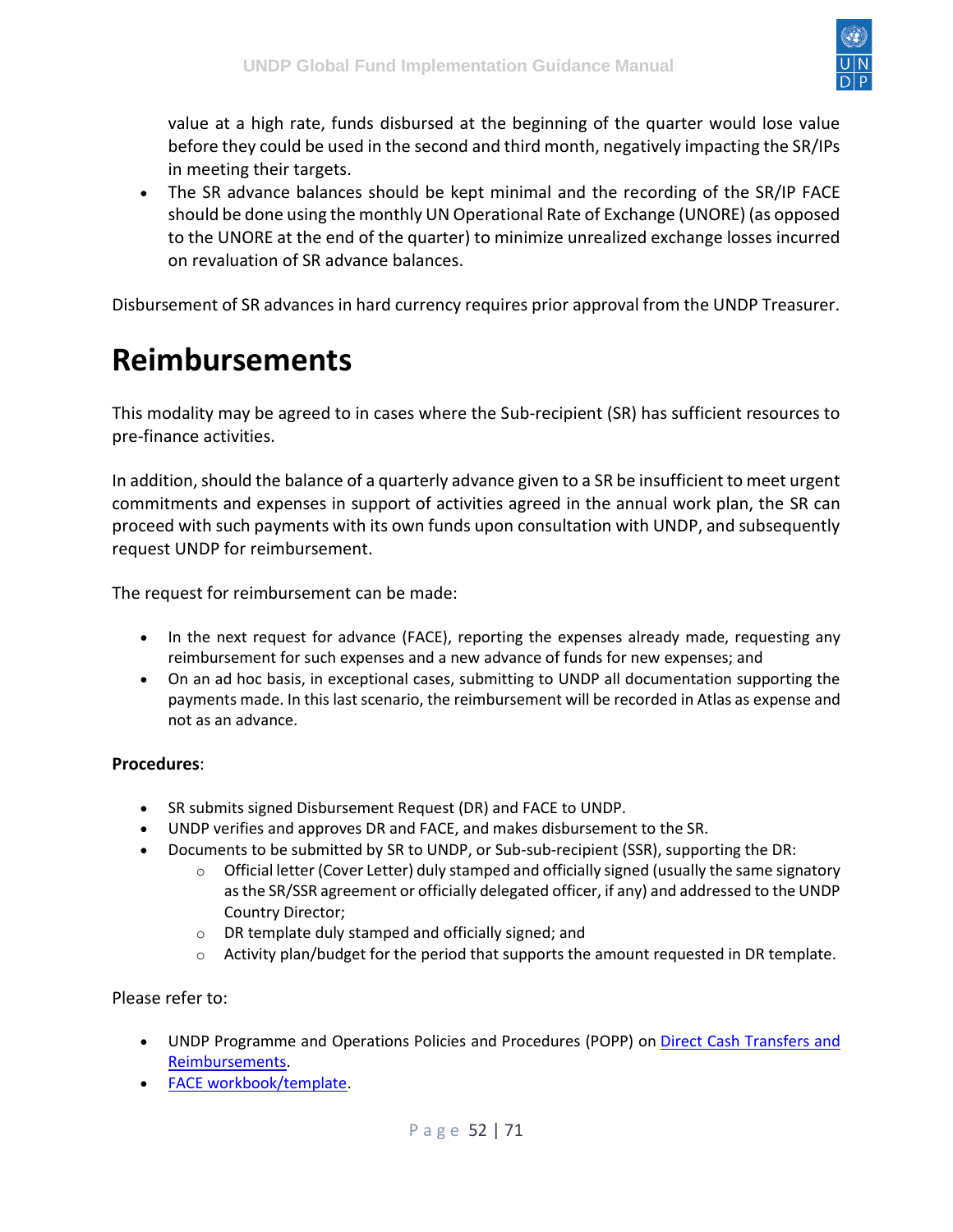value at a high rate, funds disbursed at the beginning of the quarter would lose value before they could be used in the second and third month, negatively impacting the SR/IPs in meeting their targets.

- The SR advance balances should be kept minimal and the recording of the SR/IP FACE should be done using the monthly UN Operational Rate of Exchange (UNORE) (as opposed to the UNORE at the end of the quarter) to minimize unrealized exchange losses incurred on revaluation of SR advance balances.

Disbursement of SR advances in hard currency requires prior approval from the UNDP Treasurer.

# Reimbursements

This modality may be agreed to in cases where the Sub-recipient (SR) has sufficient resources to pre-finance activities.

In addition, should the balance of a quarterly advance given to a SR be insufficient to meet urgent commitments and expenses in support of activities agreed in the annual work plan, the SR can proceed with such payments with its own funds upon consultation with UNDP, and subsequently request UNDP for reimbursement.

The request for reimbursement can be made:

- In the next request for advance (FACE), reporting the expenses already made, requesting any reimbursement for such expenses and a new advance of funds for new expenses; and
- On an ad hoc basis, in exceptional cases, submitting to UNDP all documentation supporting the payments made. In this last scenario, the reimbursement will be recorded in Atlas as expense and not as an advance.

**Procedures**:

- SR submits signed Disbursement Request (DR) and FACE to UNDP.
- UNDP verifies and approves DR and FACE, and makes disbursement to the SR.
- Documents to be submitted by SR to UNDP, or Sub-sub-recipient (SSR), supporting the DR:
  - Official letter (Cover Letter) duly stamped and officially signed (usually the same signatory as the SR/SSR agreement or officially delegated officer, if any) and addressed to the UNDP Country Director;
  - DR template duly stamped and officially signed; and
  - Activity plan/budget for the period that supports the amount requested in DR template.

Please refer to:

- UNDP Programme and Operations Policies and Procedures (POPP) on Direct Cash Transfers and Reimbursements.
- FACE workbook/template.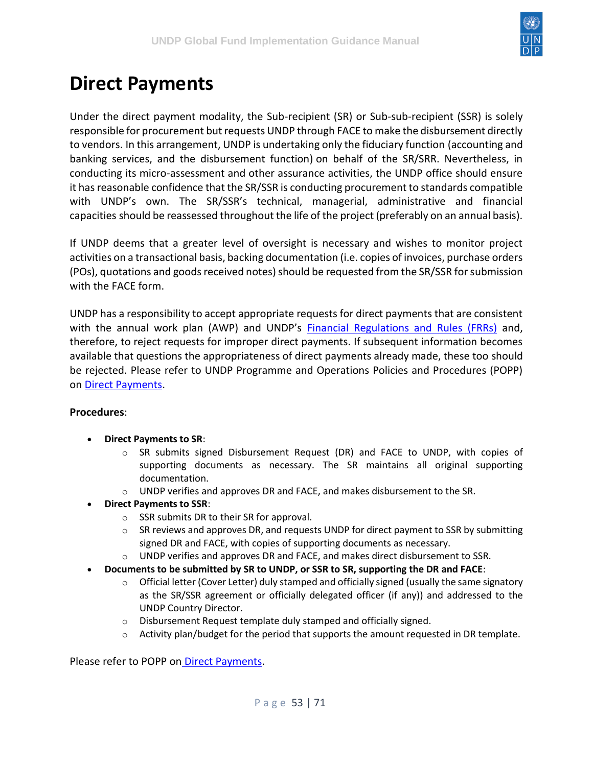# Direct Payments

Under the direct payment modality, the Sub-recipient (SR) or Sub-sub-recipient (SSR) is solely responsible for procurement but requests UNDP through FACE to make the disbursement directly to vendors. In this arrangement, UNDP is undertaking only the fiduciary function (accounting and banking services, and the disbursement function) on behalf of the SR/SRR. Nevertheless, in conducting its micro-assessment and other assurance activities, the UNDP office should ensure it has reasonable confidence that the SR/SSR is conducting procurement to standards compatible with UNDP's own. The SR/SSR's technical, managerial, administrative and financial capacities should be reassessed throughout the life of the project (preferably on an annual basis).

If UNDP deems that a greater level of oversight is necessary and wishes to monitor project activities on a transactional basis, backing documentation (i.e. copies of invoices, purchase orders (POs), quotations and goods received notes) should be requested from the SR/SSR for submission with the FACE form.

UNDP has a responsibility to accept appropriate requests for direct payments that are consistent with the annual work plan (AWP) and UNDP's [Financial Regulations and Rules (FRRs)] and, therefore, to reject requests for improper direct payments. If subsequent information becomes available that questions the appropriateness of direct payments already made, these too should be rejected. Please refer to UNDP Programme and Operations Policies and Procedures (POPP) on [Direct Payments].

**Procedures**:

- **Direct Payments to SR**:
  - SR submits signed Disbursement Request (DR) and FACE to UNDP, with copies of supporting documents as necessary. The SR maintains all original supporting documentation.
  - UNDP verifies and approves DR and FACE, and makes disbursement to the SR.
- **Direct Payments to SSR**:
  - SSR submits DR to their SR for approval.
  - SR reviews and approves DR, and requests UNDP for direct payment to SSR by submitting signed DR and FACE, with copies of supporting documents as necessary.
  - UNDP verifies and approves DR and FACE, and makes direct disbursement to SSR.
- **Documents to be submitted by SR to UNDP, or SSR to SR, supporting the DR and FACE**:
  - Official letter (Cover Letter) duly stamped and officially signed (usually the same signatory as the SR/SSR agreement or officially delegated officer (if any)) and addressed to the UNDP Country Director.
  - Disbursement Request template duly stamped and officially signed.
  - Activity plan/budget for the period that supports the amount requested in DR template.

Please refer to POPP on [Direct Payments].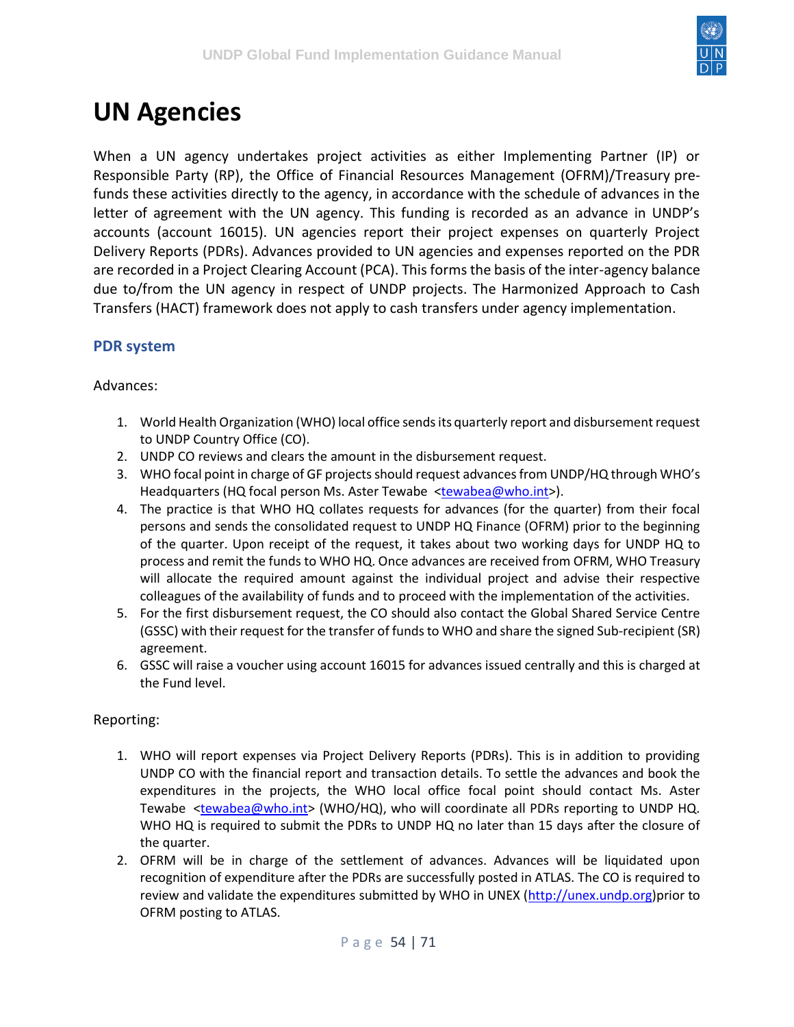# UN Agencies

When a UN agency undertakes project activities as either Implementing Partner (IP) or Responsible Party (RP), the Office of Financial Resources Management (OFRM)/Treasury pre-funds these activities directly to the agency, in accordance with the schedule of advances in the letter of agreement with the UN agency. This funding is recorded as an advance in UNDP's accounts (account 16015). UN agencies report their project expenses on quarterly Project Delivery Reports (PDRs). Advances provided to UN agencies and expenses reported on the PDR are recorded in a Project Clearing Account (PCA). This forms the basis of the inter-agency balance due to/from the UN agency in respect of UNDP projects. The Harmonized Approach to Cash Transfers (HACT) framework does not apply to cash transfers under agency implementation.

## PDR system

Advances:

1. World Health Organization (WHO) local office sends its quarterly report and disbursement request to UNDP Country Office (CO).
2. UNDP CO reviews and clears the amount in the disbursement request.
3. WHO focal point in charge of GF projects should request advances from UNDP/HQ through WHO's Headquarters (HQ focal person Ms. Aster Tewabe <tewabea@who.int>).
4. The practice is that WHO HQ collates requests for advances (for the quarter) from their focal persons and sends the consolidated request to UNDP HQ Finance (OFRM) prior to the beginning of the quarter. Upon receipt of the request, it takes about two working days for UNDP HQ to process and remit the funds to WHO HQ. Once advances are received from OFRM, WHO Treasury will allocate the required amount against the individual project and advise their respective colleagues of the availability of funds and to proceed with the implementation of the activities.
5. For the first disbursement request, the CO should also contact the Global Shared Service Centre (GSSC) with their request for the transfer of funds to WHO and share the signed Sub-recipient (SR) agreement.
6. GSSC will raise a voucher using account 16015 for advances issued centrally and this is charged at the Fund level.

Reporting:

1. WHO will report expenses via Project Delivery Reports (PDRs). This is in addition to providing UNDP CO with the financial report and transaction details. To settle the advances and book the expenditures in the projects, the WHO local office focal point should contact Ms. Aster Tewabe <tewabea@who.int> (WHO/HQ), who will coordinate all PDRs reporting to UNDP HQ. WHO HQ is required to submit the PDRs to UNDP HQ no later than 15 days after the closure of the quarter.
2. OFRM will be in charge of the settlement of advances. Advances will be liquidated upon recognition of expenditure after the PDRs are successfully posted in ATLAS. The CO is required to review and validate the expenditures submitted by WHO in UNEX (http://unex.undp.org)prior to OFRM posting to ATLAS.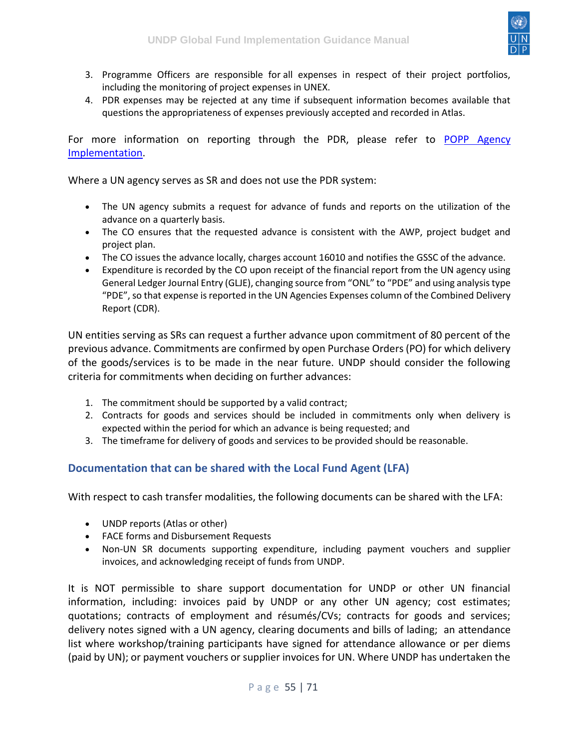3. Programme Officers are responsible for all expenses in respect of their project portfolios, including the monitoring of project expenses in UNEX.
4. PDR expenses may be rejected at any time if subsequent information becomes available that questions the appropriateness of expenses previously accepted and recorded in Atlas.

For more information on reporting through the PDR, please refer to [POPP Agency Implementation](POPP Agency Implementation).

Where a UN agency serves as SR and does not use the PDR system:

- The UN agency submits a request for advance of funds and reports on the utilization of the advance on a quarterly basis.
- The CO ensures that the requested advance is consistent with the AWP, project budget and project plan.
- The CO issues the advance locally, charges account 16010 and notifies the GSSC of the advance.
- Expenditure is recorded by the CO upon receipt of the financial report from the UN agency using General Ledger Journal Entry (GLJE), changing source from "ONL" to "PDE" and using analysis type "PDE", so that expense is reported in the UN Agencies Expenses column of the Combined Delivery Report (CDR).

UN entities serving as SRs can request a further advance upon commitment of 80 percent of the previous advance. Commitments are confirmed by open Purchase Orders (PO) for which delivery of the goods/services is to be made in the near future. UNDP should consider the following criteria for commitments when deciding on further advances:

1. The commitment should be supported by a valid contract;
2. Contracts for goods and services should be included in commitments only when delivery is expected within the period for which an advance is being requested; and
3. The timeframe for delivery of goods and services to be provided should be reasonable.

### Documentation that can be shared with the Local Fund Agent (LFA)

With respect to cash transfer modalities, the following documents can be shared with the LFA:

- UNDP reports (Atlas or other)
- FACE forms and Disbursement Requests
- Non-UN SR documents supporting expenditure, including payment vouchers and supplier invoices, and acknowledging receipt of funds from UNDP.

It is NOT permissible to share support documentation for UNDP or other UN financial information, including: invoices paid by UNDP or any other UN agency; cost estimates; quotations; contracts of employment and résumés/CVs; contracts for goods and services; delivery notes signed with a UN agency, clearing documents and bills of lading; an attendance list where workshop/training participants have signed for attendance allowance or per diems (paid by UN); or payment vouchers or supplier invoices for UN. Where UNDP has undertaken the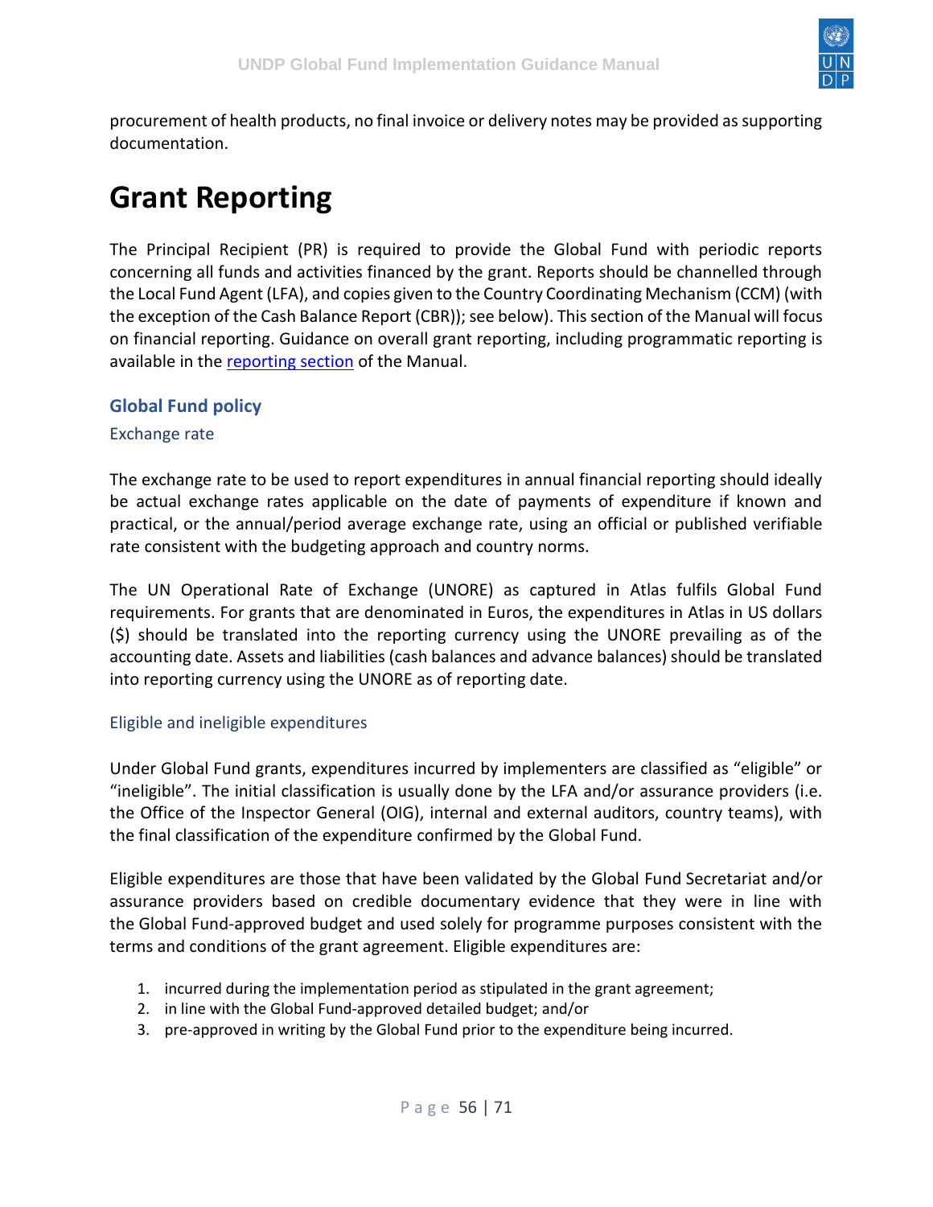procurement of health products, no final invoice or delivery notes may be provided as supporting documentation.

# Grant Reporting

The Principal Recipient (PR) is required to provide the Global Fund with periodic reports concerning all funds and activities financed by the grant. Reports should be channelled through the Local Fund Agent (LFA), and copies given to the Country Coordinating Mechanism (CCM) (with the exception of the Cash Balance Report (CBR)); see below). This section of the Manual will focus on financial reporting. Guidance on overall grant reporting, including programmatic reporting is available in the [reporting section] of the Manual.

## Global Fund policy

### Exchange rate

The exchange rate to be used to report expenditures in annual financial reporting should ideally be actual exchange rates applicable on the date of payments of expenditure if known and practical, or the annual/period average exchange rate, using an official or published verifiable rate consistent with the budgeting approach and country norms.

The UN Operational Rate of Exchange (UNORE) as captured in Atlas fulfils Global Fund requirements. For grants that are denominated in Euros, the expenditures in Atlas in US dollars ($) should be translated into the reporting currency using the UNORE prevailing as of the accounting date. Assets and liabilities (cash balances and advance balances) should be translated into reporting currency using the UNORE as of reporting date.

### Eligible and ineligible expenditures

Under Global Fund grants, expenditures incurred by implementers are classified as "eligible" or "ineligible". The initial classification is usually done by the LFA and/or assurance providers (i.e. the Office of the Inspector General (OIG), internal and external auditors, country teams), with the final classification of the expenditure confirmed by the Global Fund.

Eligible expenditures are those that have been validated by the Global Fund Secretariat and/or assurance providers based on credible documentary evidence that they were in line with the Global Fund-approved budget and used solely for programme purposes consistent with the terms and conditions of the grant agreement. Eligible expenditures are:

1. incurred during the implementation period as stipulated in the grant agreement;
2. in line with the Global Fund-approved detailed budget; and/or
3. pre-approved in writing by the Global Fund prior to the expenditure being incurred.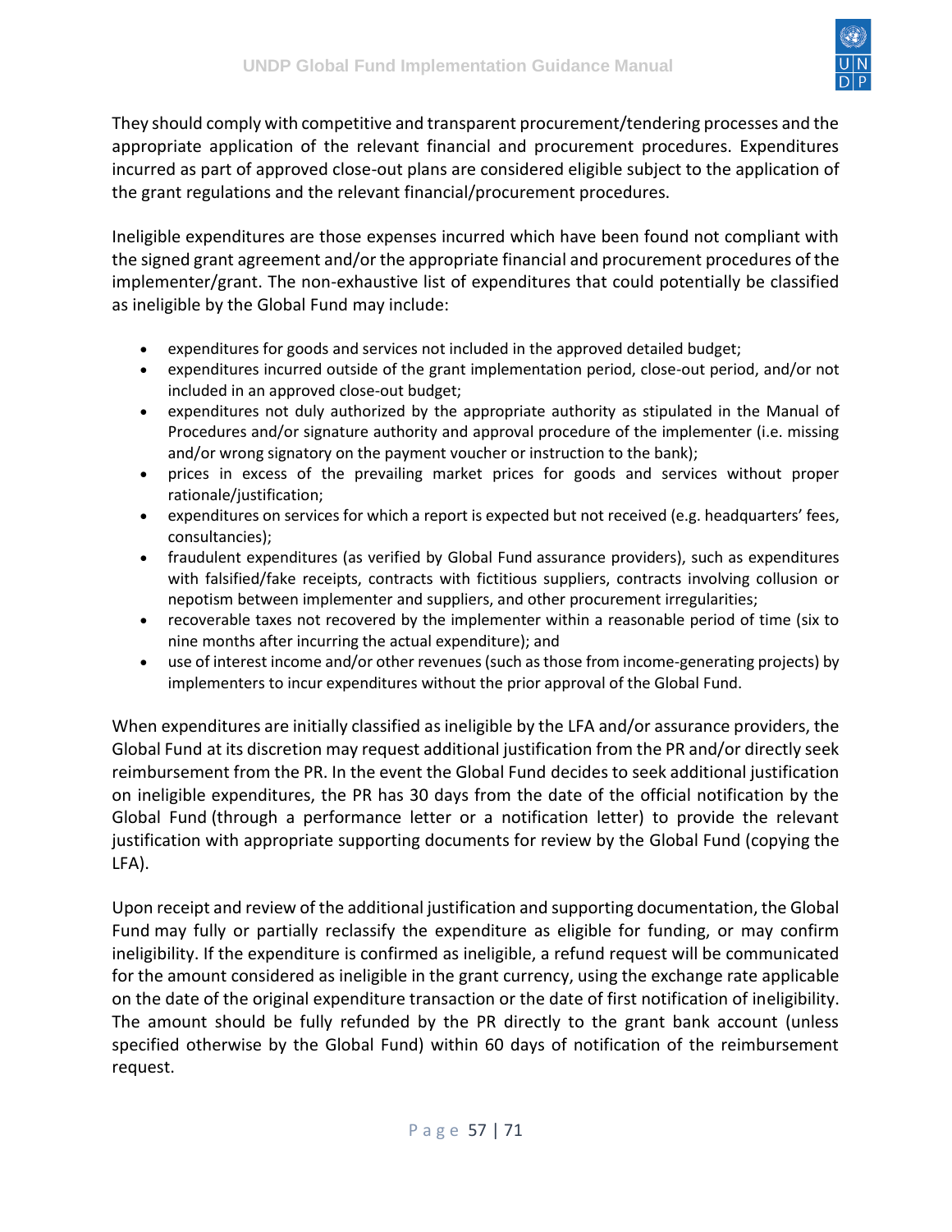They should comply with competitive and transparent procurement/tendering processes and the appropriate application of the relevant financial and procurement procedures. Expenditures incurred as part of approved close-out plans are considered eligible subject to the application of the grant regulations and the relevant financial/procurement procedures.

Ineligible expenditures are those expenses incurred which have been found not compliant with the signed grant agreement and/or the appropriate financial and procurement procedures of the implementer/grant. The non-exhaustive list of expenditures that could potentially be classified as ineligible by the Global Fund may include:

- expenditures for goods and services not included in the approved detailed budget;
- expenditures incurred outside of the grant implementation period, close-out period, and/or not included in an approved close-out budget;
- expenditures not duly authorized by the appropriate authority as stipulated in the Manual of Procedures and/or signature authority and approval procedure of the implementer (i.e. missing and/or wrong signatory on the payment voucher or instruction to the bank);
- prices in excess of the prevailing market prices for goods and services without proper rationale/justification;
- expenditures on services for which a report is expected but not received (e.g. headquarters' fees, consultancies);
- fraudulent expenditures (as verified by Global Fund assurance providers), such as expenditures with falsified/fake receipts, contracts with fictitious suppliers, contracts involving collusion or nepotism between implementer and suppliers, and other procurement irregularities;
- recoverable taxes not recovered by the implementer within a reasonable period of time (six to nine months after incurring the actual expenditure); and
- use of interest income and/or other revenues (such as those from income-generating projects) by implementers to incur expenditures without the prior approval of the Global Fund.

When expenditures are initially classified as ineligible by the LFA and/or assurance providers, the Global Fund at its discretion may request additional justification from the PR and/or directly seek reimbursement from the PR. In the event the Global Fund decides to seek additional justification on ineligible expenditures, the PR has 30 days from the date of the official notification by the Global Fund (through a performance letter or a notification letter) to provide the relevant justification with appropriate supporting documents for review by the Global Fund (copying the LFA).

Upon receipt and review of the additional justification and supporting documentation, the Global Fund may fully or partially reclassify the expenditure as eligible for funding, or may confirm ineligibility. If the expenditure is confirmed as ineligible, a refund request will be communicated for the amount considered as ineligible in the grant currency, using the exchange rate applicable on the date of the original expenditure transaction or the date of first notification of ineligibility. The amount should be fully refunded by the PR directly to the grant bank account (unless specified otherwise by the Global Fund) within 60 days of notification of the reimbursement request.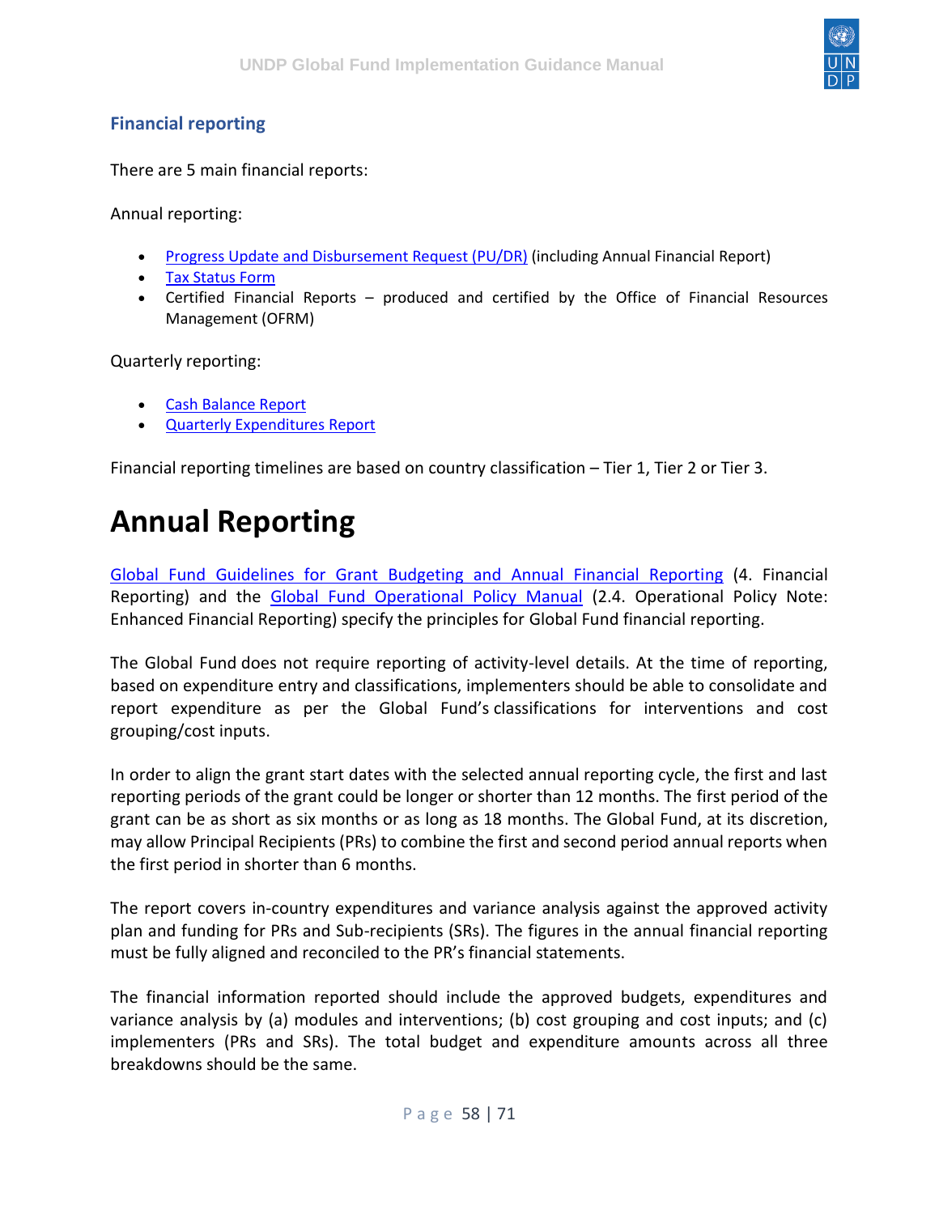### Financial reporting

There are 5 main financial reports:

Annual reporting:

- Progress Update and Disbursement Request (PU/DR) (including Annual Financial Report)
- Tax Status Form
- Certified Financial Reports – produced and certified by the Office of Financial Resources Management (OFRM)

Quarterly reporting:

- Cash Balance Report
- Quarterly Expenditures Report

Financial reporting timelines are based on country classification – Tier 1, Tier 2 or Tier 3.

# Annual Reporting

Global Fund Guidelines for Grant Budgeting and Annual Financial Reporting (4. Financial Reporting) and the Global Fund Operational Policy Manual (2.4. Operational Policy Note: Enhanced Financial Reporting) specify the principles for Global Fund financial reporting.

The Global Fund does not require reporting of activity-level details. At the time of reporting, based on expenditure entry and classifications, implementers should be able to consolidate and report expenditure as per the Global Fund's classifications for interventions and cost grouping/cost inputs.

In order to align the grant start dates with the selected annual reporting cycle, the first and last reporting periods of the grant could be longer or shorter than 12 months. The first period of the grant can be as short as six months or as long as 18 months. The Global Fund, at its discretion, may allow Principal Recipients (PRs) to combine the first and second period annual reports when the first period in shorter than 6 months.

The report covers in-country expenditures and variance analysis against the approved activity plan and funding for PRs and Sub-recipients (SRs). The figures in the annual financial reporting must be fully aligned and reconciled to the PR's financial statements.

The financial information reported should include the approved budgets, expenditures and variance analysis by (a) modules and interventions; (b) cost grouping and cost inputs; and (c) implementers (PRs and SRs). The total budget and expenditure amounts across all three breakdowns should be the same.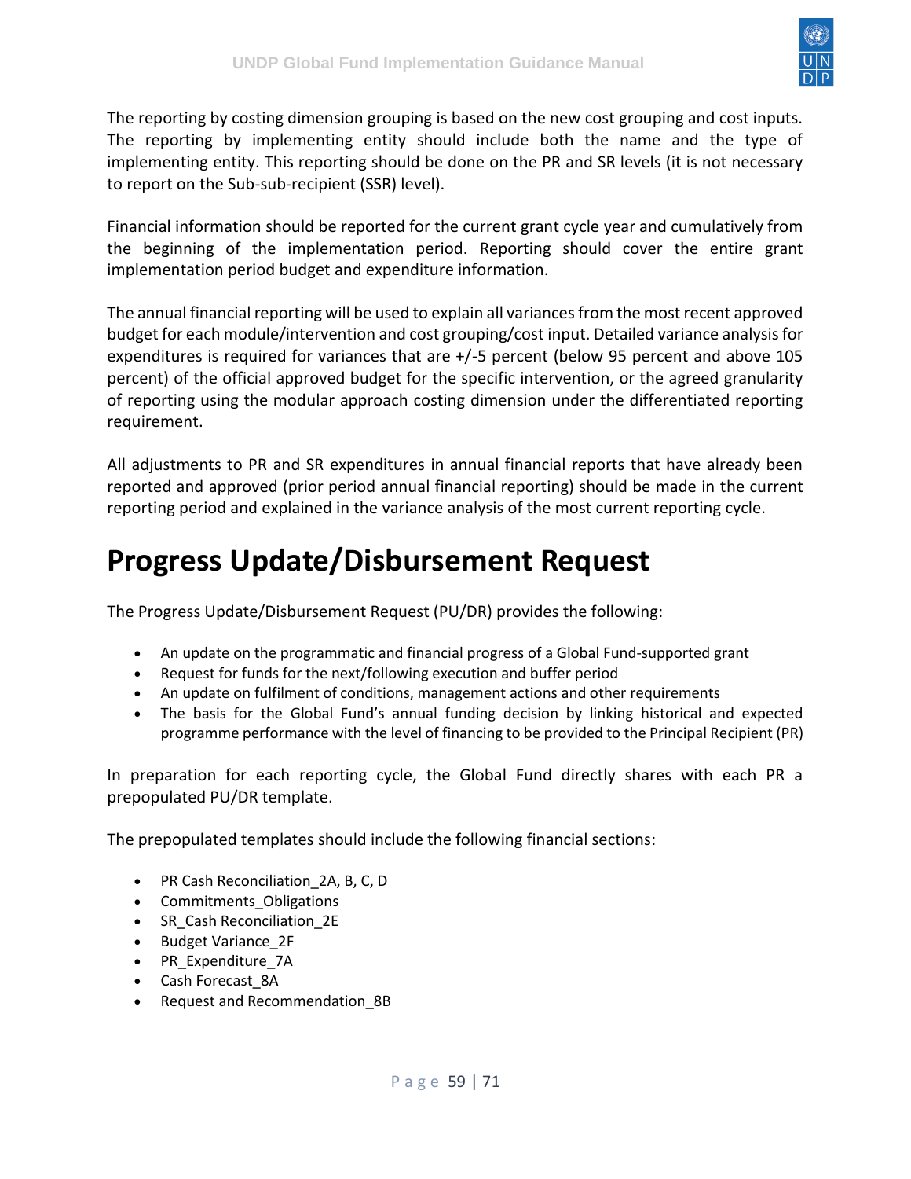The reporting by costing dimension grouping is based on the new cost grouping and cost inputs. The reporting by implementing entity should include both the name and the type of implementing entity. This reporting should be done on the PR and SR levels (it is not necessary to report on the Sub-sub-recipient (SSR) level).

Financial information should be reported for the current grant cycle year and cumulatively from the beginning of the implementation period. Reporting should cover the entire grant implementation period budget and expenditure information.

The annual financial reporting will be used to explain all variances from the most recent approved budget for each module/intervention and cost grouping/cost input. Detailed variance analysis for expenditures is required for variances that are +/-5 percent (below 95 percent and above 105 percent) of the official approved budget for the specific intervention, or the agreed granularity of reporting using the modular approach costing dimension under the differentiated reporting requirement.

All adjustments to PR and SR expenditures in annual financial reports that have already been reported and approved (prior period annual financial reporting) should be made in the current reporting period and explained in the variance analysis of the most current reporting cycle.

# Progress Update/Disbursement Request

The Progress Update/Disbursement Request (PU/DR) provides the following:

- An update on the programmatic and financial progress of a Global Fund-supported grant
- Request for funds for the next/following execution and buffer period
- An update on fulfilment of conditions, management actions and other requirements
- The basis for the Global Fund's annual funding decision by linking historical and expected programme performance with the level of financing to be provided to the Principal Recipient (PR)

In preparation for each reporting cycle, the Global Fund directly shares with each PR a prepopulated PU/DR template.

The prepopulated templates should include the following financial sections:

- PR Cash Reconciliation_2A, B, C, D
- Commitments_Obligations
- SR_Cash Reconciliation_2E
- Budget Variance_2F
- PR_Expenditure_7A
- Cash Forecast_8A
- Request and Recommendation_8B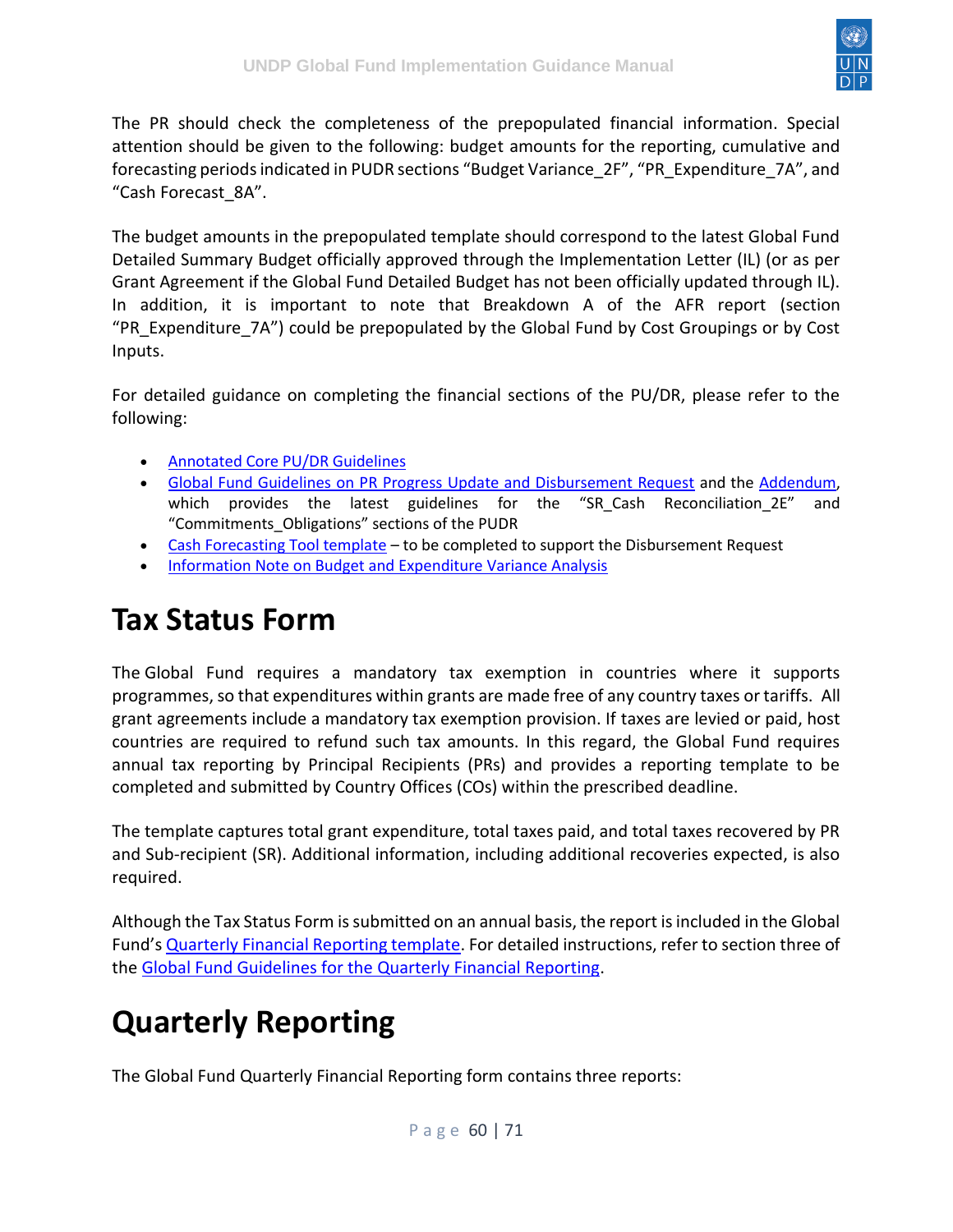The PR should check the completeness of the prepopulated financial information. Special attention should be given to the following: budget amounts for the reporting, cumulative and forecasting periods indicated in PUDR sections "Budget Variance_2F", "PR_Expenditure_7A", and "Cash Forecast_8A".

The budget amounts in the prepopulated template should correspond to the latest Global Fund Detailed Summary Budget officially approved through the Implementation Letter (IL) (or as per Grant Agreement if the Global Fund Detailed Budget has not been officially updated through IL). In addition, it is important to note that Breakdown A of the AFR report (section "PR_Expenditure_7A") could be prepopulated by the Global Fund by Cost Groupings or by Cost Inputs.

For detailed guidance on completing the financial sections of the PU/DR, please refer to the following:

- Annotated Core PU/DR Guidelines
- Global Fund Guidelines on PR Progress Update and Disbursement Request and the Addendum, which provides the latest guidelines for the "SR_Cash Reconciliation_2E" and "Commitments_Obligations" sections of the PUDR
- Cash Forecasting Tool template – to be completed to support the Disbursement Request
- Information Note on Budget and Expenditure Variance Analysis

# Tax Status Form

The Global Fund requires a mandatory tax exemption in countries where it supports programmes, so that expenditures within grants are made free of any country taxes or tariffs. All grant agreements include a mandatory tax exemption provision. If taxes are levied or paid, host countries are required to refund such tax amounts. In this regard, the Global Fund requires annual tax reporting by Principal Recipients (PRs) and provides a reporting template to be completed and submitted by Country Offices (COs) within the prescribed deadline.

The template captures total grant expenditure, total taxes paid, and total taxes recovered by PR and Sub-recipient (SR). Additional information, including additional recoveries expected, is also required.

Although the Tax Status Form is submitted on an annual basis, the report is included in the Global Fund's Quarterly Financial Reporting template. For detailed instructions, refer to section three of the Global Fund Guidelines for the Quarterly Financial Reporting.

# Quarterly Reporting

The Global Fund Quarterly Financial Reporting form contains three reports: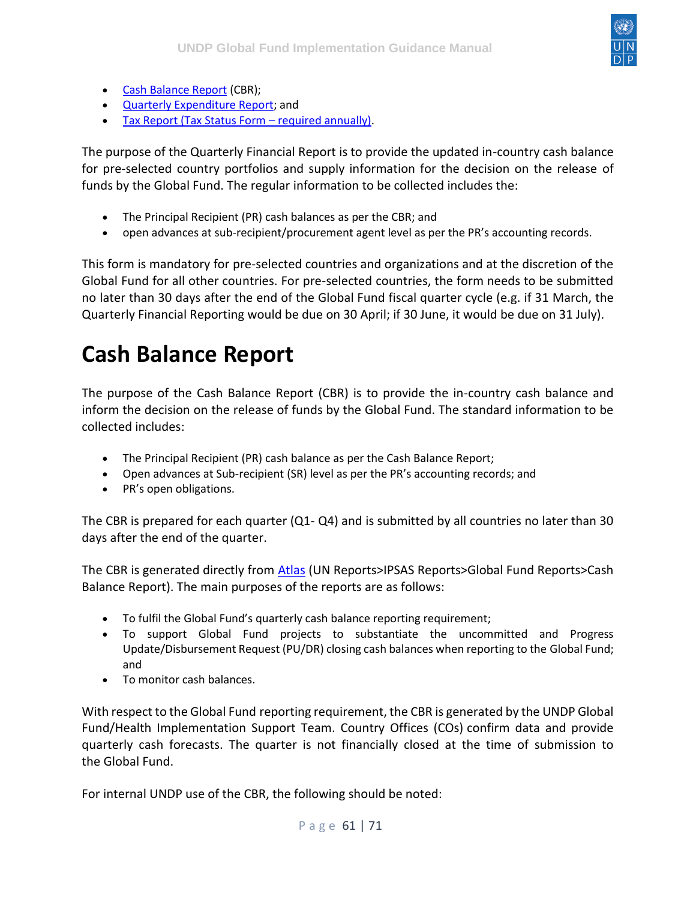- Cash Balance Report (CBR);
- Quarterly Expenditure Report; and
- Tax Report (Tax Status Form – required annually).

The purpose of the Quarterly Financial Report is to provide the updated in-country cash balance for pre-selected country portfolios and supply information for the decision on the release of funds by the Global Fund. The regular information to be collected includes the:

- The Principal Recipient (PR) cash balances as per the CBR; and
- open advances at sub-recipient/procurement agent level as per the PR's accounting records.

This form is mandatory for pre-selected countries and organizations and at the discretion of the Global Fund for all other countries. For pre-selected countries, the form needs to be submitted no later than 30 days after the end of the Global Fund fiscal quarter cycle (e.g. if 31 March, the Quarterly Financial Reporting would be due on 30 April; if 30 June, it would be due on 31 July).

# Cash Balance Report

The purpose of the Cash Balance Report (CBR) is to provide the in-country cash balance and inform the decision on the release of funds by the Global Fund. The standard information to be collected includes:

- The Principal Recipient (PR) cash balance as per the Cash Balance Report;
- Open advances at Sub-recipient (SR) level as per the PR's accounting records; and
- PR's open obligations.

The CBR is prepared for each quarter (Q1- Q4) and is submitted by all countries no later than 30 days after the end of the quarter.

The CBR is generated directly from Atlas (UN Reports>IPSAS Reports>Global Fund Reports>Cash Balance Report). The main purposes of the reports are as follows:

- To fulfil the Global Fund's quarterly cash balance reporting requirement;
- To support Global Fund projects to substantiate the uncommitted and Progress Update/Disbursement Request (PU/DR) closing cash balances when reporting to the Global Fund; and
- To monitor cash balances.

With respect to the Global Fund reporting requirement, the CBR is generated by the UNDP Global Fund/Health Implementation Support Team. Country Offices (COs) confirm data and provide quarterly cash forecasts. The quarter is not financially closed at the time of submission to the Global Fund.

For internal UNDP use of the CBR, the following should be noted: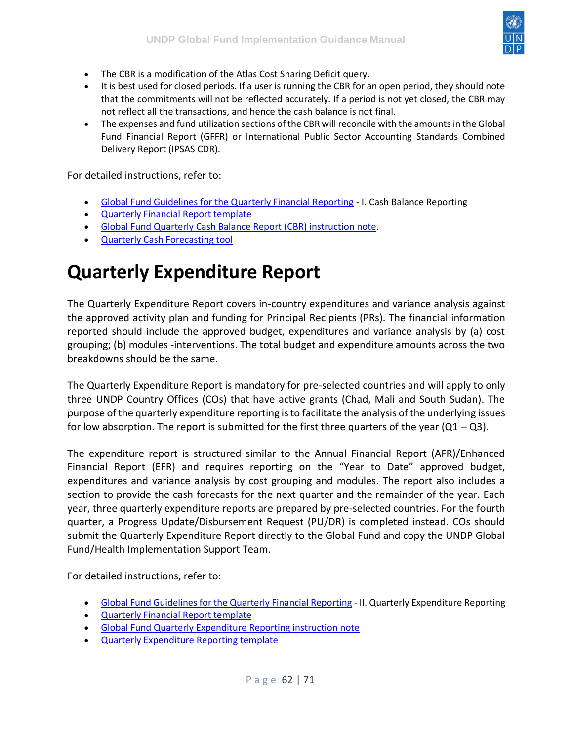- The CBR is a modification of the Atlas Cost Sharing Deficit query.
- It is best used for closed periods. If a user is running the CBR for an open period, they should note that the commitments will not be reflected accurately. If a period is not yet closed, the CBR may not reflect all the transactions, and hence the cash balance is not final.
- The expenses and fund utilization sections of the CBR will reconcile with the amounts in the Global Fund Financial Report (GFFR) or International Public Sector Accounting Standards Combined Delivery Report (IPSAS CDR).

For detailed instructions, refer to:

- Global Fund Guidelines for the Quarterly Financial Reporting - I. Cash Balance Reporting
- Quarterly Financial Report template
- Global Fund Quarterly Cash Balance Report (CBR) instruction note.
- Quarterly Cash Forecasting tool

# Quarterly Expenditure Report

The Quarterly Expenditure Report covers in-country expenditures and variance analysis against the approved activity plan and funding for Principal Recipients (PRs). The financial information reported should include the approved budget, expenditures and variance analysis by (a) cost grouping; (b) modules -interventions. The total budget and expenditure amounts across the two breakdowns should be the same.

The Quarterly Expenditure Report is mandatory for pre-selected countries and will apply to only three UNDP Country Offices (COs) that have active grants (Chad, Mali and South Sudan). The purpose of the quarterly expenditure reporting is to facilitate the analysis of the underlying issues for low absorption. The report is submitted for the first three quarters of the year (Q1 – Q3).

The expenditure report is structured similar to the Annual Financial Report (AFR)/Enhanced Financial Report (EFR) and requires reporting on the "Year to Date" approved budget, expenditures and variance analysis by cost grouping and modules. The report also includes a section to provide the cash forecasts for the next quarter and the remainder of the year. Each year, three quarterly expenditure reports are prepared by pre-selected countries. For the fourth quarter, a Progress Update/Disbursement Request (PU/DR) is completed instead. COs should submit the Quarterly Expenditure Report directly to the Global Fund and copy the UNDP Global Fund/Health Implementation Support Team.

For detailed instructions, refer to:

- Global Fund Guidelines for the Quarterly Financial Reporting - II. Quarterly Expenditure Reporting
- Quarterly Financial Report template
- Global Fund Quarterly Expenditure Reporting instruction note
- Quarterly Expenditure Reporting template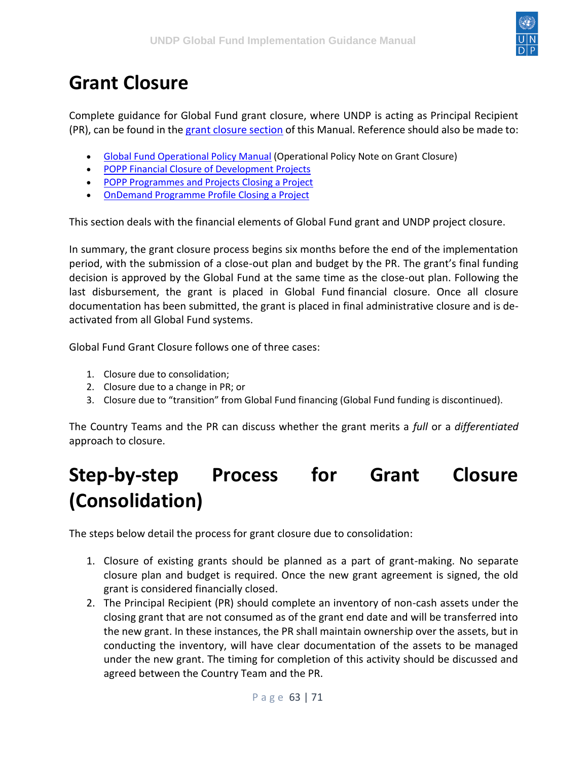# Grant Closure

Complete guidance for Global Fund grant closure, where UNDP is acting as Principal Recipient (PR), can be found in the grant closure section of this Manual. Reference should also be made to:

- Global Fund Operational Policy Manual (Operational Policy Note on Grant Closure)
- POPP Financial Closure of Development Projects
- POPP Programmes and Projects Closing a Project
- OnDemand Programme Profile Closing a Project

This section deals with the financial elements of Global Fund grant and UNDP project closure.

In summary, the grant closure process begins six months before the end of the implementation period, with the submission of a close-out plan and budget by the PR. The grant's final funding decision is approved by the Global Fund at the same time as the close-out plan. Following the last disbursement, the grant is placed in Global Fund financial closure. Once all closure documentation has been submitted, the grant is placed in final administrative closure and is de-activated from all Global Fund systems.

Global Fund Grant Closure follows one of three cases:

1. Closure due to consolidation;
2. Closure due to a change in PR; or
3. Closure due to "transition" from Global Fund financing (Global Fund funding is discontinued).

The Country Teams and the PR can discuss whether the grant merits a *full* or a *differentiated* approach to closure.

# Step-by-step Process for Grant Closure (Consolidation)

The steps below detail the process for grant closure due to consolidation:

1. Closure of existing grants should be planned as a part of grant-making. No separate closure plan and budget is required. Once the new grant agreement is signed, the old grant is considered financially closed.
2. The Principal Recipient (PR) should complete an inventory of non-cash assets under the closing grant that are not consumed as of the grant end date and will be transferred into the new grant. In these instances, the PR shall maintain ownership over the assets, but in conducting the inventory, will have clear documentation of the assets to be managed under the new grant. The timing for completion of this activity should be discussed and agreed between the Country Team and the PR.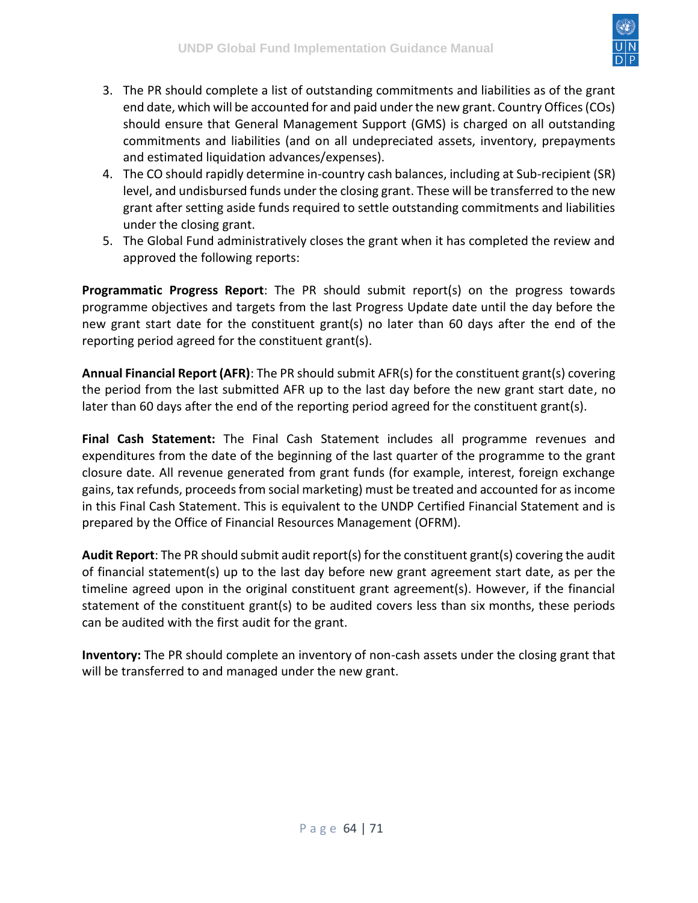3. The PR should complete a list of outstanding commitments and liabilities as of the grant end date, which will be accounted for and paid under the new grant. Country Offices (COs) should ensure that General Management Support (GMS) is charged on all outstanding commitments and liabilities (and on all undepreciated assets, inventory, prepayments and estimated liquidation advances/expenses).
4. The CO should rapidly determine in-country cash balances, including at Sub-recipient (SR) level, and undisbursed funds under the closing grant. These will be transferred to the new grant after setting aside funds required to settle outstanding commitments and liabilities under the closing grant.
5. The Global Fund administratively closes the grant when it has completed the review and approved the following reports:

**Programmatic Progress Report**: The PR should submit report(s) on the progress towards programme objectives and targets from the last Progress Update date until the day before the new grant start date for the constituent grant(s) no later than 60 days after the end of the reporting period agreed for the constituent grant(s).

**Annual Financial Report (AFR)**: The PR should submit AFR(s) for the constituent grant(s) covering the period from the last submitted AFR up to the last day before the new grant start date, no later than 60 days after the end of the reporting period agreed for the constituent grant(s).

**Final Cash Statement:** The Final Cash Statement includes all programme revenues and expenditures from the date of the beginning of the last quarter of the programme to the grant closure date. All revenue generated from grant funds (for example, interest, foreign exchange gains, tax refunds, proceeds from social marketing) must be treated and accounted for as income in this Final Cash Statement. This is equivalent to the UNDP Certified Financial Statement and is prepared by the Office of Financial Resources Management (OFRM).

**Audit Report**: The PR should submit audit report(s) for the constituent grant(s) covering the audit of financial statement(s) up to the last day before new grant agreement start date, as per the timeline agreed upon in the original constituent grant agreement(s). However, if the financial statement of the constituent grant(s) to be audited covers less than six months, these periods can be audited with the first audit for the grant.

**Inventory:** The PR should complete an inventory of non-cash assets under the closing grant that will be transferred to and managed under the new grant.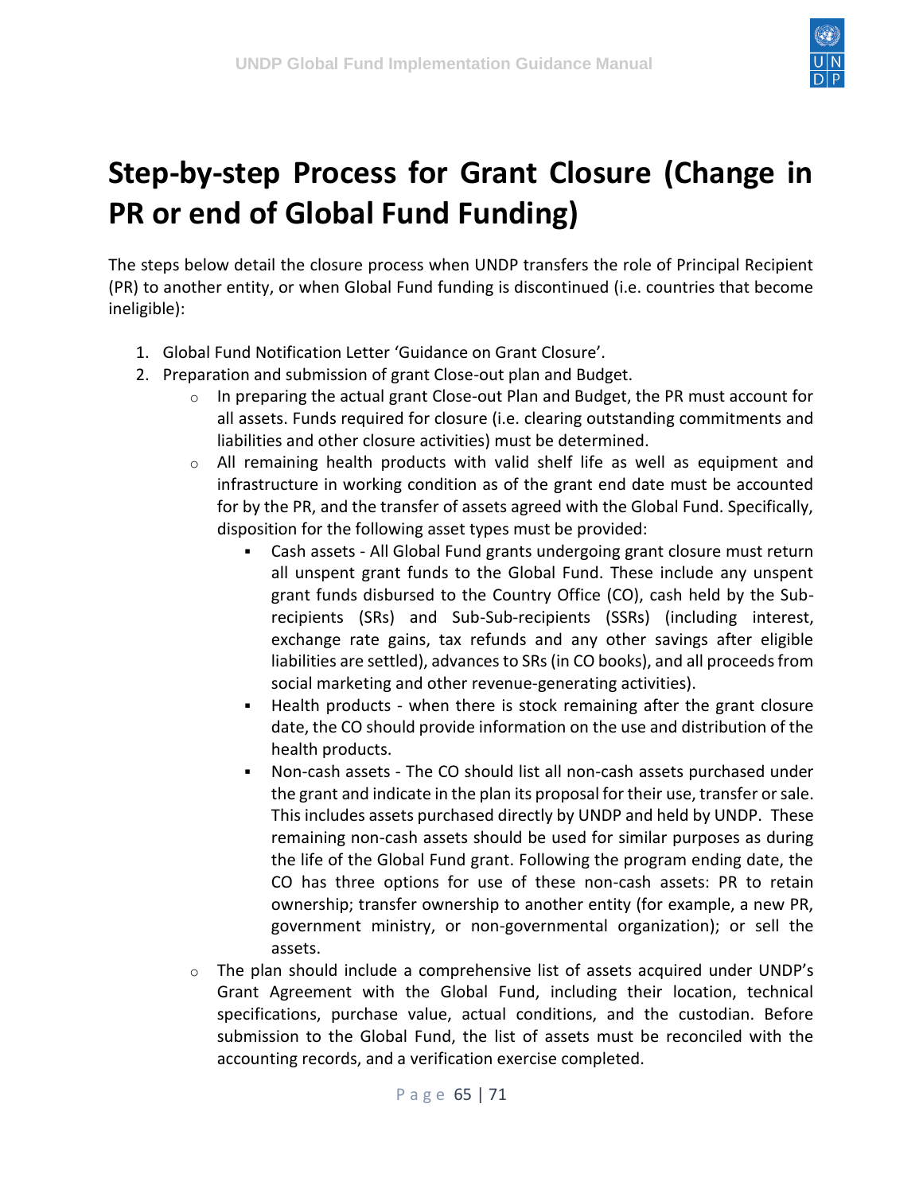# Step-by-step Process for Grant Closure (Change in PR or end of Global Fund Funding)

The steps below detail the closure process when UNDP transfers the role of Principal Recipient (PR) to another entity, or when Global Fund funding is discontinued (i.e. countries that become ineligible):

1. Global Fund Notification Letter 'Guidance on Grant Closure'.
2. Preparation and submission of grant Close-out plan and Budget.
    - In preparing the actual grant Close-out Plan and Budget, the PR must account for all assets. Funds required for closure (i.e. clearing outstanding commitments and liabilities and other closure activities) must be determined.
    - All remaining health products with valid shelf life as well as equipment and infrastructure in working condition as of the grant end date must be accounted for by the PR, and the transfer of assets agreed with the Global Fund. Specifically, disposition for the following asset types must be provided:
        - Cash assets - All Global Fund grants undergoing grant closure must return all unspent grant funds to the Global Fund. These include any unspent grant funds disbursed to the Country Office (CO), cash held by the Sub-recipients (SRs) and Sub-Sub-recipients (SSRs) (including interest, exchange rate gains, tax refunds and any other savings after eligible liabilities are settled), advances to SRs (in CO books), and all proceeds from social marketing and other revenue-generating activities).
        - Health products - when there is stock remaining after the grant closure date, the CO should provide information on the use and distribution of the health products.
        - Non-cash assets - The CO should list all non-cash assets purchased under the grant and indicate in the plan its proposal for their use, transfer or sale. This includes assets purchased directly by UNDP and held by UNDP. These remaining non-cash assets should be used for similar purposes as during the life of the Global Fund grant. Following the program ending date, the CO has three options for use of these non-cash assets: PR to retain ownership; transfer ownership to another entity (for example, a new PR, government ministry, or non-governmental organization); or sell the assets.
    - The plan should include a comprehensive list of assets acquired under UNDP's Grant Agreement with the Global Fund, including their location, technical specifications, purchase value, actual conditions, and the custodian. Before submission to the Global Fund, the list of assets must be reconciled with the accounting records, and a verification exercise completed.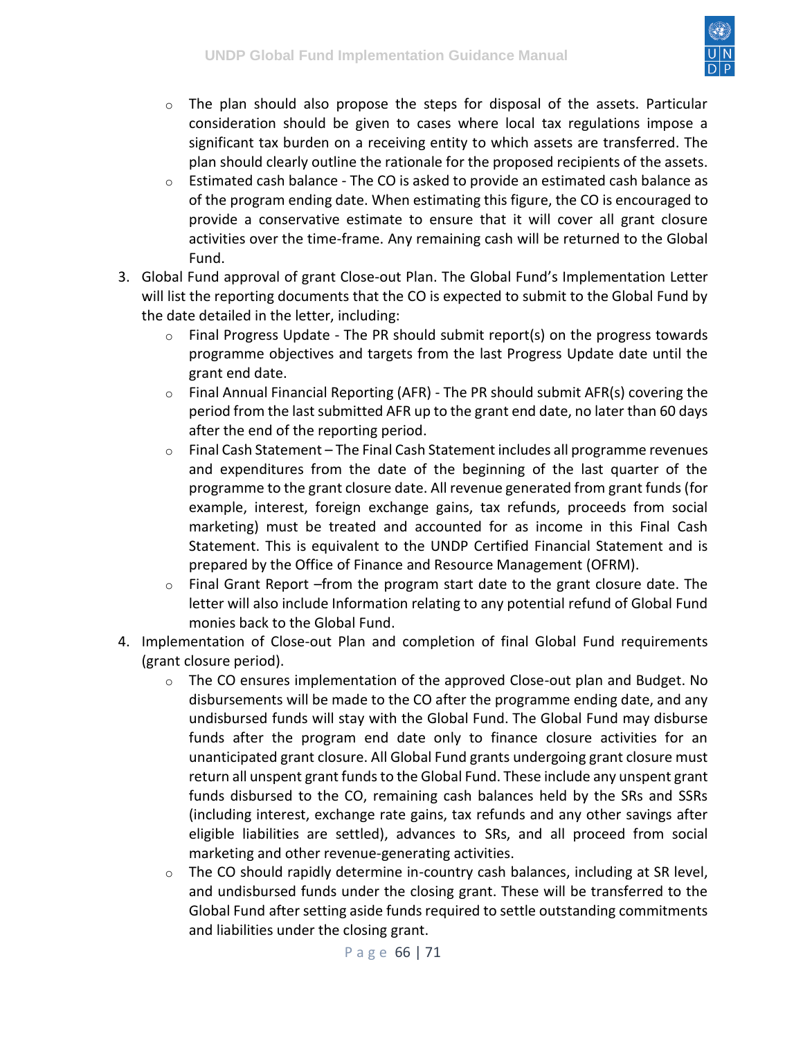- The plan should also propose the steps for disposal of the assets. Particular consideration should be given to cases where local tax regulations impose a significant tax burden on a receiving entity to which assets are transferred. The plan should clearly outline the rationale for the proposed recipients of the assets.
  - Estimated cash balance - The CO is asked to provide an estimated cash balance as of the program ending date. When estimating this figure, the CO is encouraged to provide a conservative estimate to ensure that it will cover all grant closure activities over the time-frame. Any remaining cash will be returned to the Global Fund.

3. Global Fund approval of grant Close-out Plan. The Global Fund's Implementation Letter will list the reporting documents that the CO is expected to submit to the Global Fund by the date detailed in the letter, including:
   - Final Progress Update - The PR should submit report(s) on the progress towards programme objectives and targets from the last Progress Update date until the grant end date.
   - Final Annual Financial Reporting (AFR) - The PR should submit AFR(s) covering the period from the last submitted AFR up to the grant end date, no later than 60 days after the end of the reporting period.
   - Final Cash Statement – The Final Cash Statement includes all programme revenues and expenditures from the date of the beginning of the last quarter of the programme to the grant closure date. All revenue generated from grant funds (for example, interest, foreign exchange gains, tax refunds, proceeds from social marketing) must be treated and accounted for as income in this Final Cash Statement. This is equivalent to the UNDP Certified Financial Statement and is prepared by the Office of Finance and Resource Management (OFRM).
   - Final Grant Report –from the program start date to the grant closure date. The letter will also include Information relating to any potential refund of Global Fund monies back to the Global Fund.
4. Implementation of Close-out Plan and completion of final Global Fund requirements (grant closure period).
   - The CO ensures implementation of the approved Close-out plan and Budget. No disbursements will be made to the CO after the programme ending date, and any undisbursed funds will stay with the Global Fund. The Global Fund may disburse funds after the program end date only to finance closure activities for an unanticipated grant closure. All Global Fund grants undergoing grant closure must return all unspent grant funds to the Global Fund. These include any unspent grant funds disbursed to the CO, remaining cash balances held by the SRs and SSRs (including interest, exchange rate gains, tax refunds and any other savings after eligible liabilities are settled), advances to SRs, and all proceed from social marketing and other revenue-generating activities.
   - The CO should rapidly determine in-country cash balances, including at SR level, and undisbursed funds under the closing grant. These will be transferred to the Global Fund after setting aside funds required to settle outstanding commitments and liabilities under the closing grant.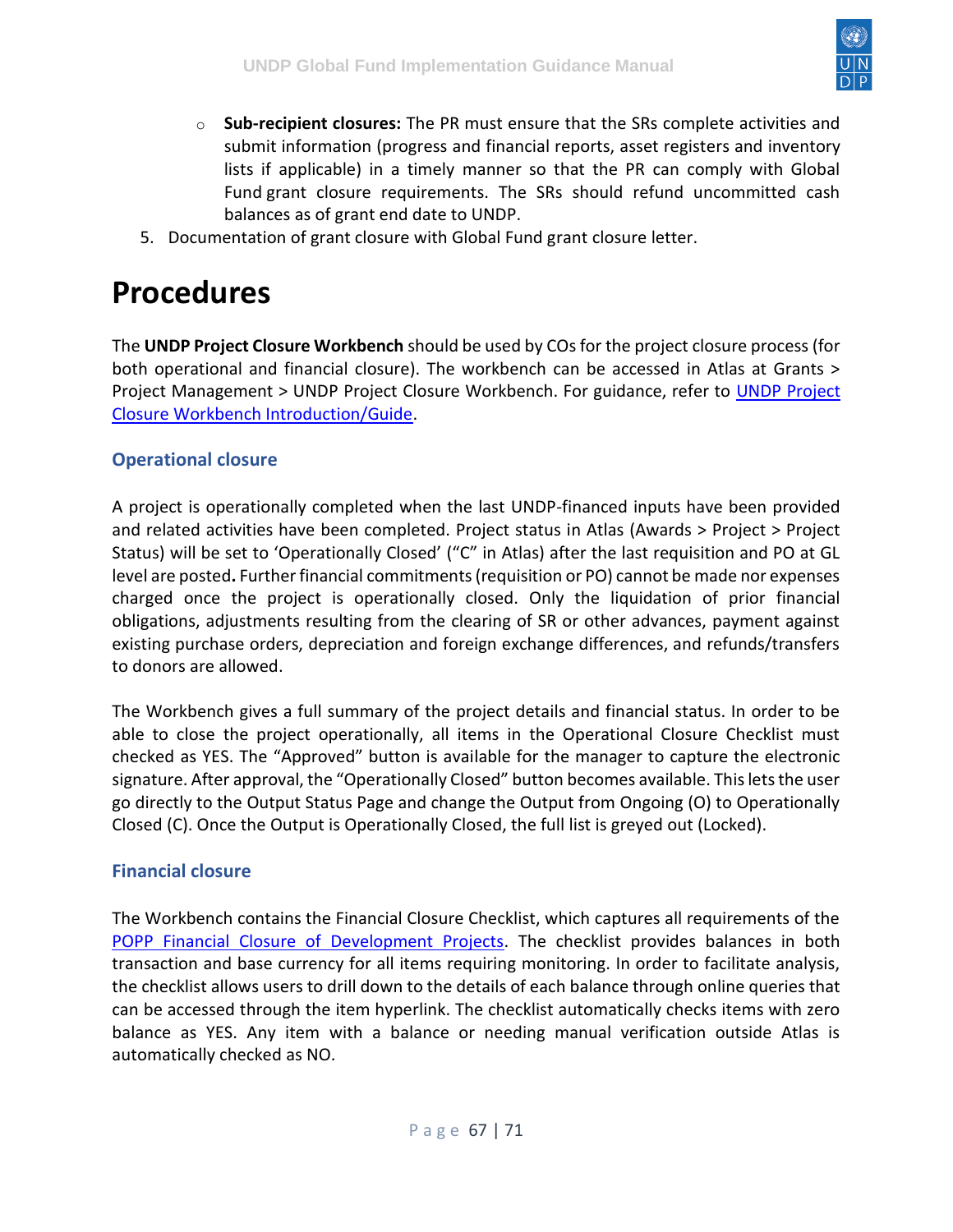- **Sub-recipient closures:** The PR must ensure that the SRs complete activities and submit information (progress and financial reports, asset registers and inventory lists if applicable) in a timely manner so that the PR can comply with Global Fund grant closure requirements. The SRs should refund uncommitted cash balances as of grant end date to UNDP.

5. Documentation of grant closure with Global Fund grant closure letter.

# Procedures

The **UNDP Project Closure Workbench** should be used by COs for the project closure process (for both operational and financial closure). The workbench can be accessed in Atlas at Grants > Project Management > UNDP Project Closure Workbench. For guidance, refer to UNDP Project Closure Workbench Introduction/Guide.

## Operational closure

A project is operationally completed when the last UNDP-financed inputs have been provided and related activities have been completed. Project status in Atlas (Awards > Project > Project Status) will be set to 'Operationally Closed' ("C" in Atlas) after the last requisition and PO at GL level are posted**.** Further financial commitments (requisition or PO) cannot be made nor expenses charged once the project is operationally closed. Only the liquidation of prior financial obligations, adjustments resulting from the clearing of SR or other advances, payment against existing purchase orders, depreciation and foreign exchange differences, and refunds/transfers to donors are allowed.

The Workbench gives a full summary of the project details and financial status. In order to be able to close the project operationally, all items in the Operational Closure Checklist must checked as YES. The "Approved" button is available for the manager to capture the electronic signature. After approval, the "Operationally Closed" button becomes available. This lets the user go directly to the Output Status Page and change the Output from Ongoing (O) to Operationally Closed (C). Once the Output is Operationally Closed, the full list is greyed out (Locked).

## Financial closure

The Workbench contains the Financial Closure Checklist, which captures all requirements of the POPP Financial Closure of Development Projects. The checklist provides balances in both transaction and base currency for all items requiring monitoring. In order to facilitate analysis, the checklist allows users to drill down to the details of each balance through online queries that can be accessed through the item hyperlink. The checklist automatically checks items with zero balance as YES. Any item with a balance or needing manual verification outside Atlas is automatically checked as NO.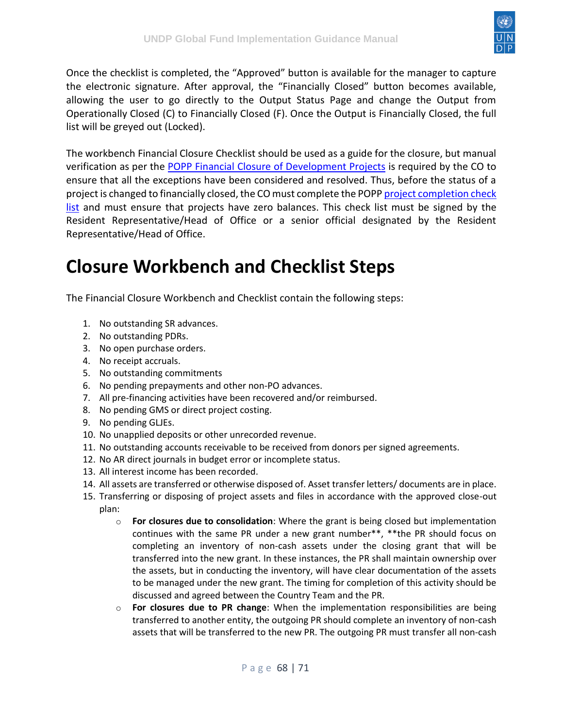Once the checklist is completed, the "Approved" button is available for the manager to capture the electronic signature. After approval, the "Financially Closed" button becomes available, allowing the user to go directly to the Output Status Page and change the Output from Operationally Closed (C) to Financially Closed (F). Once the Output is Financially Closed, the full list will be greyed out (Locked).

The workbench Financial Closure Checklist should be used as a guide for the closure, but manual verification as per the [POPP Financial Closure of Development Projects] is required by the CO to ensure that all the exceptions have been considered and resolved. Thus, before the status of a project is changed to financially closed, the CO must complete the POPP [project completion check list] and must ensure that projects have zero balances. This check list must be signed by the Resident Representative/Head of Office or a senior official designated by the Resident Representative/Head of Office.

# Closure Workbench and Checklist Steps

The Financial Closure Workbench and Checklist contain the following steps:

1. No outstanding SR advances.
2. No outstanding PDRs.
3. No open purchase orders.
4. No receipt accruals.
5. No outstanding commitments
6. No pending prepayments and other non-PO advances.
7. All pre-financing activities have been recovered and/or reimbursed.
8. No pending GMS or direct project costing.
9. No pending GLJEs.
10. No unapplied deposits or other unrecorded revenue.
11. No outstanding accounts receivable to be received from donors per signed agreements.
12. No AR direct journals in budget error or incomplete status.
13. All interest income has been recorded.
14. All assets are transferred or otherwise disposed of. Asset transfer letters/ documents are in place.
15. Transferring or disposing of project assets and files in accordance with the approved close-out plan:
    - **For closures due to consolidation**: Where the grant is being closed but implementation continues with the same PR under a new grant number**, **the PR should focus on completing an inventory of non-cash assets under the closing grant that will be transferred into the new grant. In these instances, the PR shall maintain ownership over the assets, but in conducting the inventory, will have clear documentation of the assets to be managed under the new grant. The timing for completion of this activity should be discussed and agreed between the Country Team and the PR.
    - **For closures due to PR change**: When the implementation responsibilities are being transferred to another entity, the outgoing PR should complete an inventory of non-cash assets that will be transferred to the new PR. The outgoing PR must transfer all non-cash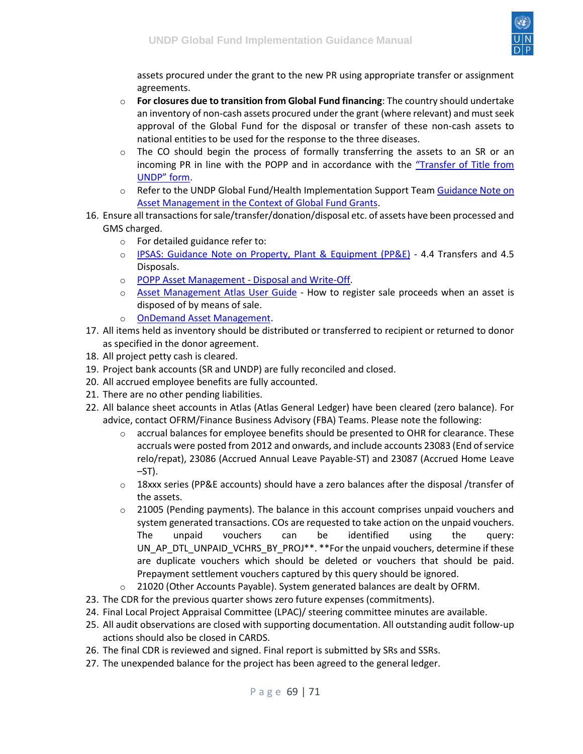assets procured under the grant to the new PR using appropriate transfer or assignment agreements.
    - **For closures due to transition from Global Fund financing**: The country should undertake an inventory of non-cash assets procured under the grant (where relevant) and must seek approval of the Global Fund for the disposal or transfer of these non-cash assets to national entities to be used for the response to the three diseases.
    - The CO should begin the process of formally transferring the assets to an SR or an incoming PR in line with the POPP and in accordance with the "Transfer of Title from UNDP" form.
    - Refer to the UNDP Global Fund/Health Implementation Support Team Guidance Note on Asset Management in the Context of Global Fund Grants.

16. Ensure all transactions for sale/transfer/donation/disposal etc. of assets have been processed and GMS charged.
    - For detailed guidance refer to:
    - IPSAS: Guidance Note on Property, Plant & Equipment (PP&E) - 4.4 Transfers and 4.5 Disposals.
    - POPP Asset Management - Disposal and Write-Off.
    - Asset Management Atlas User Guide - How to register sale proceeds when an asset is disposed of by means of sale.
    - OnDemand Asset Management.
17. All items held as inventory should be distributed or transferred to recipient or returned to donor as specified in the donor agreement.
18. All project petty cash is cleared.
19. Project bank accounts (SR and UNDP) are fully reconciled and closed.
20. All accrued employee benefits are fully accounted.
21. There are no other pending liabilities.
22. All balance sheet accounts in Atlas (Atlas General Ledger) have been cleared (zero balance). For advice, contact OFRM/Finance Business Advisory (FBA) Teams. Please note the following:
    - accrual balances for employee benefits should be presented to OHR for clearance. These accruals were posted from 2012 and onwards, and include accounts 23083 (End of service relo/repat), 23086 (Accrued Annual Leave Payable-ST) and 23087 (Accrued Home Leave –ST).
    - 18xxx series (PP&E accounts) should have a zero balances after the disposal /transfer of the assets.
    - 21005 (Pending payments). The balance in this account comprises unpaid vouchers and system generated transactions. COs are requested to take action on the unpaid vouchers. The unpaid vouchers can be identified using the query: UN_AP_DTL_UNPAID_VCHRS_BY_PROJ**. **For the unpaid vouchers, determine if these are duplicate vouchers which should be deleted or vouchers that should be paid. Prepayment settlement vouchers captured by this query should be ignored.
    - 21020 (Other Accounts Payable). System generated balances are dealt by OFRM.
23. The CDR for the previous quarter shows zero future expenses (commitments).
24. Final Local Project Appraisal Committee (LPAC)/ steering committee minutes are available.
25. All audit observations are closed with supporting documentation. All outstanding audit follow-up actions should also be closed in CARDS.
26. The final CDR is reviewed and signed. Final report is submitted by SRs and SSRs.
27. The unexpended balance for the project has been agreed to the general ledger.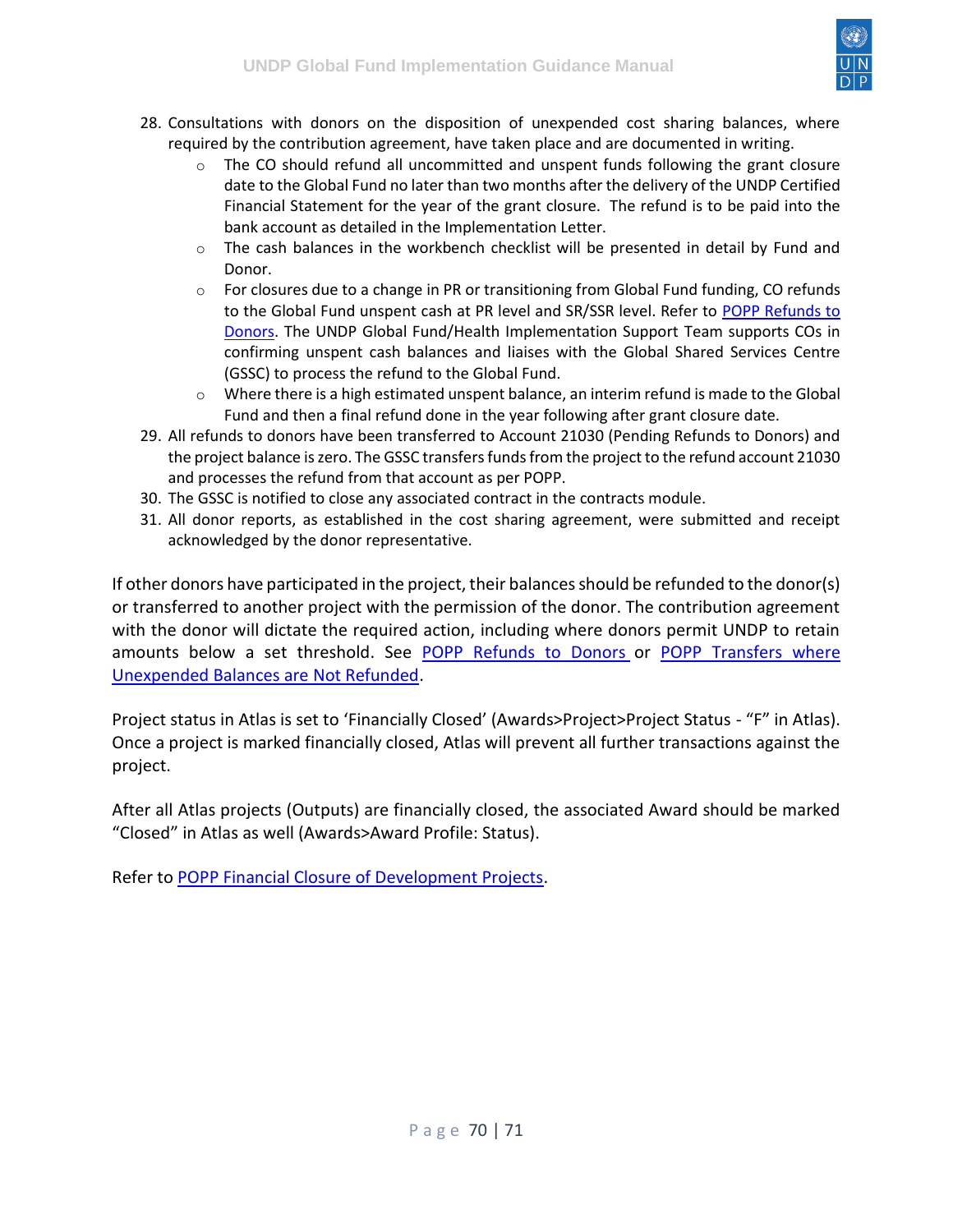28. Consultations with donors on the disposition of unexpended cost sharing balances, where required by the contribution agreement, have taken place and are documented in writing.
    - The CO should refund all uncommitted and unspent funds following the grant closure date to the Global Fund no later than two months after the delivery of the UNDP Certified Financial Statement for the year of the grant closure. The refund is to be paid into the bank account as detailed in the Implementation Letter.
    - The cash balances in the workbench checklist will be presented in detail by Fund and Donor.
    - For closures due to a change in PR or transitioning from Global Fund funding, CO refunds to the Global Fund unspent cash at PR level and SR/SSR level. Refer to POPP Refunds to Donors. The UNDP Global Fund/Health Implementation Support Team supports COs in confirming unspent cash balances and liaises with the Global Shared Services Centre (GSSC) to process the refund to the Global Fund.
    - Where there is a high estimated unspent balance, an interim refund is made to the Global Fund and then a final refund done in the year following after grant closure date.
29. All refunds to donors have been transferred to Account 21030 (Pending Refunds to Donors) and the project balance is zero. The GSSC transfers funds from the project to the refund account 21030 and processes the refund from that account as per POPP.
30. The GSSC is notified to close any associated contract in the contracts module.
31. All donor reports, as established in the cost sharing agreement, were submitted and receipt acknowledged by the donor representative.

If other donors have participated in the project, their balances should be refunded to the donor(s) or transferred to another project with the permission of the donor. The contribution agreement with the donor will dictate the required action, including where donors permit UNDP to retain amounts below a set threshold. See POPP Refunds to Donors or POPP Transfers where Unexpended Balances are Not Refunded.

Project status in Atlas is set to 'Financially Closed' (Awards>Project>Project Status - "F" in Atlas). Once a project is marked financially closed, Atlas will prevent all further transactions against the project.

After all Atlas projects (Outputs) are financially closed, the associated Award should be marked "Closed" in Atlas as well (Awards>Award Profile: Status).

Refer to POPP Financial Closure of Development Projects.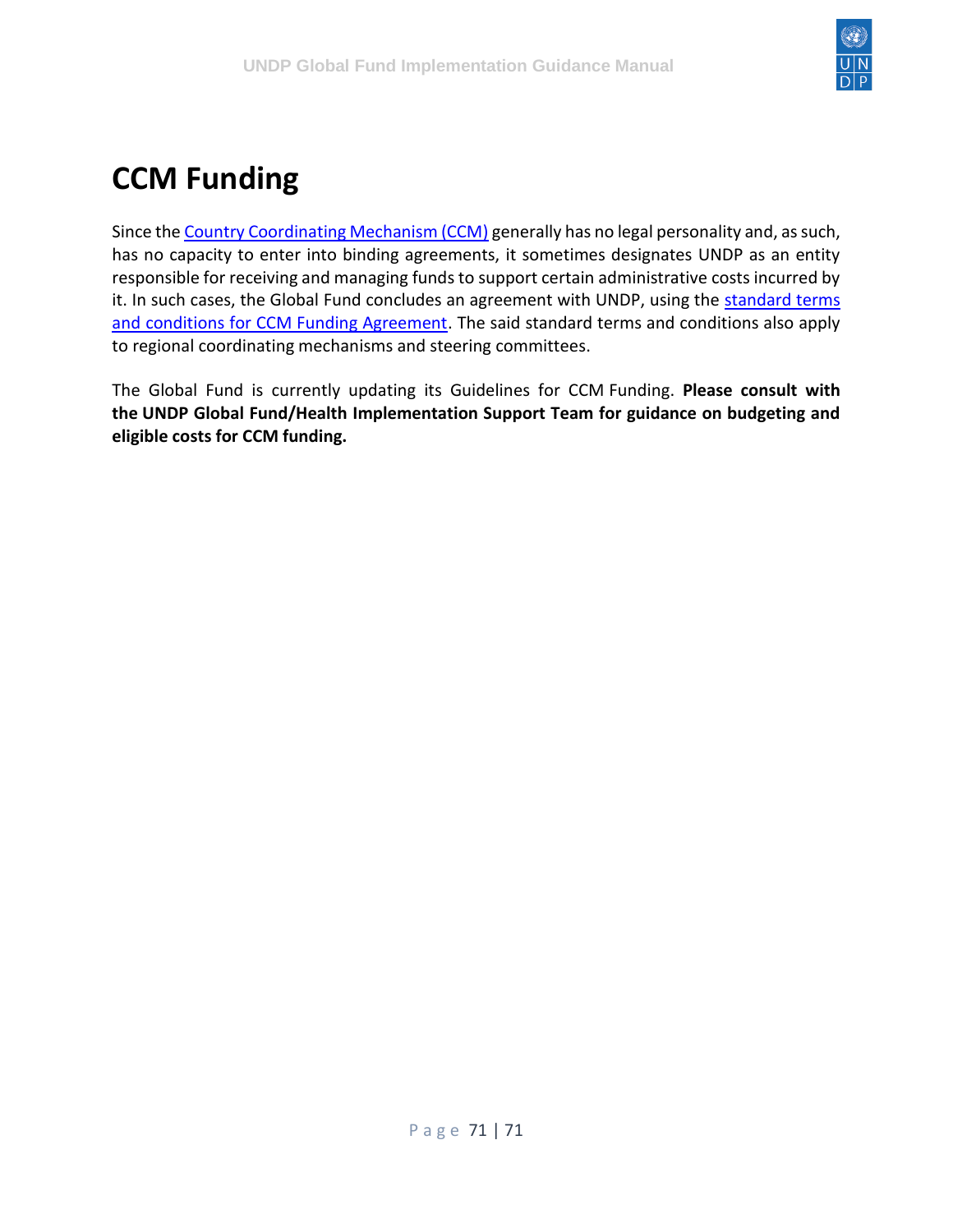# CCM Funding

Since the Country Coordinating Mechanism (CCM) generally has no legal personality and, as such, has no capacity to enter into binding agreements, it sometimes designates UNDP as an entity responsible for receiving and managing funds to support certain administrative costs incurred by it. In such cases, the Global Fund concludes an agreement with UNDP, using the standard terms and conditions for CCM Funding Agreement. The said standard terms and conditions also apply to regional coordinating mechanisms and steering committees.

The Global Fund is currently updating its Guidelines for CCM Funding. **Please consult with the UNDP Global Fund/Health Implementation Support Team for guidance on budgeting and eligible costs for CCM funding.**